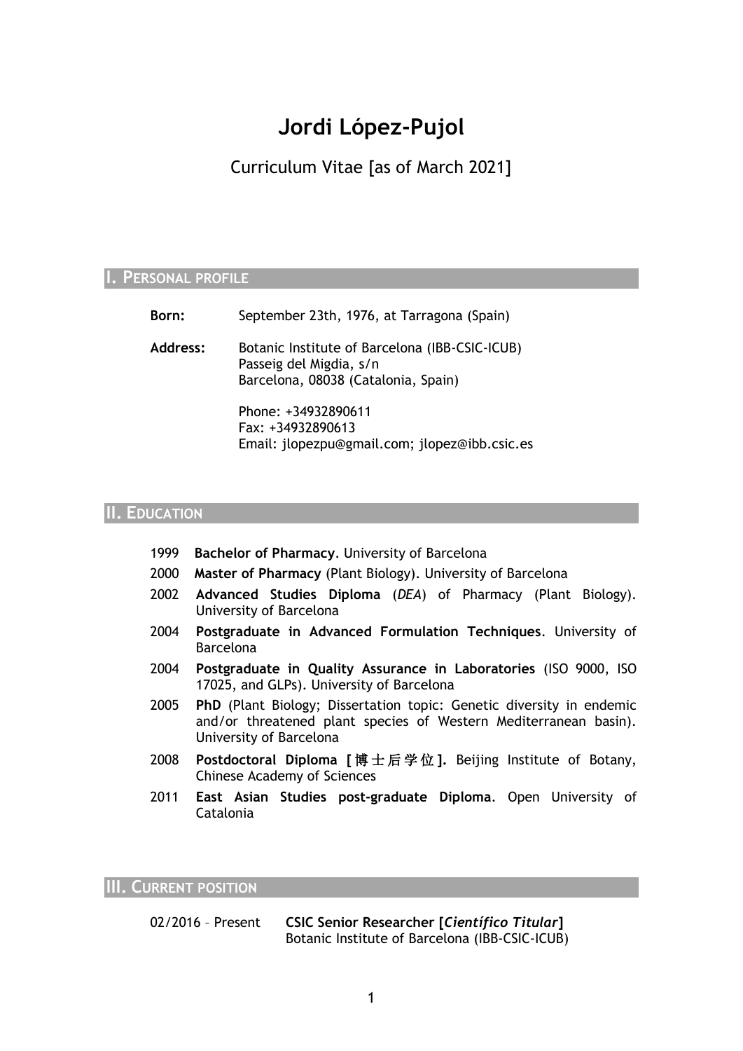# Jordi López-Pujol

Curriculum Vitae [as of March 2021]

## I. Personal profile

**Born:** September 23th, 1976, at Tarragona (Spain)

**Address:** Botanic Institute of Barcelona (IBB-CSIC-ICUB)
Passeig del Migdia, s/n
Barcelona, 08038 (Catalonia, Spain)

Phone: +34932890611
Fax: +34932890613
Email: jlopezpu@gmail.com; jlopez@ibb.csic.es

## II. Education

- 1999 **Bachelor of Pharmacy**. University of Barcelona
- 2000 **Master of Pharmacy** (Plant Biology). University of Barcelona
- 2002 **Advanced Studies Diploma** (*DEA*) of Pharmacy (Plant Biology). University of Barcelona
- 2004 **Postgraduate in Advanced Formulation Techniques**. University of Barcelona
- 2004 **Postgraduate in Quality Assurance in Laboratories** (ISO 9000, ISO 17025, and GLPs). University of Barcelona
- 2005 **PhD** (Plant Biology; Dissertation topic: Genetic diversity in endemic and/or threatened plant species of Western Mediterranean basin). University of Barcelona
- 2008 **Postdoctoral Diploma [博士后学位].** Beijing Institute of Botany, Chinese Academy of Sciences
- 2011 **East Asian Studies post-graduate Diploma**. Open University of Catalonia

## III. Current position

02/2016 – Present **CSIC Senior Researcher [*Científico Titular*]**
Botanic Institute of Barcelona (IBB-CSIC-ICUB)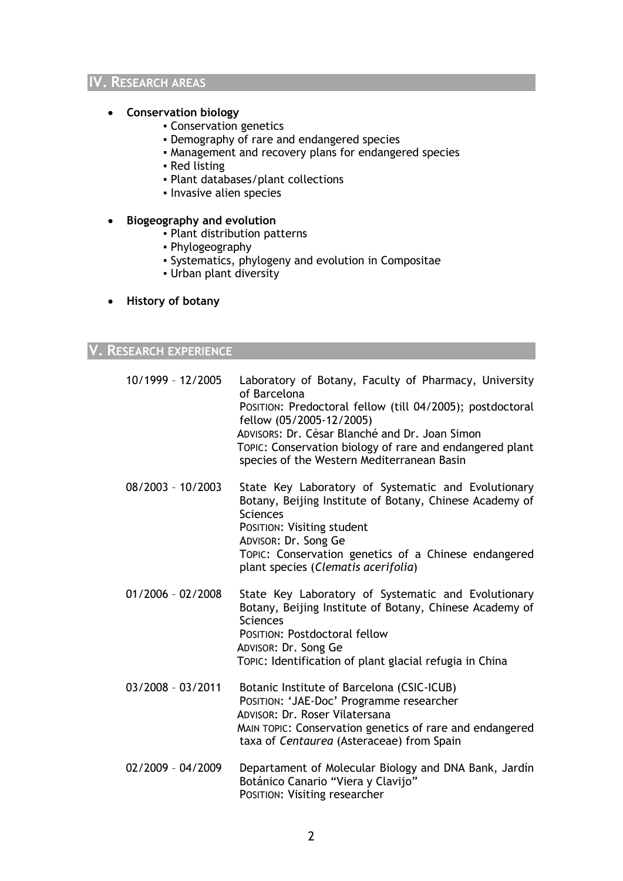## IV. Research areas

- **Conservation biology**
    - Conservation genetics
    - Demography of rare and endangered species
    - Management and recovery plans for endangered species
    - Red listing
    - Plant databases/plant collections
    - Invasive alien species
- **Biogeography and evolution**
    - Plant distribution patterns
    - Phylogeography
    - Systematics, phylogeny and evolution in Compositae
    - Urban plant diversity
- **History of botany**

## V. Research experience

| | |
|---|---|
| 10/1999 – 12/2005 | Laboratory of Botany, Faculty of Pharmacy, University of Barcelona<br>POSITION: Predoctoral fellow (till 04/2005); postdoctoral fellow (05/2005-12/2005)<br>ADVISORS: Dr. Cèsar Blanché and Dr. Joan Simon<br>TOPIC: Conservation biology of rare and endangered plant species of the Western Mediterranean Basin |
| 08/2003 – 10/2003 | State Key Laboratory of Systematic and Evolutionary Botany, Beijing Institute of Botany, Chinese Academy of Sciences<br>POSITION: Visiting student<br>ADVISOR: Dr. Song Ge<br>TOPIC: Conservation genetics of a Chinese endangered plant species (*Clematis acerifolia*) |
| 01/2006 – 02/2008 | State Key Laboratory of Systematic and Evolutionary Botany, Beijing Institute of Botany, Chinese Academy of Sciences<br>POSITION: Postdoctoral fellow<br>ADVISOR: Dr. Song Ge<br>TOPIC: Identification of plant glacial refugia in China |
| 03/2008 – 03/2011 | Botanic Institute of Barcelona (CSIC-ICUB)<br>POSITION: 'JAE-Doc' Programme researcher<br>ADVISOR: Dr. Roser Vilatersana<br>MAIN TOPIC: Conservation genetics of rare and endangered taxa of *Centaurea* (Asteraceae) from Spain |
| 02/2009 – 04/2009 | Departament of Molecular Biology and DNA Bank, Jardín Botánico Canario "Viera y Clavijo"<br>POSITION: Visiting researcher |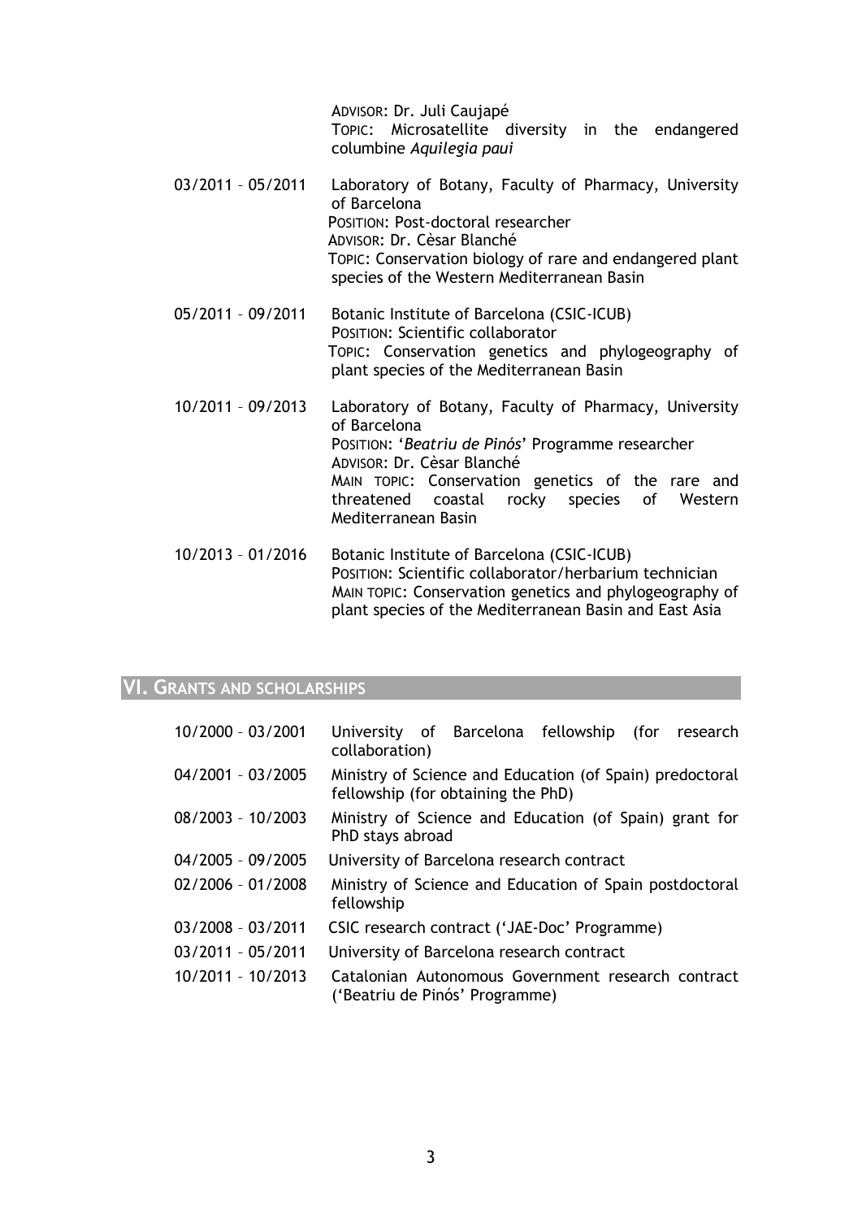ADVISOR: Dr. Juli Caujapé
TOPIC: Microsatellite diversity in the endangered columbine *Aquilegia paui*

03/2011 – 05/2011 Laboratory of Botany, Faculty of Pharmacy, University of Barcelona
POSITION: Post-doctoral researcher
ADVISOR: Dr. Cèsar Blanché
TOPIC: Conservation biology of rare and endangered plant species of the Western Mediterranean Basin

05/2011 – 09/2011 Botanic Institute of Barcelona (CSIC-ICUB)
POSITION: Scientific collaborator
TOPIC: Conservation genetics and phylogeography of plant species of the Mediterranean Basin

10/2011 – 09/2013 Laboratory of Botany, Faculty of Pharmacy, University of Barcelona
POSITION: '*Beatriu de Pinós*' Programme researcher
ADVISOR: Dr. Cèsar Blanché
MAIN TOPIC: Conservation genetics of the rare and threatened coastal rocky species of Western Mediterranean Basin

10/2013 – 01/2016 Botanic Institute of Barcelona (CSIC-ICUB)
POSITION: Scientific collaborator/herbarium technician
MAIN TOPIC: Conservation genetics and phylogeography of plant species of the Mediterranean Basin and East Asia

## VI. GRANTS AND SCHOLARSHIPS

| | |
|---|---|
| 10/2000 – 03/2001 | University of Barcelona fellowship (for research collaboration) |
| 04/2001 – 03/2005 | Ministry of Science and Education (of Spain) predoctoral fellowship (for obtaining the PhD) |
| 08/2003 – 10/2003 | Ministry of Science and Education (of Spain) grant for PhD stays abroad |
| 04/2005 – 09/2005 | University of Barcelona research contract |
| 02/2006 – 01/2008 | Ministry of Science and Education of Spain postdoctoral fellowship |
| 03/2008 – 03/2011 | CSIC research contract ('JAE-Doc' Programme) |
| 03/2011 – 05/2011 | University of Barcelona research contract |
| 10/2011 – 10/2013 | Catalonian Autonomous Government research contract ('Beatriu de Pinós' Programme) |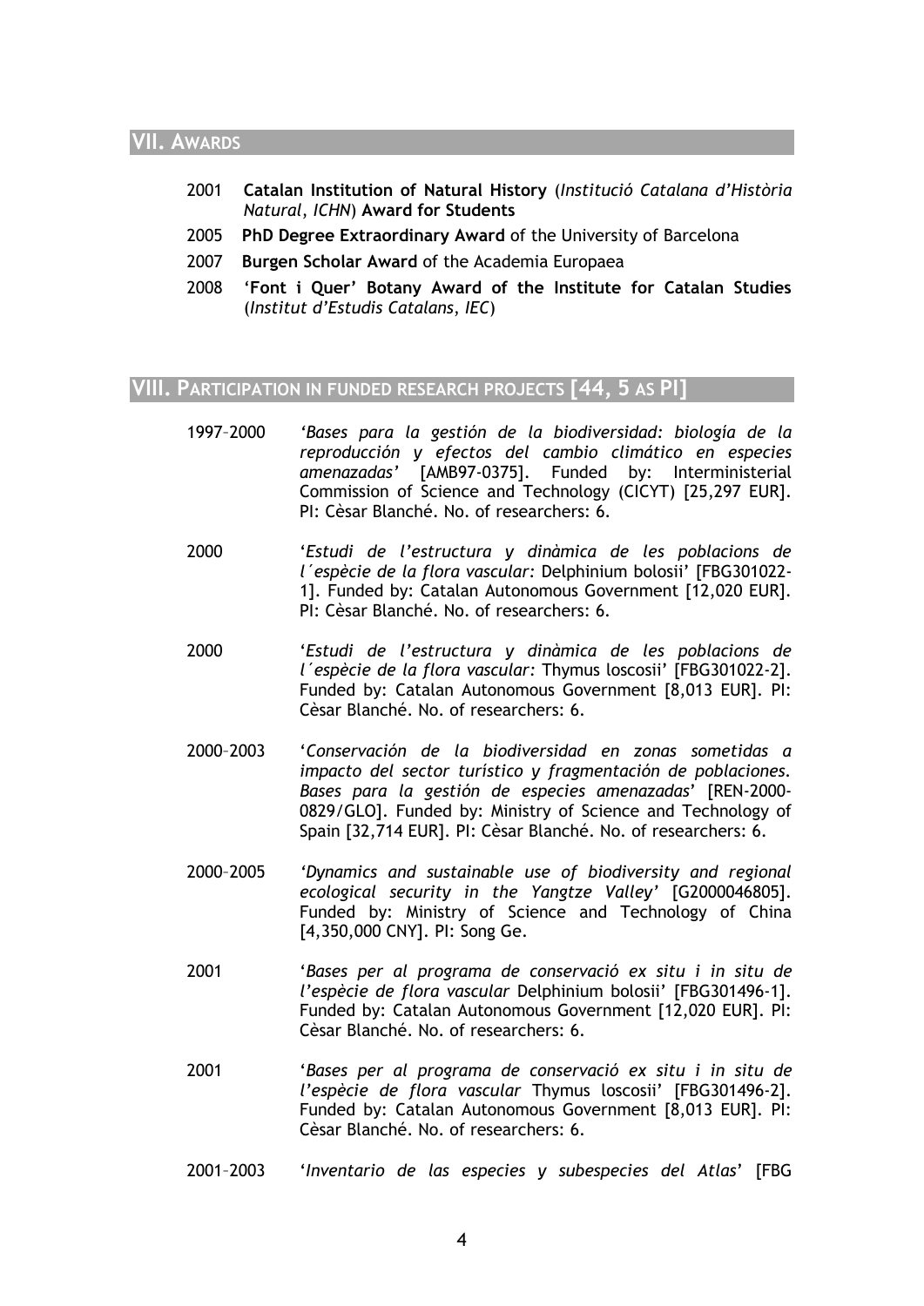## VII. Awards

- 2001 **Catalan Institution of Natural History** (*Institució Catalana d'Història Natural, ICHN*) **Award for Students**
- 2005 **PhD Degree Extraordinary Award** of the University of Barcelona
- 2007 **Burgen Scholar Award** of the Academia Europaea
- 2008 '**Font i Quer' Botany Award of the Institute for Catalan Studies** (*Institut d'Estudis Catalans, IEC*)

## VIII. Participation in funded research projects [44, 5 as PI]

1997–2000 *'Bases para la gestión de la biodiversidad: biología de la reproducción y efectos del cambio climático en especies amenazadas'* [AMB97-0375]. Funded by: Interministerial Commission of Science and Technology (CICYT) [25,297 EUR]. PI: Cèsar Blanché. No. of researchers: 6.

2000 '*Estudi de l'estructura y dinàmica de les poblacions de l´espècie de la flora vascular:* Delphinium bolosii' [FBG301022-1]. Funded by: Catalan Autonomous Government [12,020 EUR]. PI: Cèsar Blanché. No. of researchers: 6.

2000 '*Estudi de l'estructura y dinàmica de les poblacions de l´espècie de la flora vascular:* Thymus loscosii' [FBG301022-2]. Funded by: Catalan Autonomous Government [8,013 EUR]. PI: Cèsar Blanché. No. of researchers: 6.

2000–2003 '*Conservación de la biodiversidad en zonas sometidas a impacto del sector turístico y fragmentación de poblaciones. Bases para la gestión de especies amenazadas*' [REN-2000-0829/GLO]. Funded by: Ministry of Science and Technology of Spain [32,714 EUR]. PI: Cèsar Blanché. No. of researchers: 6.

2000–2005 *'Dynamics and sustainable use of biodiversity and regional ecological security in the Yangtze Valley'* [G2000046805]. Funded by: Ministry of Science and Technology of China [4,350,000 CNY]. PI: Song Ge.

2001 '*Bases per al programa de conservació ex situ i in situ de l'espècie de flora vascular* Delphinium bolosii' [FBG301496-1]. Funded by: Catalan Autonomous Government [12,020 EUR]. PI: Cèsar Blanché. No. of researchers: 6.

2001 '*Bases per al programa de conservació ex situ i in situ de l'espècie de flora vascular* Thymus loscosii' [FBG301496-2]. Funded by: Catalan Autonomous Government [8,013 EUR]. PI: Cèsar Blanché. No. of researchers: 6.

2001–2003 '*Inventario de las especies y subespecies del Atlas*' [FBG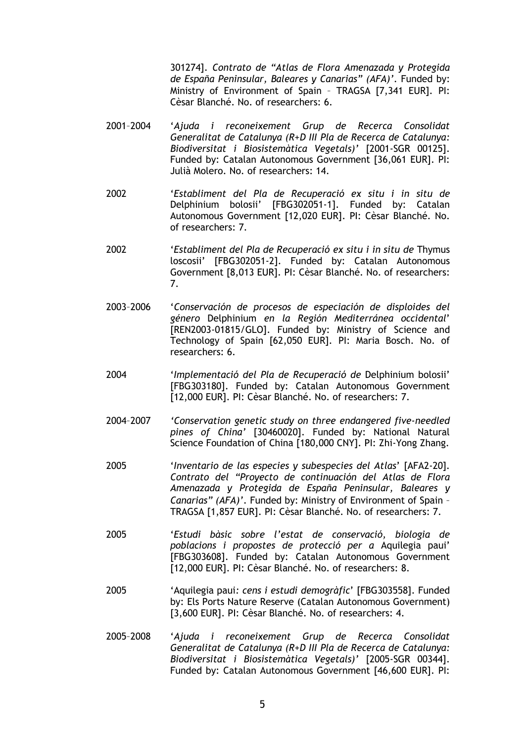301274]. *Contrato de "Atlas de Flora Amenazada y Protegida de España Peninsular, Baleares y Canarias" (AFA)'*. Funded by: Ministry of Environment of Spain – TRAGSA [7,341 EUR]. PI: Cèsar Blanché. No. of researchers: 6.

2001–2004 '*Ajuda i reconeixement Grup de Recerca Consolidat Generalitat de Catalunya (R+D III Pla de Recerca de Catalunya: Biodiversitat i Biosistemàtica Vegetals)'* [2001-SGR 00125]. Funded by: Catalan Autonomous Government [36,061 EUR]. PI: Julià Molero. No. of researchers: 14.

2002 '*Establiment del Pla de Recuperació ex situ i in situ de* Delphinium bolosii' [FBG302051-1]. Funded by: Catalan Autonomous Government [12,020 EUR]. PI: Cèsar Blanché. No. of researchers: 7.

2002 '*Establiment del Pla de Recuperació ex situ i in situ de* Thymus loscosii' [FBG302051-2]. Funded by: Catalan Autonomous Government [8,013 EUR]. PI: Cèsar Blanché. No. of researchers: 7.

2003–2006 '*Conservación de procesos de especiación de disploides del género* Delphinium *en la Región Mediterránea occidental*' [REN2003-01815/GLO]. Funded by: Ministry of Science and Technology of Spain [62,050 EUR]. PI: Maria Bosch. No. of researchers: 6.

2004 '*Implementació del Pla de Recuperació de* Delphinium bolosii' [FBG303180]. Funded by: Catalan Autonomous Government [12,000 EUR]. PI: Cèsar Blanché. No. of researchers: 7.

2004–2007 *'Conservation genetic study on three endangered five-needled pines of China'* [30460020]. Funded by: National Natural Science Foundation of China [180,000 CNY]. PI: Zhi-Yong Zhang.

2005 '*Inventario de las especies y subespecies del Atlas*' [AFA2-20]. *Contrato del "Proyecto de continuación del Atlas de Flora Amenazada y Protegida de España Peninsular, Baleares y Canarias" (AFA)'*. Funded by: Ministry of Environment of Spain – TRAGSA [1,857 EUR]. PI: Cèsar Blanché. No. of researchers: 7.

2005 '*Estudi bàsic sobre l'estat de conservació, biologia de poblacions i propostes de protecció per a* Aquilegia paui' [FBG303608]. Funded by: Catalan Autonomous Government [12,000 EUR]. PI: Cèsar Blanché. No. of researchers: 8.

2005 'Aquilegia paui*: cens i estudi demogràfic*' [FBG303558]. Funded by: Els Ports Nature Reserve (Catalan Autonomous Government) [3,600 EUR]. PI: Cèsar Blanché. No. of researchers: 4.

2005–2008 '*Ajuda i reconeixement Grup de Recerca Consolidat Generalitat de Catalunya (R+D III Pla de Recerca de Catalunya: Biodiversitat i Biosistemàtica Vegetals)'* [2005-SGR 00344]. Funded by: Catalan Autonomous Government [46,600 EUR]. PI: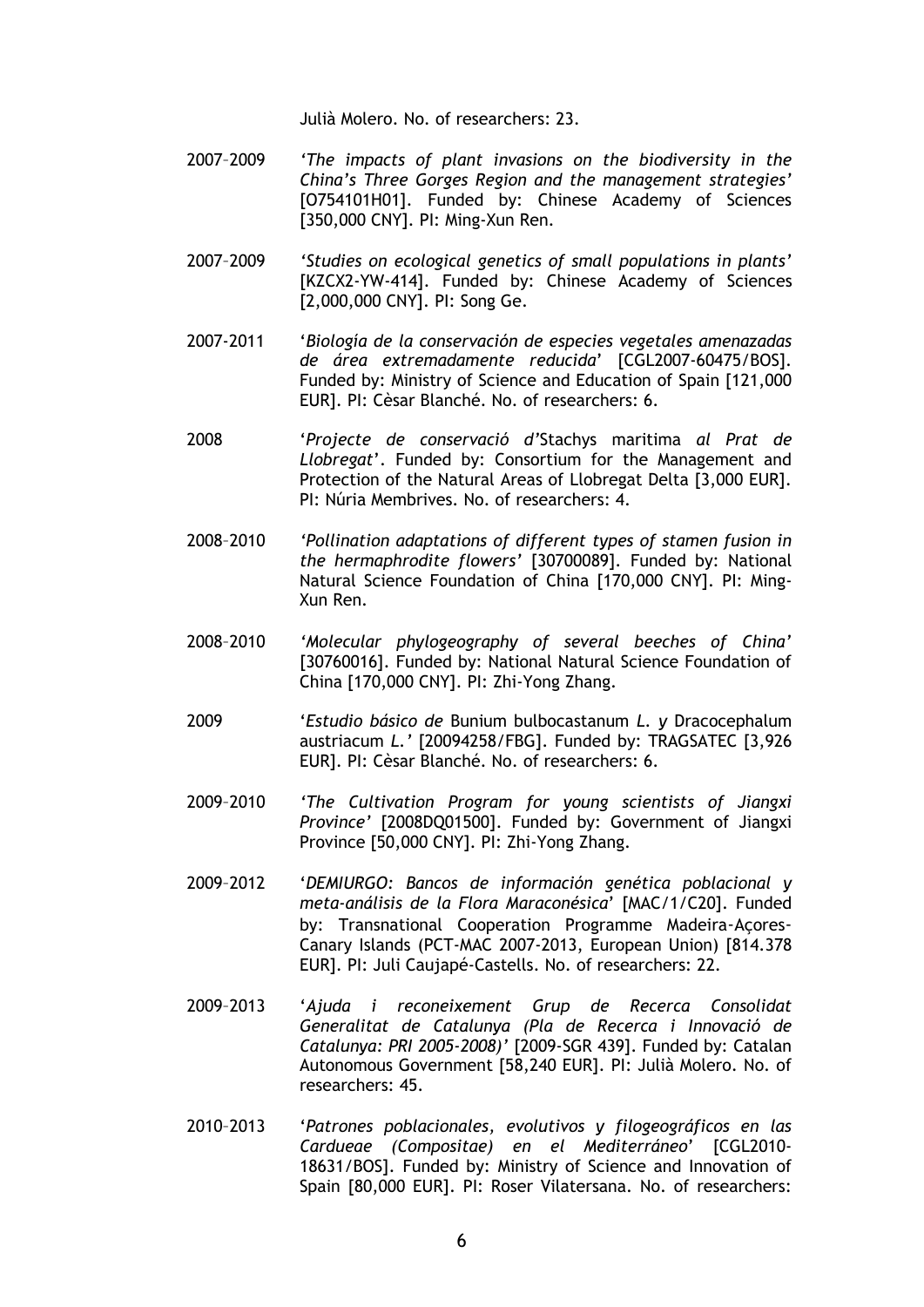Julià Molero. No. of researchers: 23.

2007–2009 '*The impacts of plant invasions on the biodiversity in the China's Three Gorges Region and the management strategies*' [O754101H01]. Funded by: Chinese Academy of Sciences [350,000 CNY]. PI: Ming-Xun Ren.

2007–2009 '*Studies on ecological genetics of small populations in plants*' [KZCX2-YW-414]. Funded by: Chinese Academy of Sciences [2,000,000 CNY]. PI: Song Ge.

2007-2011 '*Biología de la conservación de especies vegetales amenazadas de área extremadamente reducida*' [CGL2007-60475/BOS]. Funded by: Ministry of Science and Education of Spain [121,000 EUR]. PI: Cèsar Blanché. No. of researchers: 6.

2008 '*Projecte de conservació d'*Stachys maritima *al Prat de Llobregat*'. Funded by: Consortium for the Management and Protection of the Natural Areas of Llobregat Delta [3,000 EUR]. PI: Núria Membrives. No. of researchers: 4.

2008–2010 '*Pollination adaptations of different types of stamen fusion in the hermaphrodite flowers*' [30700089]. Funded by: National Natural Science Foundation of China [170,000 CNY]. PI: Ming-Xun Ren.

2008–2010 '*Molecular phylogeography of several beeches of China*' [30760016]. Funded by: National Natural Science Foundation of China [170,000 CNY]. PI: Zhi-Yong Zhang.

2009 '*Estudio básico de* Bunium bulbocastanum *L. y* Dracocephalum austriacum *L.*' [20094258/FBG]. Funded by: TRAGSATEC [3,926 EUR]. PI: Cèsar Blanché. No. of researchers: 6.

2009–2010 '*The Cultivation Program for young scientists of Jiangxi Province*' [2008DQ01500]. Funded by: Government of Jiangxi Province [50,000 CNY]. PI: Zhi-Yong Zhang.

2009–2012 '*DEMIURGO: Bancos de información genética poblacional y meta-análisis de la Flora Maraconésica*' [MAC/1/C20]. Funded by: Transnational Cooperation Programme Madeira-Açores-Canary Islands (PCT-MAC 2007-2013, European Union) [814.378 EUR]. PI: Juli Caujapé-Castells. No. of researchers: 22.

2009–2013 '*Ajuda i reconeixement Grup de Recerca Consolidat Generalitat de Catalunya (Pla de Recerca i Innovació de Catalunya: PRI 2005-2008)*' [2009-SGR 439]. Funded by: Catalan Autonomous Government [58,240 EUR]. PI: Julià Molero. No. of researchers: 45.

2010–2013 '*Patrones poblacionales, evolutivos y filogeográficos en las Cardueae (Compositae) en el Mediterráneo*' [CGL2010-18631/BOS]. Funded by: Ministry of Science and Innovation of Spain [80,000 EUR]. PI: Roser Vilatersana. No. of researchers: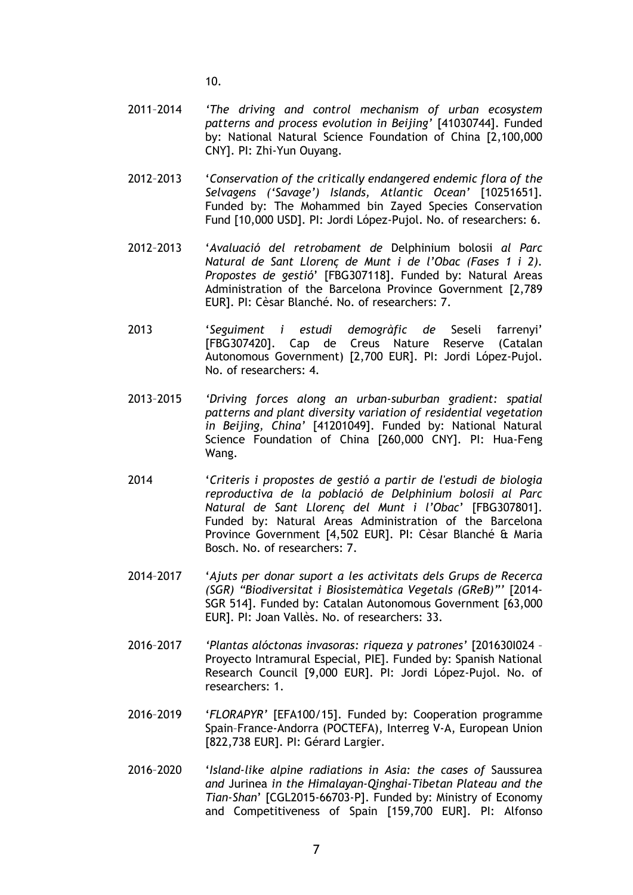10.

2011–2014 ‘*The driving and control mechanism of urban ecosystem patterns and process evolution in Beijing*’ [41030744]. Funded by: National Natural Science Foundation of China [2,100,000 CNY]. PI: Zhi-Yun Ouyang.

2012–2013 ‘*Conservation of the critically endangered endemic flora of the Selvagens (‘Savage’) Islands, Atlantic Ocean*’ [10251651]. Funded by: The Mohammed bin Zayed Species Conservation Fund [10,000 USD]. PI: Jordi López-Pujol. No. of researchers: 6.

2012–2013 ‘*Avaluació del retrobament de* Delphinium bolosii *al Parc Natural de Sant Llorenç de Munt i de l’Obac (Fases 1 i 2). Propostes de gestió*’ [FBG307118]. Funded by: Natural Areas Administration of the Barcelona Province Government [2,789 EUR]. PI: Cèsar Blanché. No. of researchers: 7.

2013 ‘*Seguiment i estudi demogràfic de* Seseli farrenyi’ [FBG307420]. Cap de Creus Nature Reserve (Catalan Autonomous Government) [2,700 EUR]. PI: Jordi López-Pujol. No. of researchers: 4.

2013–2015 ‘*Driving forces along an urban-suburban gradient: spatial patterns and plant diversity variation of residential vegetation in Beijing, China*’ [41201049]. Funded by: National Natural Science Foundation of China [260,000 CNY]. PI: Hua-Feng Wang.

2014 ‘*Criteris i propostes de gestió a partir de l'estudi de biologia reproductiva de la població de Delphinium bolosii al Parc Natural de Sant Llorenç del Munt i l’Obac*’ [FBG307801]. Funded by: Natural Areas Administration of the Barcelona Province Government [4,502 EUR]. PI: Cèsar Blanché & Maria Bosch. No. of researchers: 7.

2014–2017 ‘*Ajuts per donar suport a les activitats dels Grups de Recerca (SGR) “Biodiversitat i Biosistemàtica Vegetals (GReB)”*’ [2014-SGR 514]. Funded by: Catalan Autonomous Government [63,000 EUR]. PI: Joan Vallès. No. of researchers: 33.

2016–2017 ‘*Plantas alóctonas invasoras: riqueza y patrones*’ [201630I024 – Proyecto Intramural Especial, PIE]. Funded by: Spanish National Research Council [9,000 EUR]. PI: Jordi López-Pujol. No. of researchers: 1.

2016–2019 ‘*FLORAPYR*’ [EFA100/15]. Funded by: Cooperation programme Spain–France-Andorra (POCTEFA), Interreg V-A, European Union [822,738 EUR]. PI: Gérard Largier.

2016–2020 ‘*Island-like alpine radiations in Asia: the cases of* Saussurea *and* Jurinea *in the Himalayan-Qinghai-Tibetan Plateau and the Tian-Shan*’ [CGL2015-66703-P]. Funded by: Ministry of Economy and Competitiveness of Spain [159,700 EUR]. PI: Alfonso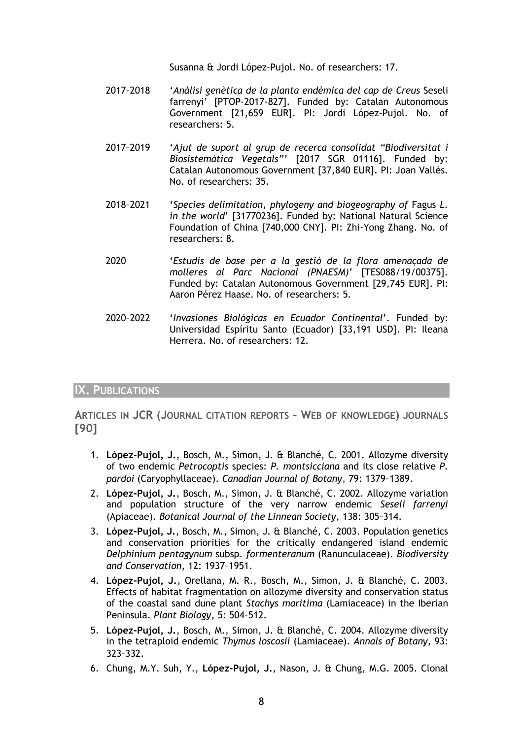Susanna & Jordi López-Pujol. No. of researchers: 17.

2017–2018 '*Anàlisi genètica de la planta endèmica del cap de Creus* Seseli farrenyi' [PTOP-2017-827]. Funded by: Catalan Autonomous Government [21,659 EUR]. PI: Jordi López-Pujol. No. of researchers: 5.

2017–2019 '*Ajut de suport al grup de recerca consolidat "Biodiversitat i Biosistemàtica Vegetals"*' [2017 SGR 01116]. Funded by: Catalan Autonomous Government [37,840 EUR]. PI: Joan Vallès. No. of researchers: 35.

2018–2021 '*Species delimitation, phylogeny and biogeography of* Fagus *L. in the world*' [31770236]. Funded by: National Natural Science Foundation of China [740,000 CNY]. PI: Zhi-Yong Zhang. No. of researchers: 8.

2020 '*Estudis de base per a la gestió de la flora amenaçada de molleres al Parc Nacional (PNAESM)*' [TES088/19/00375]. Funded by: Catalan Autonomous Government [29,745 EUR]. PI: Aaron Pérez Haase. No. of researchers: 5.

2020–2022 '*Invasiones Biológicas en Ecuador Continental*'. Funded by: Universidad Espíritu Santo (Ecuador) [33,191 USD]. PI: Ileana Herrera. No. of researchers: 12.

## IX. Publications

### Articles in JCR (Journal citation reports – Web of knowledge) journals [90]

1. **López-Pujol, J.**, Bosch, M., Simon, J. & Blanché, C. 2001. Allozyme diversity of two endemic *Petrocoptis* species: *P. montsicciana* and its close relative *P. pardoi* (Caryophyllaceae). *Canadian Journal of Botany*, 79: 1379–1389.
2. **López-Pujol, J.**, Bosch, M., Simon, J. & Blanché, C. 2002. Allozyme variation and population structure of the very narrow endemic *Seseli farrenyi* (Apiaceae). *Botanical Journal of the Linnean Society*, 138: 305–314.
3. **López-Pujol, J.**, Bosch, M., Simon, J. & Blanché, C. 2003. Population genetics and conservation priorities for the critically endangered island endemic *Delphinium pentagynum* subsp. *formenteranum* (Ranunculaceae). *Biodiversity and Conservation*, 12: 1937–1951.
4. **López-Pujol, J.**, Orellana, M. R., Bosch, M., Simon, J. & Blanché, C. 2003. Effects of habitat fragmentation on allozyme diversity and conservation status of the coastal sand dune plant *Stachys maritima* (Lamiaceace) in the Iberian Peninsula. *Plant Biology*, 5: 504–512.
5. **López-Pujol, J.**, Bosch, M., Simon, J. & Blanché, C. 2004. Allozyme diversity in the tetraploid endemic *Thymus loscosii* (Lamiaceae). *Annals of Botany*, 93: 323–332.
6. Chung, M.Y. Suh, Y., **López-Pujol, J.**, Nason, J. & Chung, M.G. 2005. Clonal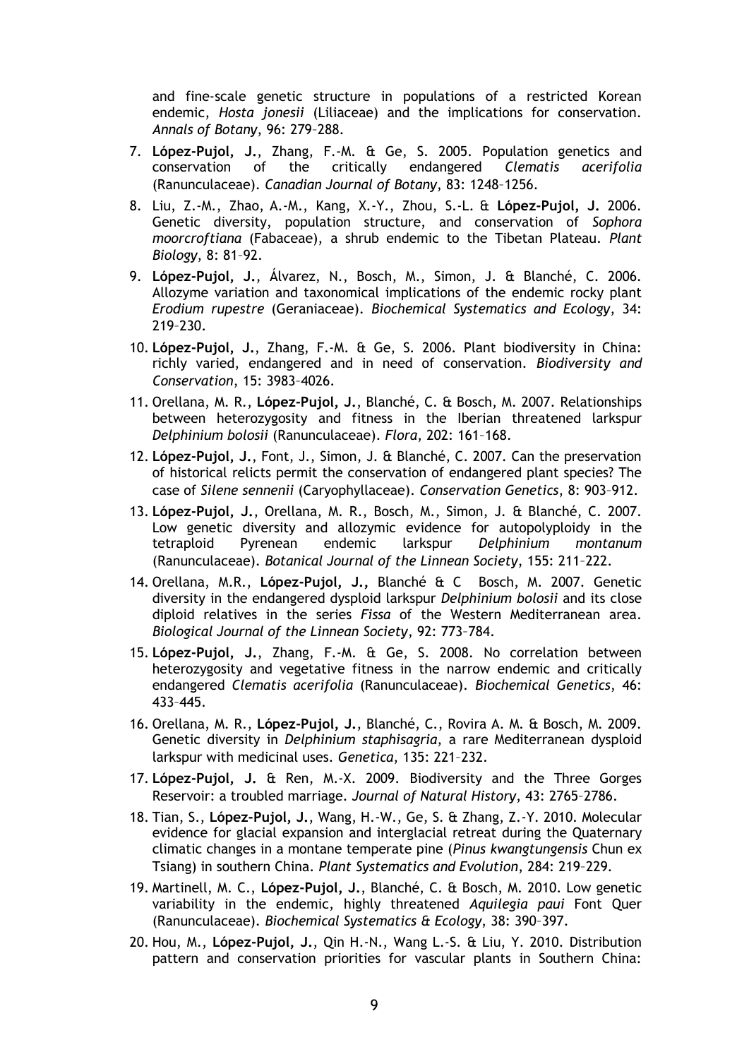and fine-scale genetic structure in populations of a restricted Korean endemic, *Hosta jonesii* (Liliaceae) and the implications for conservation. *Annals of Botany*, 96: 279–288.

7. **López-Pujol, J.**, Zhang, F.-M. & Ge, S. 2005. Population genetics and conservation of the critically endangered *Clematis acerifolia* (Ranunculaceae). *Canadian Journal of Botany*, 83: 1248–1256.
8. Liu, Z.-M., Zhao, A.-M., Kang, X.-Y., Zhou, S.-L. & **López-Pujol, J.** 2006. Genetic diversity, population structure, and conservation of *Sophora moorcroftiana* (Fabaceae), a shrub endemic to the Tibetan Plateau. *Plant Biology*, 8: 81–92.
9. **López-Pujol, J.**, Álvarez, N., Bosch, M., Simon, J. & Blanché, C. 2006. Allozyme variation and taxonomical implications of the endemic rocky plant *Erodium rupestre* (Geraniaceae). *Biochemical Systematics and Ecology*, 34: 219–230.
10. **López-Pujol, J.**, Zhang, F.-M. & Ge, S. 2006. Plant biodiversity in China: richly varied, endangered and in need of conservation. *Biodiversity and Conservation*, 15: 3983–4026.
11. Orellana, M. R., **López-Pujol, J.**, Blanché, C. & Bosch, M. 2007. Relationships between heterozygosity and fitness in the Iberian threatened larkspur *Delphinium bolosii* (Ranunculaceae). *Flora*, 202: 161–168.
12. **López-Pujol, J.**, Font, J., Simon, J. & Blanché, C. 2007. Can the preservation of historical relicts permit the conservation of endangered plant species? The case of *Silene sennenii* (Caryophyllaceae). *Conservation Genetics*, 8: 903–912.
13. **López-Pujol, J.**, Orellana, M. R., Bosch, M., Simon, J. & Blanché, C. 2007. Low genetic diversity and allozymic evidence for autopolyploidy in the tetraploid Pyrenean endemic larkspur *Delphinium montanum* (Ranunculaceae). *Botanical Journal of the Linnean Society*, 155: 211–222.
14. Orellana, M.R., **López-Pujol, J.,** Blanché & C Bosch, M. 2007. Genetic diversity in the endangered dysploid larkspur *Delphinium bolosii* and its close diploid relatives in the series *Fissa* of the Western Mediterranean area. *Biological Journal of the Linnean Society*, 92: 773–784.
15. **López-Pujol, J.**, Zhang, F.-M. & Ge, S. 2008. No correlation between heterozygosity and vegetative fitness in the narrow endemic and critically endangered *Clematis acerifolia* (Ranunculaceae). *Biochemical Genetics*, 46: 433–445.
16. Orellana, M. R., **López-Pujol, J.**, Blanché, C., Rovira A. M. & Bosch, M. 2009. Genetic diversity in *Delphinium staphisagria*, a rare Mediterranean dysploid larkspur with medicinal uses. *Genetica*, 135: 221–232.
17. **López-Pujol, J.** & Ren, M.-X. 2009. Biodiversity and the Three Gorges Reservoir: a troubled marriage. *Journal of Natural History*, 43: 2765–2786.
18. Tian, S., **López-Pujol, J.**, Wang, H.-W., Ge, S. & Zhang, Z.-Y. 2010. Molecular evidence for glacial expansion and interglacial retreat during the Quaternary climatic changes in a montane temperate pine (*Pinus kwangtungensis* Chun ex Tsiang) in southern China. *Plant Systematics and Evolution*, 284: 219–229.
19. Martinell, M. C., **López-Pujol, J.**, Blanché, C. & Bosch, M. 2010. Low genetic variability in the endemic, highly threatened *Aquilegia paui* Font Quer (Ranunculaceae). *Biochemical Systematics & Ecology*, 38: 390–397.
20. Hou, M., **López-Pujol, J.**, Qin H.-N., Wang L.-S. & Liu, Y. 2010. Distribution pattern and conservation priorities for vascular plants in Southern China: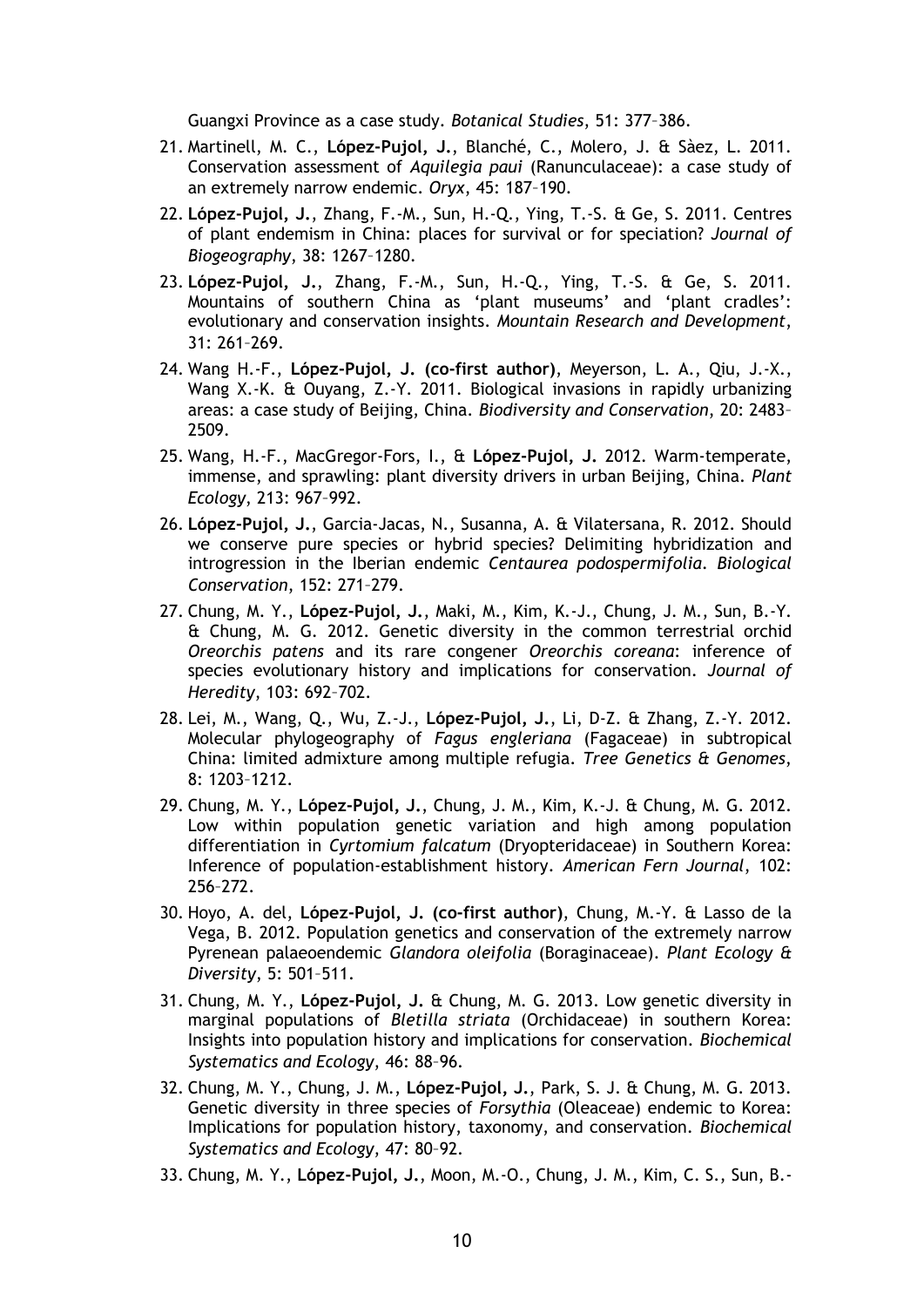Guangxi Province as a case study. *Botanical Studies*, 51: 377–386.

21. Martinell, M. C., **López-Pujol, J.**, Blanché, C., Molero, J. & Sàez, L. 2011. Conservation assessment of *Aquilegia paui* (Ranunculaceae): a case study of an extremely narrow endemic. *Oryx*, 45: 187–190.
22. **López-Pujol, J.**, Zhang, F.-M., Sun, H.-Q., Ying, T.-S. & Ge, S. 2011. Centres of plant endemism in China: places for survival or for speciation? *Journal of Biogeography*, 38: 1267–1280.
23. **López-Pujol, J.**, Zhang, F.-M., Sun, H.-Q., Ying, T.-S. & Ge, S. 2011. Mountains of southern China as 'plant museums' and 'plant cradles': evolutionary and conservation insights. *Mountain Research and Development*, 31: 261–269.
24. Wang H.-F., **López-Pujol, J. (co-first author)**, Meyerson, L. A., Qiu, J.-X., Wang X.-K. & Ouyang, Z.-Y. 2011. Biological invasions in rapidly urbanizing areas: a case study of Beijing, China. *Biodiversity and Conservation*, 20: 2483–2509.
25. Wang, H.-F., MacGregor-Fors, I., & **López-Pujol, J.** 2012. Warm-temperate, immense, and sprawling: plant diversity drivers in urban Beijing, China. *Plant Ecology*, 213: 967–992.
26. **López-Pujol, J.**, Garcia-Jacas, N., Susanna, A. & Vilatersana, R. 2012. Should we conserve pure species or hybrid species? Delimiting hybridization and introgression in the Iberian endemic *Centaurea podospermifolia*. *Biological Conservation*, 152: 271–279.
27. Chung, M. Y., **López-Pujol, J.**, Maki, M., Kim, K.-J., Chung, J. M., Sun, B.-Y. & Chung, M. G. 2012. Genetic diversity in the common terrestrial orchid *Oreorchis patens* and its rare congener *Oreorchis coreana*: inference of species evolutionary history and implications for conservation. *Journal of Heredity*, 103: 692–702.
28. Lei, M., Wang, Q., Wu, Z.-J., **López-Pujol, J.**, Li, D-Z. & Zhang, Z.-Y. 2012. Molecular phylogeography of *Fagus engleriana* (Fagaceae) in subtropical China: limited admixture among multiple refugia. *Tree Genetics & Genomes*, 8: 1203–1212.
29. Chung, M. Y., **López-Pujol, J.**, Chung, J. M., Kim, K.-J. & Chung, M. G. 2012. Low within population genetic variation and high among population differentiation in *Cyrtomium falcatum* (Dryopteridaceae) in Southern Korea: Inference of population-establishment history. *American Fern Journal*, 102: 256–272.
30. Hoyo, A. del, **López-Pujol, J. (co-first author)**, Chung, M.-Y. & Lasso de la Vega, B. 2012. Population genetics and conservation of the extremely narrow Pyrenean palaeoendemic *Glandora oleifolia* (Boraginaceae). *Plant Ecology & Diversity*, 5: 501–511.
31. Chung, M. Y., **López-Pujol, J.** & Chung, M. G. 2013. Low genetic diversity in marginal populations of *Bletilla striata* (Orchidaceae) in southern Korea: Insights into population history and implications for conservation. *Biochemical Systematics and Ecology*, 46: 88–96.
32. Chung, M. Y., Chung, J. M., **López-Pujol, J.**, Park, S. J. & Chung, M. G. 2013. Genetic diversity in three species of *Forsythia* (Oleaceae) endemic to Korea: Implications for population history, taxonomy, and conservation. *Biochemical Systematics and Ecology*, 47: 80–92.
33. Chung, M. Y., **López-Pujol, J.**, Moon, M.-O., Chung, J. M., Kim, C. S., Sun, B.-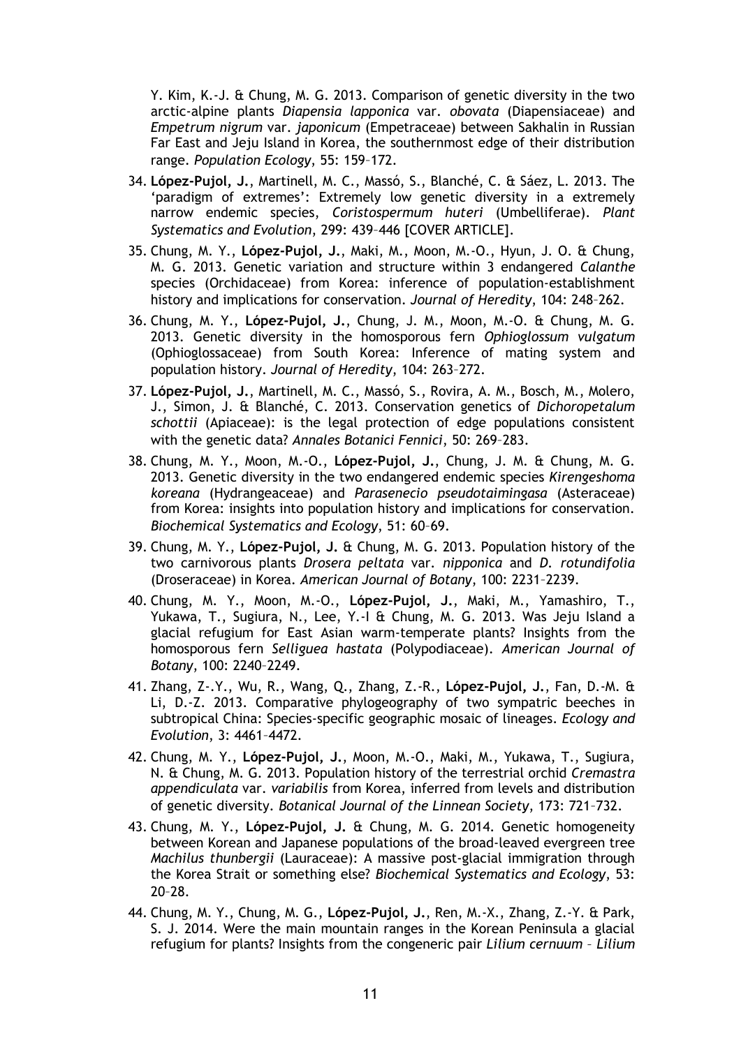Y. Kim, K.-J. & Chung, M. G. 2013. Comparison of genetic diversity in the two arctic-alpine plants *Diapensia lapponica* var. *obovata* (Diapensiaceae) and *Empetrum nigrum* var. *japonicum* (Empetraceae) between Sakhalin in Russian Far East and Jeju Island in Korea, the southernmost edge of their distribution range. *Population Ecology*, 55: 159–172.

34. **López-Pujol, J.**, Martinell, M. C., Massó, S., Blanché, C. & Sáez, L. 2013. The 'paradigm of extremes': Extremely low genetic diversity in a extremely narrow endemic species, *Coristospermum huteri* (Umbelliferae). *Plant Systematics and Evolution*, 299: 439–446 [COVER ARTICLE].
35. Chung, M. Y., **López-Pujol, J.**, Maki, M., Moon, M.-O., Hyun, J. O. & Chung, M. G. 2013. Genetic variation and structure within 3 endangered *Calanthe* species (Orchidaceae) from Korea: inference of population-establishment history and implications for conservation. *Journal of Heredity*, 104: 248–262.
36. Chung, M. Y., **López-Pujol, J.**, Chung, J. M., Moon, M.-O. & Chung, M. G. 2013. Genetic diversity in the homosporous fern *Ophioglossum vulgatum* (Ophioglossaceae) from South Korea: Inference of mating system and population history. *Journal of Heredity*, 104: 263–272.
37. **López-Pujol, J.**, Martinell, M. C., Massó, S., Rovira, A. M., Bosch, M., Molero, J., Simon, J. & Blanché, C. 2013. Conservation genetics of *Dichoropetalum schottii* (Apiaceae): is the legal protection of edge populations consistent with the genetic data? *Annales Botanici Fennici*, 50: 269–283.
38. Chung, M. Y., Moon, M.-O., **López-Pujol, J.**, Chung, J. M. & Chung, M. G. 2013. Genetic diversity in the two endangered endemic species *Kirengeshoma koreana* (Hydrangeaceae) and *Parasenecio pseudotaimingasa* (Asteraceae) from Korea: insights into population history and implications for conservation. *Biochemical Systematics and Ecology*, 51: 60–69.
39. Chung, M. Y., **López-Pujol, J.** & Chung, M. G. 2013. Population history of the two carnivorous plants *Drosera peltata* var. *nipponica* and *D. rotundifolia* (Droseraceae) in Korea. *American Journal of Botany*, 100: 2231–2239.
40. Chung, M. Y., Moon, M.-O., **López-Pujol, J.**, Maki, M., Yamashiro, T., Yukawa, T., Sugiura, N., Lee, Y.-I & Chung, M. G. 2013. Was Jeju Island a glacial refugium for East Asian warm-temperate plants? Insights from the homosporous fern *Selliguea hastata* (Polypodiaceae). *American Journal of Botany*, 100: 2240–2249.
41. Zhang, Z-.Y., Wu, R., Wang, Q., Zhang, Z.-R., **López-Pujol, J.**, Fan, D.-M. & Li, D.-Z. 2013. Comparative phylogeography of two sympatric beeches in subtropical China: Species-specific geographic mosaic of lineages. *Ecology and Evolution*, 3: 4461–4472.
42. Chung, M. Y., **López-Pujol, J.**, Moon, M.-O., Maki, M., Yukawa, T., Sugiura, N. & Chung, M. G. 2013. Population history of the terrestrial orchid *Cremastra appendiculata* var. *variabilis* from Korea, inferred from levels and distribution of genetic diversity. *Botanical Journal of the Linnean Society*, 173: 721–732.
43. Chung, M. Y., **López-Pujol, J.** & Chung, M. G. 2014. Genetic homogeneity between Korean and Japanese populations of the broad-leaved evergreen tree *Machilus thunbergii* (Lauraceae): A massive post-glacial immigration through the Korea Strait or something else? *Biochemical Systematics and Ecology*, 53: 20–28.
44. Chung, M. Y., Chung, M. G., **López-Pujol, J.**, Ren, M.-X., Zhang, Z.-Y. & Park, S. J. 2014. Were the main mountain ranges in the Korean Peninsula a glacial refugium for plants? Insights from the congeneric pair *Lilium cernuum* – *Lilium*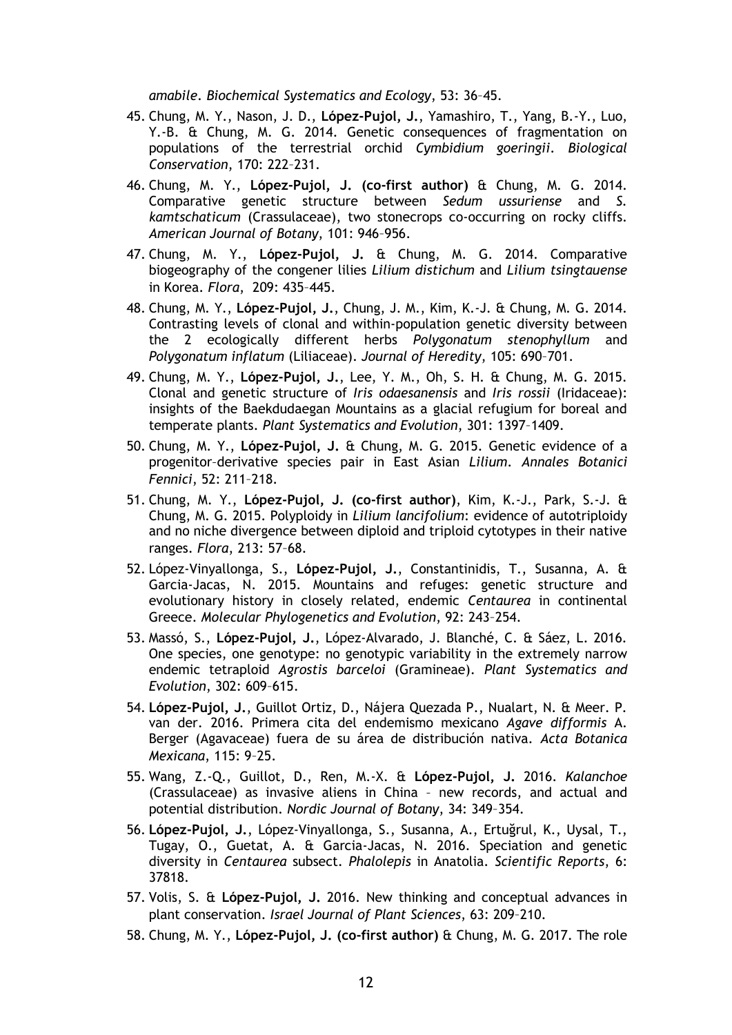*amabile*. *Biochemical Systematics and Ecology*, 53: 36–45.

45. Chung, M. Y., Nason, J. D., **López-Pujol, J.**, Yamashiro, T., Yang, B.-Y., Luo, Y.-B. & Chung, M. G. 2014. Genetic consequences of fragmentation on populations of the terrestrial orchid *Cymbidium goeringii*. *Biological Conservation*, 170: 222–231.
46. Chung, M. Y., **López-Pujol, J. (co-first author)** & Chung, M. G. 2014. Comparative genetic structure between *Sedum ussuriense* and *S. kamtschaticum* (Crassulaceae), two stonecrops co-occurring on rocky cliffs. *American Journal of Botany*, 101: 946–956.
47. Chung, M. Y., **López-Pujol, J.** & Chung, M. G. 2014. Comparative biogeography of the congener lilies *Lilium distichum* and *Lilium tsingtauense* in Korea. *Flora*, 209: 435–445.
48. Chung, M. Y., **López-Pujol, J.**, Chung, J. M., Kim, K.-J. & Chung, M. G. 2014. Contrasting levels of clonal and within-population genetic diversity between the 2 ecologically different herbs *Polygonatum stenophyllum* and *Polygonatum inflatum* (Liliaceae). *Journal of Heredity*, 105: 690–701.
49. Chung, M. Y., **López-Pujol, J.**, Lee, Y. M., Oh, S. H. & Chung, M. G. 2015. Clonal and genetic structure of *Iris odaesanensis* and *Iris rossii* (Iridaceae): insights of the Baekdudaegan Mountains as a glacial refugium for boreal and temperate plants. *Plant Systematics and Evolution*, 301: 1397–1409.
50. Chung, M. Y., **López-Pujol, J.** & Chung, M. G. 2015. Genetic evidence of a progenitor–derivative species pair in East Asian *Lilium*. *Annales Botanici Fennici*, 52: 211–218.
51. Chung, M. Y., **López-Pujol, J. (co-first author)**, Kim, K.-J., Park, S.-J. & Chung, M. G. 2015. Polyploidy in *Lilium lancifolium*: evidence of autotriploidy and no niche divergence between diploid and triploid cytotypes in their native ranges. *Flora*, 213: 57–68.
52. López-Vinyallonga, S., **López-Pujol, J.**, Constantinidis, T., Susanna, A. & Garcia-Jacas, N. 2015. Mountains and refuges: genetic structure and evolutionary history in closely related, endemic *Centaurea* in continental Greece. *Molecular Phylogenetics and Evolution*, 92: 243–254.
53. Massó, S., **López-Pujol, J.**, López-Alvarado, J. Blanché, C. & Sáez, L. 2016. One species, one genotype: no genotypic variability in the extremely narrow endemic tetraploid *Agrostis barceloi* (Gramineae). *Plant Systematics and Evolution*, 302: 609–615.
54. **López-Pujol, J.**, Guillot Ortiz, D., Nájera Quezada P., Nualart, N. & Meer. P. van der. 2016. Primera cita del endemismo mexicano *Agave difformis* A. Berger (Agavaceae) fuera de su área de distribución nativa. *Acta Botanica Mexicana*, 115: 9–25.
55. Wang, Z.-Q., Guillot, D., Ren, M.-X. & **López-Pujol, J.** 2016. *Kalanchoe* (Crassulaceae) as invasive aliens in China – new records, and actual and potential distribution. *Nordic Journal of Botany*, 34: 349–354.
56. **López-Pujol, J.**, López-Vinyallonga, S., Susanna, A., Ertuğrul, K., Uysal, T., Tugay, O., Guetat, A. & Garcia-Jacas, N. 2016. Speciation and genetic diversity in *Centaurea* subsect. *Phalolepis* in Anatolia. *Scientific Reports*, 6: 37818.
57. Volis, S. & **López-Pujol, J.** 2016. New thinking and conceptual advances in plant conservation. *Israel Journal of Plant Sciences*, 63: 209–210.
58. Chung, M. Y., **López-Pujol, J. (co-first author)** & Chung, M. G. 2017. The role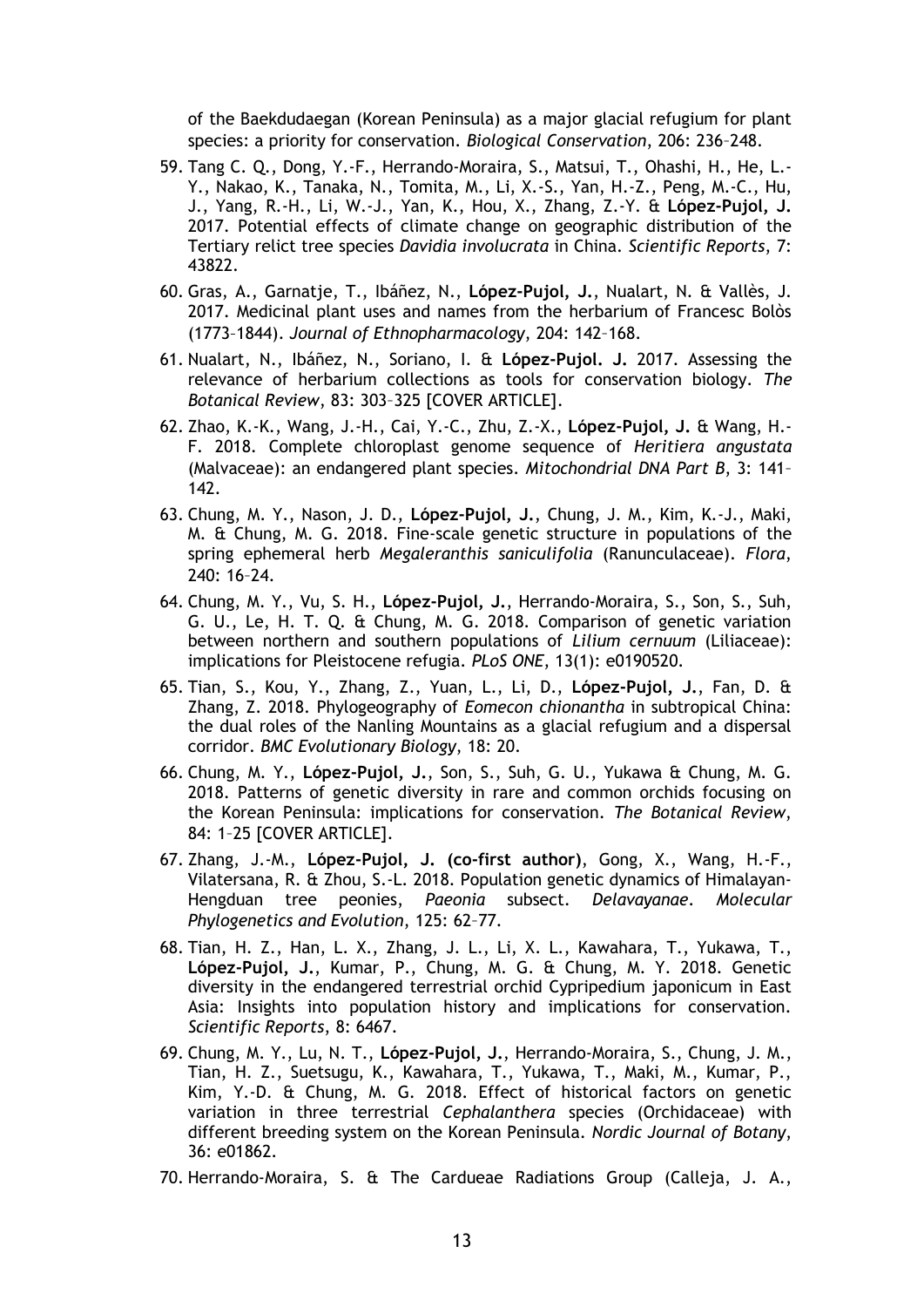of the Baekdudaegan (Korean Peninsula) as a major glacial refugium for plant species: a priority for conservation. *Biological Conservation*, 206: 236–248.

59. Tang C. Q., Dong, Y.-F., Herrando-Moraira, S., Matsui, T., Ohashi, H., He, L.-Y., Nakao, K., Tanaka, N., Tomita, M., Li, X.-S., Yan, H.-Z., Peng, M.-C., Hu, J., Yang, R.-H., Li, W.-J., Yan, K., Hou, X., Zhang, Z.-Y. & **López-Pujol, J.** 2017. Potential effects of climate change on geographic distribution of the Tertiary relict tree species *Davidia involucrata* in China. *Scientific Reports*, 7: 43822.
60. Gras, A., Garnatje, T., Ibáñez, N., **López-Pujol, J.**, Nualart, N. & Vallès, J. 2017. Medicinal plant uses and names from the herbarium of Francesc Bolòs (1773–1844). *Journal of Ethnopharmacology*, 204: 142–168.
61. Nualart, N., Ibáñez, N., Soriano, I. & **López-Pujol. J.** 2017. Assessing the relevance of herbarium collections as tools for conservation biology. *The Botanical Review*, 83: 303–325 [COVER ARTICLE].
62. Zhao, K.-K., Wang, J.-H., Cai, Y.-C., Zhu, Z.-X., **López-Pujol, J.** & Wang, H.-F. 2018. Complete chloroplast genome sequence of *Heritiera angustata* (Malvaceae): an endangered plant species. *Mitochondrial DNA Part B*, 3: 141–142.
63. Chung, M. Y., Nason, J. D., **López-Pujol, J.**, Chung, J. M., Kim, K.-J., Maki, M. & Chung, M. G. 2018. Fine-scale genetic structure in populations of the spring ephemeral herb *Megaleranthis saniculifolia* (Ranunculaceae). *Flora*, 240: 16–24.
64. Chung, M. Y., Vu, S. H., **López-Pujol, J.**, Herrando-Moraira, S., Son, S., Suh, G. U., Le, H. T. Q. & Chung, M. G. 2018. Comparison of genetic variation between northern and southern populations of *Lilium cernuum* (Liliaceae): implications for Pleistocene refugia. *PLoS ONE*, 13(1): e0190520.
65. Tian, S., Kou, Y., Zhang, Z., Yuan, L., Li, D., **López-Pujol, J.**, Fan, D. & Zhang, Z. 2018. Phylogeography of *Eomecon chionantha* in subtropical China: the dual roles of the Nanling Mountains as a glacial refugium and a dispersal corridor. *BMC Evolutionary Biology*, 18: 20.
66. Chung, M. Y., **López-Pujol, J.**, Son, S., Suh, G. U., Yukawa & Chung, M. G. 2018. Patterns of genetic diversity in rare and common orchids focusing on the Korean Peninsula: implications for conservation. *The Botanical Review*, 84: 1–25 [COVER ARTICLE].
67. Zhang, J.-M., **López-Pujol, J. (co-first author)**, Gong, X., Wang, H.-F., Vilatersana, R. & Zhou, S.-L. 2018. Population genetic dynamics of Himalayan-Hengduan tree peonies, *Paeonia* subsect. *Delavayanae*. *Molecular Phylogenetics and Evolution*, 125: 62–77.
68. Tian, H. Z., Han, L. X., Zhang, J. L., Li, X. L., Kawahara, T., Yukawa, T., **López-Pujol, J.**, Kumar, P., Chung, M. G. & Chung, M. Y. 2018. Genetic diversity in the endangered terrestrial orchid Cypripedium japonicum in East Asia: Insights into population history and implications for conservation. *Scientific Reports*, 8: 6467.
69. Chung, M. Y., Lu, N. T., **López-Pujol, J.**, Herrando-Moraira, S., Chung, J. M., Tian, H. Z., Suetsugu, K., Kawahara, T., Yukawa, T., Maki, M., Kumar, P., Kim, Y.-D. & Chung, M. G. 2018. Effect of historical factors on genetic variation in three terrestrial *Cephalanthera* species (Orchidaceae) with different breeding system on the Korean Peninsula. *Nordic Journal of Botany*, 36: e01862.
70. Herrando-Moraira, S. & The Cardueae Radiations Group (Calleja, J. A.,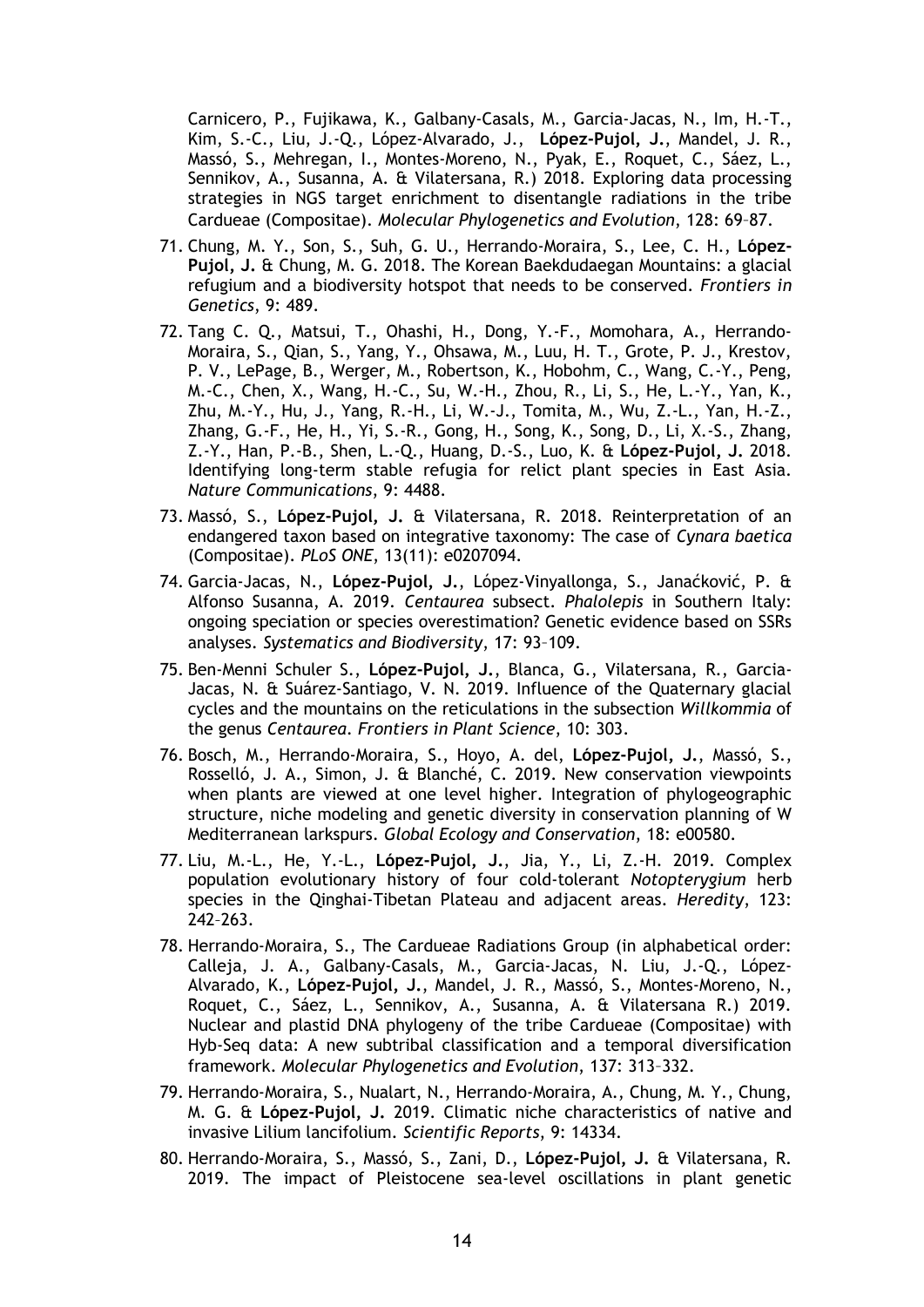Carnicero, P., Fujikawa, K., Galbany-Casals, M., Garcia-Jacas, N., Im, H.-T., Kim, S.-C., Liu, J.-Q., López-Alvarado, J., **López-Pujol, J.**, Mandel, J. R., Massó, S., Mehregan, I., Montes-Moreno, N., Pyak, E., Roquet, C., Sáez, L., Sennikov, A., Susanna, A. & Vilatersana, R.) 2018. Exploring data processing strategies in NGS target enrichment to disentangle radiations in the tribe Cardueae (Compositae). *Molecular Phylogenetics and Evolution*, 128: 69–87.

71. Chung, M. Y., Son, S., Suh, G. U., Herrando-Moraira, S., Lee, C. H., **López-Pujol, J.** & Chung, M. G. 2018. The Korean Baekdudaegan Mountains: a glacial refugium and a biodiversity hotspot that needs to be conserved. *Frontiers in Genetics*, 9: 489.

72. Tang C. Q., Matsui, T., Ohashi, H., Dong, Y.-F., Momohara, A., Herrando-Moraira, S., Qian, S., Yang, Y., Ohsawa, M., Luu, H. T., Grote, P. J., Krestov, P. V., LePage, B., Werger, M., Robertson, K., Hobohm, C., Wang, C.-Y., Peng, M.-C., Chen, X., Wang, H.-C., Su, W.-H., Zhou, R., Li, S., He, L.-Y., Yan, K., Zhu, M.-Y., Hu, J., Yang, R.-H., Li, W.-J., Tomita, M., Wu, Z.-L., Yan, H.-Z., Zhang, G.-F., He, H., Yi, S.-R., Gong, H., Song, K., Song, D., Li, X.-S., Zhang, Z.-Y., Han, P.-B., Shen, L.-Q., Huang, D.-S., Luo, K. & **López-Pujol, J.** 2018. Identifying long-term stable refugia for relict plant species in East Asia. *Nature Communications*, 9: 4488.

73. Massó, S., **López-Pujol, J.** & Vilatersana, R. 2018. Reinterpretation of an endangered taxon based on integrative taxonomy: The case of *Cynara baetica* (Compositae). *PLoS ONE*, 13(11): e0207094.

74. Garcia-Jacas, N., **López-Pujol, J.**, López-Vinyallonga, S., Janaćković, P. & Alfonso Susanna, A. 2019. *Centaurea* subsect. *Phalolepis* in Southern Italy: ongoing speciation or species overestimation? Genetic evidence based on SSRs analyses. *Systematics and Biodiversity*, 17: 93–109.

75. Ben-Menni Schuler S., **López-Pujol, J.**, Blanca, G., Vilatersana, R., Garcia-Jacas, N. & Suárez-Santiago, V. N. 2019. Influence of the Quaternary glacial cycles and the mountains on the reticulations in the subsection *Willkommia* of the genus *Centaurea*. *Frontiers in Plant Science*, 10: 303.

76. Bosch, M., Herrando-Moraira, S., Hoyo, A. del, **López-Pujol, J.**, Massó, S., Rosselló, J. A., Simon, J. & Blanché, C. 2019. New conservation viewpoints when plants are viewed at one level higher. Integration of phylogeographic structure, niche modeling and genetic diversity in conservation planning of W Mediterranean larkspurs. *Global Ecology and Conservation*, 18: e00580.

77. Liu, M.-L., He, Y.-L., **López-Pujol, J.**, Jia, Y., Li, Z.-H. 2019. Complex population evolutionary history of four cold-tolerant *Notopterygium* herb species in the Qinghai-Tibetan Plateau and adjacent areas. *Heredity*, 123: 242–263.

78. Herrando-Moraira, S., The Cardueae Radiations Group (in alphabetical order: Calleja, J. A., Galbany-Casals, M., Garcia-Jacas, N. Liu, J.-Q., López-Alvarado, K., **López-Pujol, J.**, Mandel, J. R., Massó, S., Montes-Moreno, N., Roquet, C., Sáez, L., Sennikov, A., Susanna, A. & Vilatersana R.) 2019. Nuclear and plastid DNA phylogeny of the tribe Cardueae (Compositae) with Hyb-Seq data: A new subtribal classification and a temporal diversification framework. *Molecular Phylogenetics and Evolution*, 137: 313–332.

79. Herrando-Moraira, S., Nualart, N., Herrando-Moraira, A., Chung, M. Y., Chung, M. G. & **López-Pujol, J.** 2019. Climatic niche characteristics of native and invasive Lilium lancifolium. *Scientific Reports*, 9: 14334.

80. Herrando-Moraira, S., Massó, S., Zani, D., **López-Pujol, J.** & Vilatersana, R. 2019. The impact of Pleistocene sea-level oscillations in plant genetic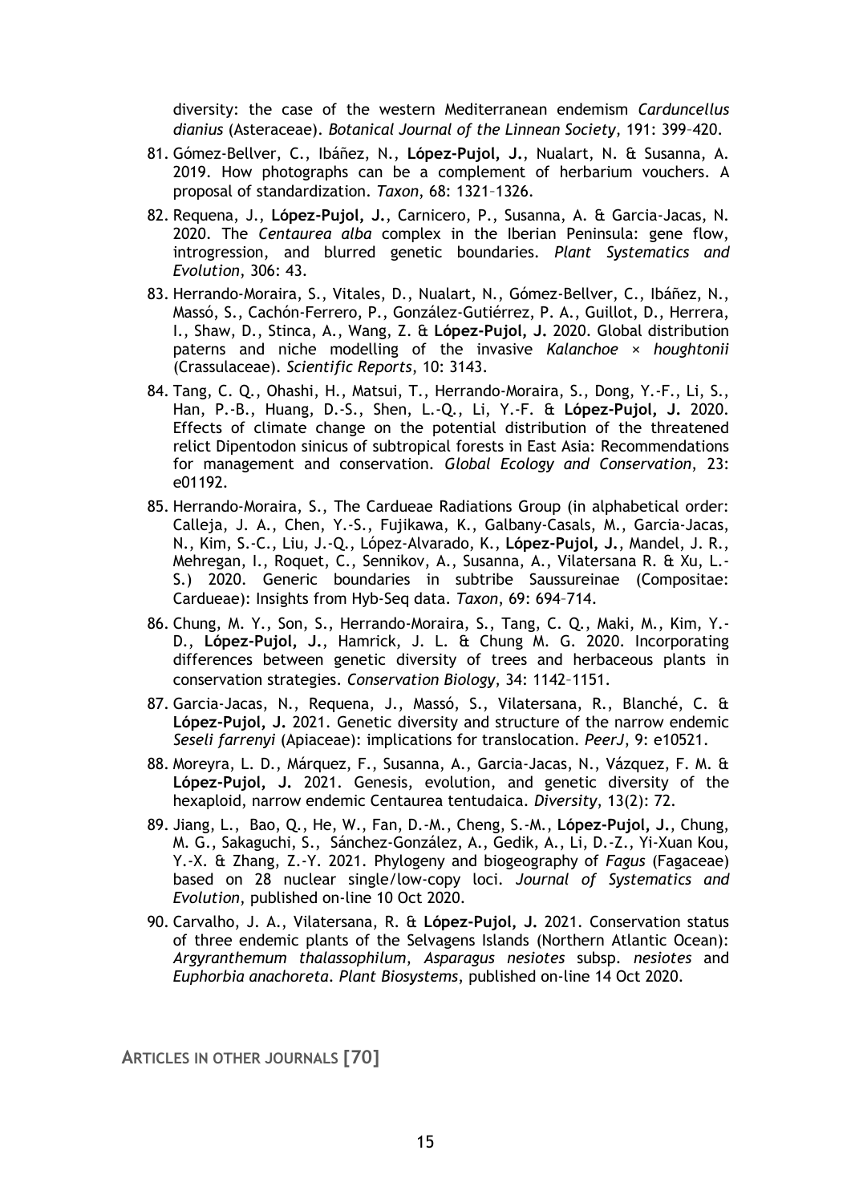diversity: the case of the western Mediterranean endemism *Carduncellus dianius* (Asteraceae). *Botanical Journal of the Linnean Society*, 191: 399–420.

81. Gómez-Bellver, C., Ibáñez, N., **López-Pujol, J.**, Nualart, N. & Susanna, A. 2019. How photographs can be a complement of herbarium vouchers. A proposal of standardization. *Taxon*, 68: 1321–1326.
82. Requena, J., **López-Pujol, J.**, Carnicero, P., Susanna, A. & Garcia-Jacas, N. 2020. The *Centaurea alba* complex in the Iberian Peninsula: gene flow, introgression, and blurred genetic boundaries. *Plant Systematics and Evolution*, 306: 43.
83. Herrando-Moraira, S., Vitales, D., Nualart, N., Gómez-Bellver, C., Ibáñez, N., Massó, S., Cachón-Ferrero, P., González-Gutiérrez, P. A., Guillot, D., Herrera, I., Shaw, D., Stinca, A., Wang, Z. & **López-Pujol, J.** 2020. Global distribution paterns and niche modelling of the invasive *Kalanchoe* × *houghtonii* (Crassulaceae). *Scientific Reports*, 10: 3143.
84. Tang, C. Q., Ohashi, H., Matsui, T., Herrando-Moraira, S., Dong, Y.-F., Li, S., Han, P.-B., Huang, D.-S., Shen, L.-Q., Li, Y.-F. & **López-Pujol, J.** 2020. Effects of climate change on the potential distribution of the threatened relict Dipentodon sinicus of subtropical forests in East Asia: Recommendations for management and conservation. *Global Ecology and Conservation*, 23: e01192.
85. Herrando-Moraira, S., The Cardueae Radiations Group (in alphabetical order: Calleja, J. A., Chen, Y.-S., Fujikawa, K., Galbany-Casals, M., Garcia-Jacas, N., Kim, S.-C., Liu, J.-Q., López-Alvarado, K., **López-Pujol, J.**, Mandel, J. R., Mehregan, I., Roquet, C., Sennikov, A., Susanna, A., Vilatersana R. & Xu, L.-S.) 2020. Generic boundaries in subtribe Saussureinae (Compositae: Cardueae): Insights from Hyb-Seq data. *Taxon*, 69: 694–714.
86. Chung, M. Y., Son, S., Herrando-Moraira, S., Tang, C. Q., Maki, M., Kim, Y.-D., **López-Pujol, J.**, Hamrick, J. L. & Chung M. G. 2020. Incorporating differences between genetic diversity of trees and herbaceous plants in conservation strategies. *Conservation Biology*, 34: 1142–1151.
87. Garcia-Jacas, N., Requena, J., Massó, S., Vilatersana, R., Blanché, C. & **López-Pujol, J.** 2021. Genetic diversity and structure of the narrow endemic *Seseli farrenyi* (Apiaceae): implications for translocation. *PeerJ*, 9: e10521.
88. Moreyra, L. D., Márquez, F., Susanna, A., Garcia-Jacas, N., Vázquez, F. M. & **López-Pujol, J.** 2021. Genesis, evolution, and genetic diversity of the hexaploid, narrow endemic Centaurea tentudaica. *Diversity*, 13(2): 72.
89. Jiang, L., Bao, Q., He, W., Fan, D.-M., Cheng, S.-M., **López-Pujol, J.**, Chung, M. G., Sakaguchi, S., Sánchez-González, A., Gedik, A., Li, D.-Z., Yi-Xuan Kou, Y.-X. & Zhang, Z.-Y. 2021. Phylogeny and biogeography of *Fagus* (Fagaceae) based on 28 nuclear single/low-copy loci. *Journal of Systematics and Evolution*, published on-line 10 Oct 2020.
90. Carvalho, J. A., Vilatersana, R. & **López-Pujol, J.** 2021. Conservation status of three endemic plants of the Selvagens Islands (Northern Atlantic Ocean): *Argyranthemum thalassophilum*, *Asparagus nesiotes* subsp. *nesiotes* and *Euphorbia anachoreta*. *Plant Biosystems*, published on-line 14 Oct 2020.

## ARTICLES IN OTHER JOURNALS [70]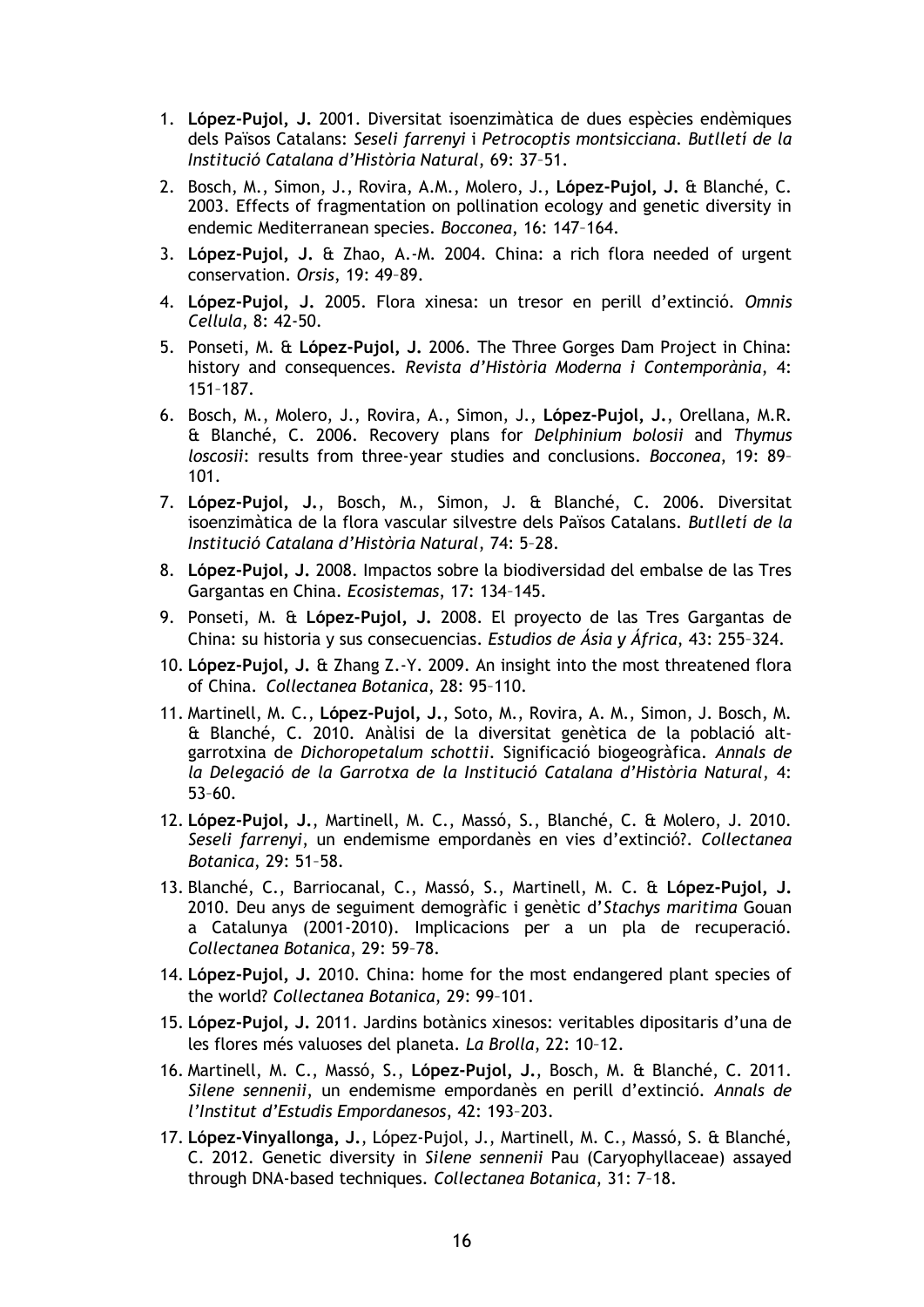1. **López-Pujol, J.** 2001. Diversitat isoenzimàtica de dues espècies endèmiques dels Països Catalans: *Seseli farrenyi* i *Petrocoptis montsicciana*. *Butlletí de la Institució Catalana d'Història Natural*, 69: 37–51.
2. Bosch, M., Simon, J., Rovira, A.M., Molero, J., **López-Pujol, J.** & Blanché, C. 2003. Effects of fragmentation on pollination ecology and genetic diversity in endemic Mediterranean species. *Bocconea*, 16: 147–164.
3. **López-Pujol, J.** & Zhao, A.-M. 2004. China: a rich flora needed of urgent conservation. *Orsis*, 19: 49–89.
4. **López-Pujol, J.** 2005. Flora xinesa: un tresor en perill d'extinció. *Omnis Cellula*, 8: 42-50.
5. Ponseti, M. & **López-Pujol, J.** 2006. The Three Gorges Dam Project in China: history and consequences. *Revista d'Història Moderna i Contemporània*, 4: 151–187.
6. Bosch, M., Molero, J., Rovira, A., Simon, J., **López-Pujol, J.**, Orellana, M.R. & Blanché, C. 2006. Recovery plans for *Delphinium bolosii* and *Thymus loscosii*: results from three-year studies and conclusions. *Bocconea*, 19: 89–101.
7. **López-Pujol, J.**, Bosch, M., Simon, J. & Blanché, C. 2006. Diversitat isoenzimàtica de la flora vascular silvestre dels Països Catalans. *Butlletí de la Institució Catalana d'Història Natural*, 74: 5–28.
8. **López-Pujol, J.** 2008. Impactos sobre la biodiversidad del embalse de las Tres Gargantas en China. *Ecosistemas*, 17: 134–145.
9. Ponseti, M. & **López-Pujol, J.** 2008. El proyecto de las Tres Gargantas de China: su historia y sus consecuencias. *Estudios de Ásia y África*, 43: 255–324.
10. **López-Pujol, J.** & Zhang Z.-Y. 2009. An insight into the most threatened flora of China. *Collectanea Botanica*, 28: 95–110.
11. Martinell, M. C., **López-Pujol, J.**, Soto, M., Rovira, A. M., Simon, J. Bosch, M. & Blanché, C. 2010. Anàlisi de la diversitat genètica de la població alt-garrotxina de *Dichoropetalum schottii*. Significació biogeogràfica. *Annals de la Delegació de la Garrotxa de la Institució Catalana d'Història Natural*, 4: 53–60.
12. **López-Pujol, J.**, Martinell, M. C., Massó, S., Blanché, C. & Molero, J. 2010. *Seseli farrenyi*, un endemisme empordanès en vies d'extinció?. *Collectanea Botanica*, 29: 51–58.
13. Blanché, C., Barriocanal, C., Massó, S., Martinell, M. C. & **López-Pujol, J.** 2010. Deu anys de seguiment demogràfic i genètic d'*Stachys maritima* Gouan a Catalunya (2001-2010). Implicacions per a un pla de recuperació. *Collectanea Botanica*, 29: 59–78.
14. **López-Pujol, J.** 2010. China: home for the most endangered plant species of the world? *Collectanea Botanica*, 29: 99–101.
15. **López-Pujol, J.** 2011. Jardins botànics xinesos: veritables dipositaris d'una de les flores més valuoses del planeta. *La Brolla*, 22: 10–12.
16. Martinell, M. C., Massó, S., **López-Pujol, J.**, Bosch, M. & Blanché, C. 2011. *Silene sennenii*, un endemisme empordanès en perill d'extinció. *Annals de l'Institut d'Estudis Empordanesos*, 42: 193–203.
17. **López-Vinyallonga, J.**, López-Pujol, J., Martinell, M. C., Massó, S. & Blanché, C. 2012. Genetic diversity in *Silene sennenii* Pau (Caryophyllaceae) assayed through DNA-based techniques. *Collectanea Botanica*, 31: 7–18.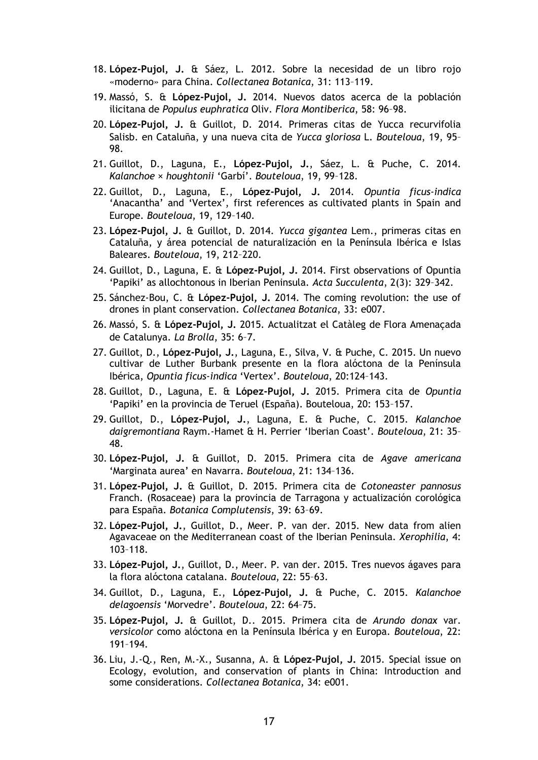18. **López-Pujol, J.** & Sáez, L. 2012. Sobre la necesidad de un libro rojo «moderno» para China. *Collectanea Botanica*, 31: 113–119.
19. Massó, S. & **López-Pujol, J.** 2014. Nuevos datos acerca de la población ilicitana de *Populus euphratica* Oliv. *Flora Montiberica*, 58: 96–98.
20. **López-Pujol, J.** & Guillot, D. 2014. Primeras citas de Yucca recurvifolia Salisb. en Cataluña, y una nueva cita de *Yucca gloriosa* L. *Bouteloua*, 19, 95–98.
21. Guillot, D., Laguna, E., **López-Pujol, J.**, Sáez, L. & Puche, C. 2014. *Kalanchoe* × *houghtonii* 'Garbí'. *Bouteloua*, 19, 99–128.
22. Guillot, D., Laguna, E., **López-Pujol, J.** 2014. *Opuntia ficus-indica* 'Anacantha' and 'Vertex', first references as cultivated plants in Spain and Europe. *Bouteloua*, 19, 129–140.
23. **López-Pujol, J.** & Guillot, D. 2014. *Yucca gigantea* Lem., primeras citas en Cataluña, y área potencial de naturalización en la Península Ibérica e Islas Baleares. *Bouteloua*, 19, 212–220.
24. Guillot, D., Laguna, E. & **López-Pujol, J.** 2014. First observations of Opuntia 'Papiki' as allochtonous in Iberian Peninsula. *Acta Succulenta*, 2(3): 329–342.
25. Sánchez-Bou, C. & **López-Pujol, J.** 2014. The coming revolution: the use of drones in plant conservation. *Collectanea Botanica*, 33: e007.
26. Massó, S. & **López-Pujol, J.** 2015. Actualitzat el Catàleg de Flora Amenaçada de Catalunya. *La Brolla*, 35: 6–7.
27. Guillot, D., **López-Pujol, J.**, Laguna, E., Silva, V. & Puche, C. 2015. Un nuevo cultivar de Luther Burbank presente en la flora alóctona de la Península Ibérica, *Opuntia ficus-indica* 'Vertex'. *Bouteloua*, 20:124–143.
28. Guillot, D., Laguna, E. & **López-Pujol, J.** 2015. Primera cita de *Opuntia* 'Papiki' en la provincia de Teruel (España). Bouteloua, 20: 153–157.
29. Guillot, D., **López-Pujol, J.**, Laguna, E. & Puche, C. 2015. *Kalanchoe daigremontiana* Raym.-Hamet & H. Perrier 'Iberian Coast'. *Bouteloua*, 21: 35–48.
30. **López-Pujol, J.** & Guillot, D. 2015. Primera cita de *Agave americana* 'Marginata aurea' en Navarra. *Bouteloua*, 21: 134–136.
31. **López-Pujol, J.** & Guillot, D. 2015. Primera cita de *Cotoneaster pannosus* Franch. (Rosaceae) para la provincia de Tarragona y actualización corológica para España. *Botanica Complutensis*, 39: 63–69.
32. **López-Pujol, J.**, Guillot, D., Meer. P. van der. 2015. New data from alien Agavaceae on the Mediterranean coast of the Iberian Peninsula. *Xerophilia*, 4: 103–118.
33. **López-Pujol, J.**, Guillot, D., Meer. P. van der. 2015. Tres nuevos ágaves para la flora alóctona catalana. *Bouteloua*, 22: 55–63.
34. Guillot, D., Laguna, E., **López-Pujol, J.** & Puche, C. 2015. *Kalanchoe delagoensis* 'Morvedre'. *Bouteloua*, 22: 64–75.
35. **López-Pujol, J.** & Guillot, D.. 2015. Primera cita de *Arundo donax* var. *versicolor* como alóctona en la Península Ibérica y en Europa. *Bouteloua*, 22: 191–194.
36. Liu, J.-Q., Ren, M.-X., Susanna, A. & **López-Pujol, J.** 2015. Special issue on Ecology, evolution, and conservation of plants in China: Introduction and some considerations. *Collectanea Botanica*, 34: e001.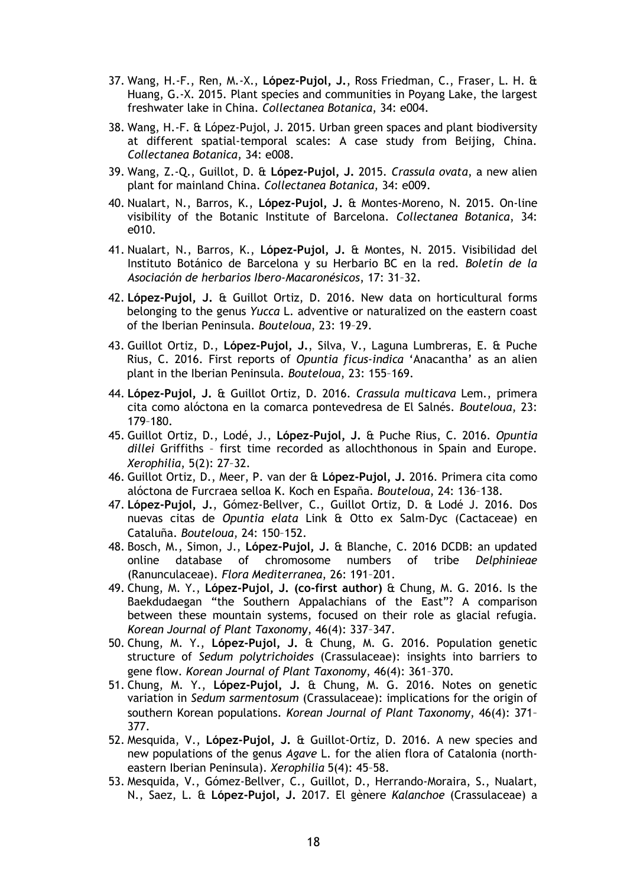37. Wang, H.-F., Ren, M.-X., **López-Pujol, J.**, Ross Friedman, C., Fraser, L. H. & Huang, G.-X. 2015. Plant species and communities in Poyang Lake, the largest freshwater lake in China. *Collectanea Botanica*, 34: e004.
38. Wang, H.-F. & López-Pujol, J. 2015. Urban green spaces and plant biodiversity at different spatial-temporal scales: A case study from Beijing, China. *Collectanea Botanica*, 34: e008.
39. Wang, Z.-Q., Guillot, D. & **López-Pujol, J.** 2015. *Crassula ovata*, a new alien plant for mainland China. *Collectanea Botanica*, 34: e009.
40. Nualart, N., Barros, K., **López-Pujol, J.** & Montes-Moreno, N. 2015. On-line visibility of the Botanic Institute of Barcelona. *Collectanea Botanica*, 34: e010.
41. Nualart, N., Barros, K., **López-Pujol, J.** & Montes, N. 2015. Visibilidad del Instituto Botánico de Barcelona y su Herbario BC en la red. *Boletín de la Asociación de herbarios Ibero-Macaronésicos*, 17: 31–32.
42. **López-Pujol, J.** & Guillot Ortiz, D. 2016. New data on horticultural forms belonging to the genus *Yucca* L. adventive or naturalized on the eastern coast of the Iberian Peninsula. *Bouteloua*, 23: 19–29.
43. Guillot Ortiz, D., **López-Pujol, J.**, Silva, V., Laguna Lumbreras, E. & Puche Rius, C. 2016. First reports of *Opuntia ficus-indica* 'Anacantha' as an alien plant in the Iberian Peninsula. *Bouteloua*, 23: 155–169.
44. **López-Pujol, J.** & Guillot Ortiz, D. 2016. *Crassula multicava* Lem., primera cita como alóctona en la comarca pontevedresa de El Salnés. *Bouteloua*, 23: 179–180.
45. Guillot Ortiz, D., Lodé, J., **López-Pujol, J.** & Puche Rius, C. 2016. *Opuntia dillei* Griffiths – first time recorded as allochthonous in Spain and Europe. *Xerophilia*, 5(2): 27–32.
46. Guillot Ortiz, D., Meer, P. van der & **López-Pujol, J.** 2016. Primera cita como alóctona de Furcraea selloa K. Koch en España. *Bouteloua*, 24: 136–138.
47. **López-Pujol, J.**, Gómez-Bellver, C., Guillot Ortiz, D. & Lodé J. 2016. Dos nuevas citas de *Opuntia elata* Link & Otto ex Salm-Dyc (Cactaceae) en Cataluña. *Bouteloua*, 24: 150–152.
48. Bosch, M., Simon, J., **López-Pujol, J.** & Blanche, C. 2016 DCDB: an updated online database of chromosome numbers of tribe *Delphinieae* (Ranunculaceae). *Flora Mediterranea*, 26: 191–201.
49. Chung, M. Y., **López-Pujol, J. (co-first author)** & Chung, M. G. 2016. Is the Baekdudaegan "the Southern Appalachians of the East"? A comparison between these mountain systems, focused on their role as glacial refugia. *Korean Journal of Plant Taxonomy*, 46(4): 337–347.
50. Chung, M. Y., **López-Pujol, J.** & Chung, M. G. 2016. Population genetic structure of *Sedum polytrichoides* (Crassulaceae): insights into barriers to gene flow. *Korean Journal of Plant Taxonomy*, 46(4): 361–370.
51. Chung, M. Y., **López-Pujol, J.** & Chung, M. G. 2016. Notes on genetic variation in *Sedum sarmentosum* (Crassulaceae): implications for the origin of southern Korean populations. *Korean Journal of Plant Taxonomy*, 46(4): 371–377.
52. Mesquida, V., **López-Pujol, J.** & Guillot-Ortiz, D. 2016. A new species and new populations of the genus *Agave* L. for the alien flora of Catalonia (north-eastern Iberian Peninsula). *Xerophilia* 5(4): 45–58.
53. Mesquida, V., Gómez-Bellver, C., Guillot, D., Herrando-Moraira, S., Nualart, N., Saez, L. & **López-Pujol, J.** 2017. El gènere *Kalanchoe* (Crassulaceae) a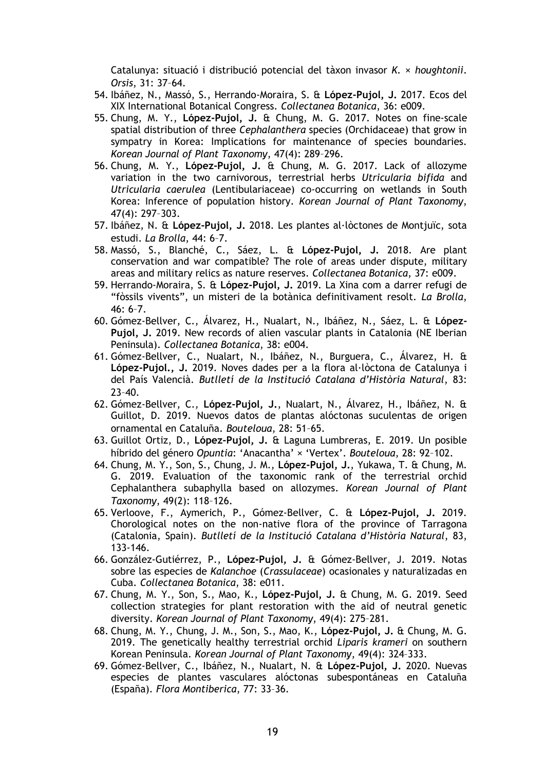Catalunya: situació i distribució potencial del tàxon invasor *K.* × *houghtonii*. *Orsis*, 31: 37–64.

54. Ibáñez, N., Massó, S., Herrando-Moraira, S. & **López-Pujol, J.** 2017. Ecos del XIX International Botanical Congress. *Collectanea Botanica*, 36: e009.
55. Chung, M. Y., **López-Pujol, J.** & Chung, M. G. 2017. Notes on fine-scale spatial distribution of three *Cephalanthera* species (Orchidaceae) that grow in sympatry in Korea: Implications for maintenance of species boundaries. *Korean Journal of Plant Taxonomy*, 47(4): 289–296.
56. Chung, M. Y., **López-Pujol, J.** & Chung, M. G. 2017. Lack of allozyme variation in the two carnivorous, terrestrial herbs *Utricularia bifida* and *Utricularia caerulea* (Lentibulariaceae) co-occurring on wetlands in South Korea: Inference of population history. *Korean Journal of Plant Taxonomy*, 47(4): 297–303.
57. Ibáñez, N. & **López-Pujol, J.** 2018. Les plantes al·lòctones de Montjuïc, sota estudi. *La Brolla*, 44: 6–7.
58. Massó, S., Blanché, C., Sáez, L. & **López-Pujol, J.** 2018. Are plant conservation and war compatible? The role of areas under dispute, military areas and military relics as nature reserves. *Collectanea Botanica*, 37: e009.
59. Herrando-Moraira, S. & **López-Pujol, J.** 2019. La Xina com a darrer refugi de "fòssils vivents", un misteri de la botànica definitivament resolt. *La Brolla*, 46: 6–7.
60. Gómez-Bellver, C., Álvarez, H., Nualart, N., Ibáñez, N., Sáez, L. & **López-Pujol, J.** 2019. New records of alien vascular plants in Catalonia (NE Iberian Peninsula). *Collectanea Botanica*, 38: e004.
61. Gómez-Bellver, C., Nualart, N., Ibáñez, N., Burguera, C., Álvarez, H. & **López-Pujol., J.** 2019. Noves dades per a la flora al·lòctona de Catalunya i del País Valencià. *Butlletí de la Institució Catalana d'Història Natural*, 83: 23–40.
62. Gómez-Bellver, C., **López-Pujol, J.**, Nualart, N., Álvarez, H., Ibáñez, N. & Guillot, D. 2019. Nuevos datos de plantas alóctonas suculentas de origen ornamental en Cataluña. *Bouteloua*, 28: 51–65.
63. Guillot Ortiz, D., **López-Pujol, J.** & Laguna Lumbreras, E. 2019. Un posible híbrido del género *Opuntia*: 'Anacantha' × 'Vertex'. *Bouteloua*, 28: 92–102.
64. Chung, M. Y., Son, S., Chung, J. M., **López-Pujol, J.**, Yukawa, T. & Chung, M. G. 2019. Evaluation of the taxonomic rank of the terrestrial orchid Cephalanthera subaphylla based on allozymes. *Korean Journal of Plant Taxonomy*, 49(2): 118–126.
65. Verloove, F., Aymerich, P., Gómez-Bellver, C. & **López-Pujol, J.** 2019. Chorological notes on the non-native flora of the province of Tarragona (Catalonia, Spain). *Butlletí de la Institució Catalana d'Història Natural*, 83, 133-146.
66. González-Gutiérrez, P., **López-Pujol, J.** & Gómez-Bellver, J. 2019. Notas sobre las especies de *Kalanchoe* (*Crassulaceae*) ocasionales y naturalizadas en Cuba. *Collectanea Botanica*, 38: e011.
67. Chung, M. Y., Son, S., Mao, K., **López-Pujol, J.** & Chung, M. G. 2019. Seed collection strategies for plant restoration with the aid of neutral genetic diversity. *Korean Journal of Plant Taxonomy*, 49(4): 275–281.
68. Chung, M. Y., Chung, J. M., Son, S., Mao, K., **López-Pujol, J.** & Chung, M. G. 2019. The genetically healthy terrestrial orchid *Liparis krameri* on southern Korean Peninsula. *Korean Journal of Plant Taxonomy*, 49(4): 324–333.
69. Gómez-Bellver, C., Ibáñez, N., Nualart, N. & **López-Pujol, J.** 2020. Nuevas especies de plantes vasculares alóctonas subespontáneas en Cataluña (España). *Flora Montiberica*, 77: 33–36.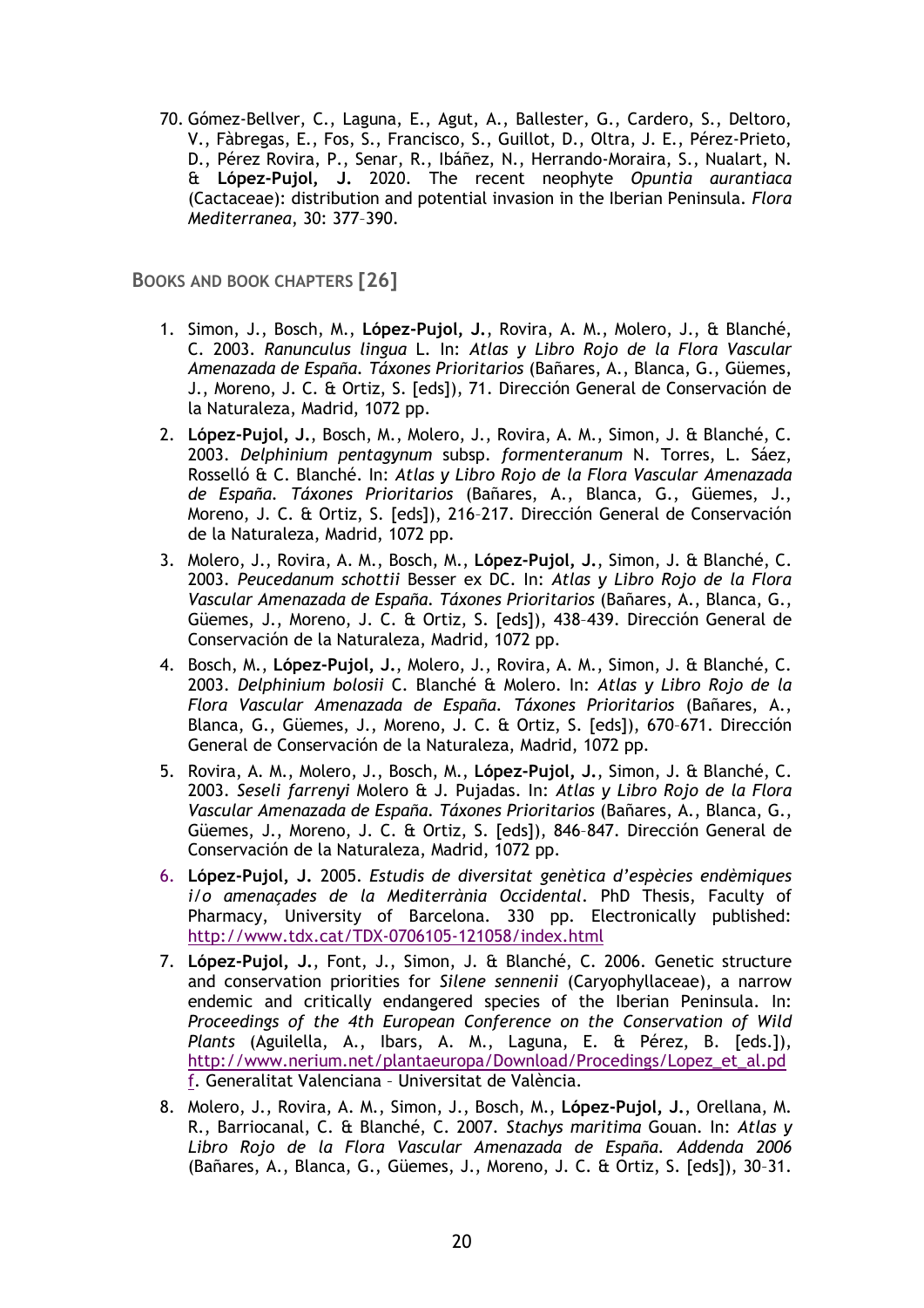70. Gómez-Bellver, C., Laguna, E., Agut, A., Ballester, G., Cardero, S., Deltoro, V., Fàbregas, E., Fos, S., Francisco, S., Guillot, D., Oltra, J. E., Pérez-Prieto, D., Pérez Rovira, P., Senar, R., Ibáñez, N., Herrando-Moraira, S., Nualart, N. & **López-Pujol, J.** 2020. The recent neophyte *Opuntia aurantiaca* (Cactaceae): distribution and potential invasion in the Iberian Peninsula. *Flora Mediterranea*, 30: 377–390.

## BOOKS AND BOOK CHAPTERS [26]

1. Simon, J., Bosch, M., **López-Pujol, J.**, Rovira, A. M., Molero, J., & Blanché, C. 2003. *Ranunculus lingua* L. In: *Atlas y Libro Rojo de la Flora Vascular Amenazada de España. Táxones Prioritarios* (Bañares, A., Blanca, G., Güemes, J., Moreno, J. C. & Ortiz, S. [eds]), 71. Dirección General de Conservación de la Naturaleza, Madrid, 1072 pp.
2. **López-Pujol, J.**, Bosch, M., Molero, J., Rovira, A. M., Simon, J. & Blanché, C. 2003. *Delphinium pentagynum* subsp. *formenteranum* N. Torres, L. Sáez, Rosselló & C. Blanché. In: *Atlas y Libro Rojo de la Flora Vascular Amenazada de España. Táxones Prioritarios* (Bañares, A., Blanca, G., Güemes, J., Moreno, J. C. & Ortiz, S. [eds]), 216–217. Dirección General de Conservación de la Naturaleza, Madrid, 1072 pp.
3. Molero, J., Rovira, A. M., Bosch, M., **López-Pujol, J.**, Simon, J. & Blanché, C. 2003. *Peucedanum schottii* Besser ex DC. In: *Atlas y Libro Rojo de la Flora Vascular Amenazada de España. Táxones Prioritarios* (Bañares, A., Blanca, G., Güemes, J., Moreno, J. C. & Ortiz, S. [eds]), 438–439. Dirección General de Conservación de la Naturaleza, Madrid, 1072 pp.
4. Bosch, M., **López-Pujol, J.**, Molero, J., Rovira, A. M., Simon, J. & Blanché, C. 2003. *Delphinium bolosii* C. Blanché & Molero. In: *Atlas y Libro Rojo de la Flora Vascular Amenazada de España. Táxones Prioritarios* (Bañares, A., Blanca, G., Güemes, J., Moreno, J. C. & Ortiz, S. [eds]), 670–671. Dirección General de Conservación de la Naturaleza, Madrid, 1072 pp.
5. Rovira, A. M., Molero, J., Bosch, M., **López-Pujol, J.**, Simon, J. & Blanché, C. 2003. *Seseli farrenyi* Molero & J. Pujadas. In: *Atlas y Libro Rojo de la Flora Vascular Amenazada de España. Táxones Prioritarios* (Bañares, A., Blanca, G., Güemes, J., Moreno, J. C. & Ortiz, S. [eds]), 846–847. Dirección General de Conservación de la Naturaleza, Madrid, 1072 pp.
6. **López-Pujol, J.** 2005. *Estudis de diversitat genètica d'espècies endèmiques i/o amenaçades de la Mediterrània Occidental*. PhD Thesis, Faculty of Pharmacy, University of Barcelona. 330 pp. Electronically published: http://www.tdx.cat/TDX-0706105-121058/index.html
7. **López-Pujol, J.**, Font, J., Simon, J. & Blanché, C. 2006. Genetic structure and conservation priorities for *Silene sennenii* (Caryophyllaceae), a narrow endemic and critically endangered species of the Iberian Peninsula. In: *Proceedings of the 4th European Conference on the Conservation of Wild Plants* (Aguilella, A., Ibars, A. M., Laguna, E. & Pérez, B. [eds.]), http://www.nerium.net/plantaeuropa/Download/Procedings/Lopez_et_al.pdf. Generalitat Valenciana – Universitat de València.
8. Molero, J., Rovira, A. M., Simon, J., Bosch, M., **López-Pujol, J.**, Orellana, M. R., Barriocanal, C. & Blanché, C. 2007. *Stachys maritima* Gouan. In: *Atlas y Libro Rojo de la Flora Vascular Amenazada de España. Addenda 2006* (Bañares, A., Blanca, G., Güemes, J., Moreno, J. C. & Ortiz, S. [eds]), 30–31.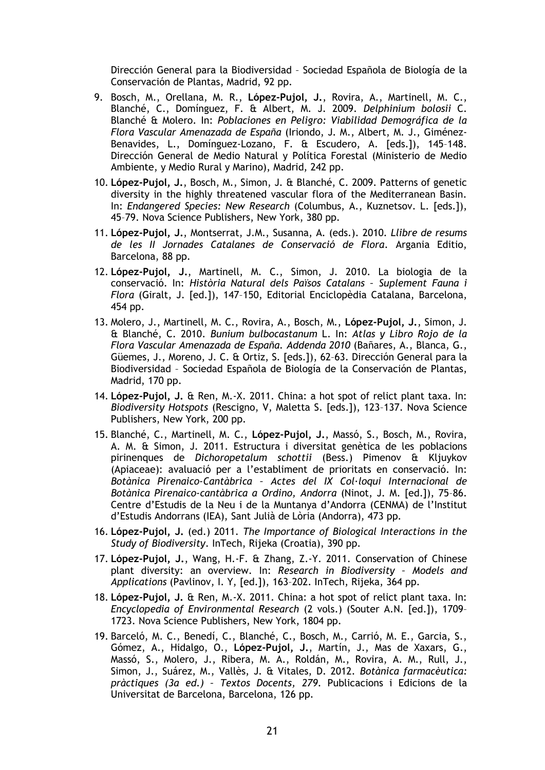Dirección General para la Biodiversidad – Sociedad Española de Biología de la Conservación de Plantas, Madrid, 92 pp.

9. Bosch, M., Orellana, M. R., **López-Pujol, J.**, Rovira, A., Martinell, M. C., Blanché, C., Domínguez, F. & Albert, M. J. 2009. *Delphinium bolosii* C. Blanché & Molero. In: *Poblaciones en Peligro: Viabilidad Demográfica de la Flora Vascular Amenazada de España* (Iriondo, J. M., Albert, M. J., Giménez-Benavides, L., Domínguez-Lozano, F. & Escudero, A. [eds.]), 145–148. Dirección General de Medio Natural y Política Forestal (Ministerio de Medio Ambiente, y Medio Rural y Marino), Madrid, 242 pp.
10. **López-Pujol, J.**, Bosch, M., Simon, J. & Blanché, C. 2009. Patterns of genetic diversity in the highly threatened vascular flora of the Mediterranean Basin. In: *Endangered Species: New Research* (Columbus, A., Kuznetsov. L. [eds.]), 45–79. Nova Science Publishers, New York, 380 pp.
11. **López-Pujol, J.**, Montserrat, J.M., Susanna, A. (eds.). 2010. *Llibre de resums de les II Jornades Catalanes de Conservació de Flora*. Argania Editio, Barcelona, 88 pp.
12. **López-Pujol, J.**, Martinell, M. C., Simon, J. 2010. La biologia de la conservació. In: *Història Natural dels Països Catalans – Suplement Fauna i Flora* (Giralt, J. [ed.]), 147–150, Editorial Enciclopèdia Catalana, Barcelona, 454 pp.
13. Molero, J., Martinell, M. C., Rovira, A., Bosch, M., **López-Pujol, J.**, Simon, J. & Blanché, C. 2010. *Bunium bulbocastanum* L. In: *Atlas y Libro Rojo de la Flora Vascular Amenazada de España. Addenda 2010* (Bañares, A., Blanca, G., Güemes, J., Moreno, J. C. & Ortiz, S. [eds.]), 62–63. Dirección General para la Biodiversidad – Sociedad Española de Biología de la Conservación de Plantas, Madrid, 170 pp.
14. **López-Pujol, J.** & Ren, M.-X. 2011. China: a hot spot of relict plant taxa. In: *Biodiversity Hotspots* (Rescigno, V, Maletta S. [eds.]), 123–137. Nova Science Publishers, New York, 200 pp.
15. Blanché, C., Martinell, M. C., **López-Pujol, J.**, Massó, S., Bosch, M., Rovira, A. M. & Simon, J. 2011. Estructura i diversitat genètica de les poblacions pirinenques de *Dichoropetalum schottii* (Bess.) Pimenov & Kljuykov (Apiaceae): avaluació per a l'establiment de prioritats en conservació. In: *Botànica Pirenaico-Cantàbrica – Actes del IX Col·loqui Internacional de Botànica Pirenaico-cantàbrica a Ordino, Andorra* (Ninot, J. M. [ed.]), 75–86. Centre d'Estudis de la Neu i de la Muntanya d'Andorra (CENMA) de l'Institut d'Estudis Andorrans (IEA), Sant Julià de Lòria (Andorra), 473 pp.
16. **López-Pujol, J.** (ed.) 2011. *The Importance of Biological Interactions in the Study of Biodiversity*. InTech, Rijeka (Croatia), 390 pp.
17. **López-Pujol, J.**, Wang, H.-F. & Zhang, Z.-Y. 2011. Conservation of Chinese plant diversity: an overview. In: *Research in Biodiversity – Models and Applications* (Pavlinov, I. Y, [ed.]), 163–202. InTech, Rijeka, 364 pp.
18. **López-Pujol, J.** & Ren, M.-X. 2011. China: a hot spot of relict plant taxa. In: *Encyclopedia of Environmental Research* (2 vols.) (Souter A.N. [ed.]), 1709–1723. Nova Science Publishers, New York, 1804 pp.
19. Barceló, M. C., Benedí, C., Blanché, C., Bosch, M., Carrió, M. E., Garcia, S., Gómez, A., Hidalgo, O., **López-Pujol, J.**, Martín, J., Mas de Xaxars, G., Massó, S., Molero, J., Ribera, M. A., Roldán, M., Rovira, A. M., Rull, J., Simon, J., Suárez, M., Vallès, J. & Vitales, D. 2012. *Botànica farmacèutica: pràctiques (3a ed.) – Textos Docents, 279*. Publicacions i Edicions de la Universitat de Barcelona, Barcelona, 126 pp.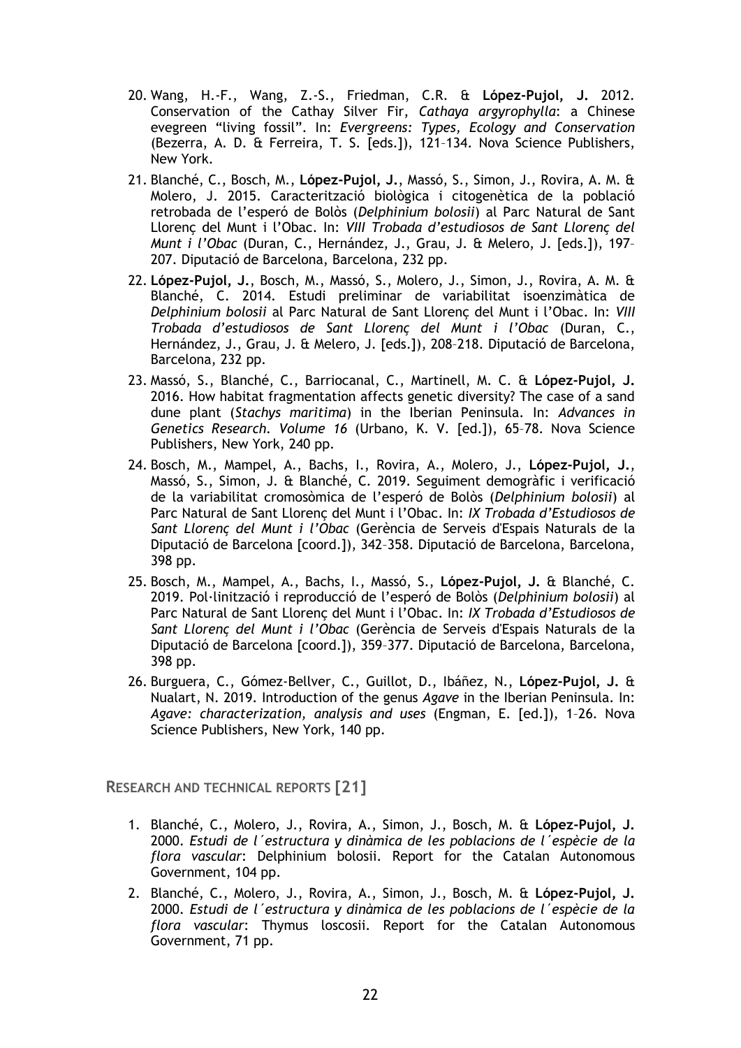20. Wang, H.-F., Wang, Z.-S., Friedman, C.R. & **López-Pujol, J.** 2012. Conservation of the Cathay Silver Fir, *Cathaya argyrophylla*: a Chinese evegreen "living fossil". In: *Evergreens: Types, Ecology and Conservation* (Bezerra, A. D. & Ferreira, T. S. [eds.]), 121–134. Nova Science Publishers, New York.
21. Blanché, C., Bosch, M., **López-Pujol, J.**, Massó, S., Simon, J., Rovira, A. M. & Molero, J. 2015. Caracterització biològica i citogenètica de la població retrobada de l'esperó de Bolòs (*Delphinium bolosii*) al Parc Natural de Sant Llorenç del Munt i l'Obac. In: *VIII Trobada d'estudiosos de Sant Llorenç del Munt i l'Obac* (Duran, C., Hernández, J., Grau, J. & Melero, J. [eds.]), 197–207. Diputació de Barcelona, Barcelona, 232 pp.
22. **López-Pujol, J.**, Bosch, M., Massó, S., Molero, J., Simon, J., Rovira, A. M. & Blanché, C. 2014. Estudi preliminar de variabilitat isoenzimàtica de *Delphinium bolosii* al Parc Natural de Sant Llorenç del Munt i l'Obac. In: *VIII Trobada d'estudiosos de Sant Llorenç del Munt i l'Obac* (Duran, C., Hernández, J., Grau, J. & Melero, J. [eds.]), 208–218. Diputació de Barcelona, Barcelona, 232 pp.
23. Massó, S., Blanché, C., Barriocanal, C., Martinell, M. C. & **López-Pujol, J.** 2016. How habitat fragmentation affects genetic diversity? The case of a sand dune plant (*Stachys maritima*) in the Iberian Peninsula. In: *Advances in Genetics Research. Volume 16* (Urbano, K. V. [ed.]), 65–78. Nova Science Publishers, New York, 240 pp.
24. Bosch, M., Mampel, A., Bachs, I., Rovira, A., Molero, J., **López-Pujol, J.**, Massó, S., Simon, J. & Blanché, C. 2019. Seguiment demogràfic i verificació de la variabilitat cromosòmica de l'esperó de Bolòs (*Delphinium bolosii*) al Parc Natural de Sant Llorenç del Munt i l'Obac. In: *IX Trobada d'Estudiosos de Sant Llorenç del Munt i l'Obac* (Gerència de Serveis d'Espais Naturals de la Diputació de Barcelona [coord.]), 342–358. Diputació de Barcelona, Barcelona, 398 pp.
25. Bosch, M., Mampel, A., Bachs, I., Massó, S., **López-Pujol, J.** & Blanché, C. 2019. Pol·linització i reproducció de l'esperó de Bolòs (*Delphinium bolosii*) al Parc Natural de Sant Llorenç del Munt i l'Obac. In: *IX Trobada d'Estudiosos de Sant Llorenç del Munt i l'Obac* (Gerència de Serveis d'Espais Naturals de la Diputació de Barcelona [coord.]), 359–377. Diputació de Barcelona, Barcelona, 398 pp.
26. Burguera, C., Gómez-Bellver, C., Guillot, D., Ibáñez, N., **López-Pujol, J.** & Nualart, N. 2019. Introduction of the genus *Agave* in the Iberian Peninsula. In: *Agave: characterization, analysis and uses* (Engman, E. [ed.]), 1–26. Nova Science Publishers, New York, 140 pp.

## RESEARCH AND TECHNICAL REPORTS [21]

1. Blanché, C., Molero, J., Rovira, A., Simon, J., Bosch, M. & **López-Pujol, J.** 2000. *Estudi de l´estructura y dinàmica de les poblacions de l´espècie de la flora vascular*: Delphinium bolosii. Report for the Catalan Autonomous Government, 104 pp.
2. Blanché, C., Molero, J., Rovira, A., Simon, J., Bosch, M. & **López-Pujol, J.** 2000. *Estudi de l´estructura y dinàmica de les poblacions de l´espècie de la flora vascular*: Thymus loscosii. Report for the Catalan Autonomous Government, 71 pp.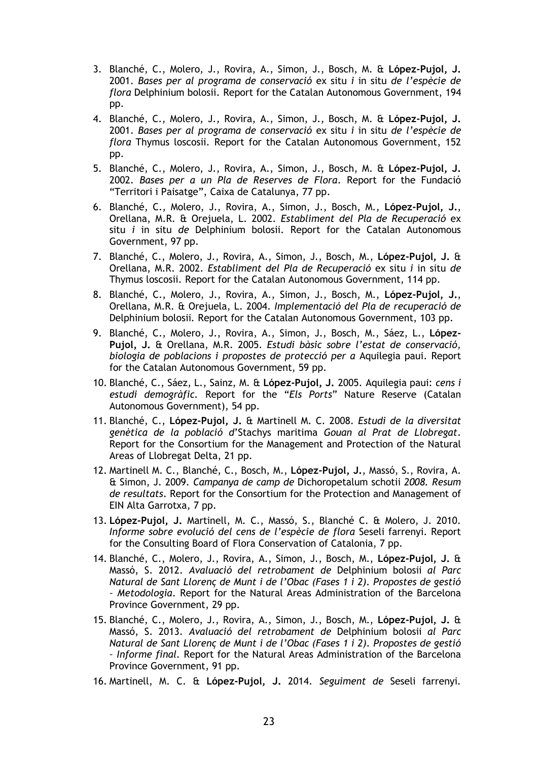3. Blanché, C., Molero, J., Rovira, A., Simon, J., Bosch, M. & **López-Pujol, J.** 2001. *Bases per al programa de conservació* ex situ *i* in situ *de l'espècie de flora* Delphinium bolosii. Report for the Catalan Autonomous Government, 194 pp.
4. Blanché, C., Molero, J., Rovira, A., Simon, J., Bosch, M. & **López-Pujol, J.** 2001. *Bases per al programa de conservació* ex situ *i* in situ *de l'espècie de flora* Thymus loscosii. Report for the Catalan Autonomous Government, 152 pp.
5. Blanché, C., Molero, J., Rovira, A., Simon, J., Bosch, M. & **López-Pujol, J.** 2002. *Bases per a un Pla de Reserves de Flora*. Report for the Fundació "Territori i Paisatge", Caixa de Catalunya, 77 pp.
6. Blanché, C., Molero, J., Rovira, A., Simon, J., Bosch, M., **López-Pujol, J.**, Orellana, M.R. & Orejuela, L. 2002. *Establiment del Pla de Recuperació* ex situ *i* in situ *de* Delphinium bolosii. Report for the Catalan Autonomous Government, 97 pp.
7. Blanché, C., Molero, J., Rovira, A., Simon, J., Bosch, M., **López-Pujol, J.** & Orellana, M.R. 2002. *Establiment del Pla de Recuperació* ex situ *i* in situ *de* Thymus loscosii. Report for the Catalan Autonomous Government, 114 pp.
8. Blanché, C., Molero, J., Rovira, A., Simon, J., Bosch, M., **López-Pujol, J.**, Orellana, M.R. & Orejuela, L. 2004. *Implementació del Pla de recuperació de* Delphinium bolosii. Report for the Catalan Autonomous Government, 103 pp.
9. Blanché, C., Molero, J., Rovira, A., Simon, J., Bosch, M., Sáez, L., **López-Pujol, J.** & Orellana, M.R. 2005. *Estudi bàsic sobre l'estat de conservació, biologia de poblacions i propostes de protecció per a* Aquilegia paui. Report for the Catalan Autonomous Government, 59 pp.
10. Blanché, C., Sáez, L., Sainz, M. & **López-Pujol, J.** 2005. Aquilegia paui: *cens i estudi demogràfic*. Report for the "*Els Ports*" Nature Reserve (Catalan Autonomous Government), 54 pp.
11. Blanché, C., **López-Pujol, J.** & Martinell M. C. 2008. *Estudi de la diversitat genètica de la població d'*Stachys maritima *Gouan al Prat de Llobregat*. Report for the Consortium for the Management and Protection of the Natural Areas of Llobregat Delta, 21 pp.
12. Martinell M. C., Blanché, C., Bosch, M., **López-Pujol, J.**, Massó, S., Rovira, A. & Simon, J. 2009. *Campanya de camp de* Dichoropetalum schotii *2008. Resum de resultats*. Report for the Consortium for the Protection and Management of EIN Alta Garrotxa, 7 pp.
13. **López-Pujol, J.** Martinell, M. C., Massó, S., Blanché C. & Molero, J. 2010. *Informe sobre evolució del cens de l'espècie de flora* Seseli farrenyi. Report for the Consulting Board of Flora Conservation of Catalonia, 7 pp.
14. Blanché, C., Molero, J., Rovira, A., Simon, J., Bosch, M., **López-Pujol, J.** & Massó, S. 2012. *Avaluació del retrobament de* Delphinium bolosii *al Parc Natural de Sant Llorenç de Munt i de l'Obac (Fases 1 i 2). Propostes de gestió – Metodologia*. Report for the Natural Areas Administration of the Barcelona Province Government, 29 pp.
15. Blanché, C., Molero, J., Rovira, A., Simon, J., Bosch, M., **López-Pujol, J.** & Massó, S. 2013. *Avaluació del retrobament de* Delphinium bolosii *al Parc Natural de Sant Llorenç de Munt i de l'Obac (Fases 1 i 2). Propostes de gestió – Informe final*. Report for the Natural Areas Administration of the Barcelona Province Government, 91 pp.
16. Martinell, M. C. & **López-Pujol, J.** 2014. *Seguiment de* Seseli farrenyi.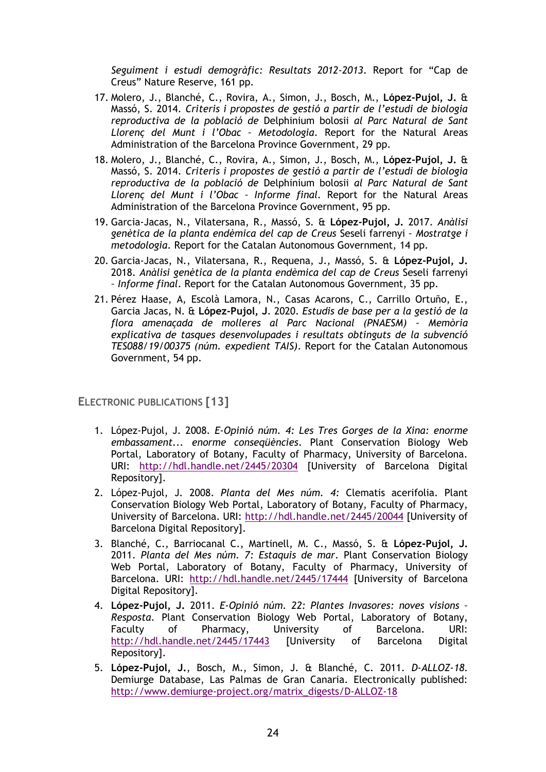*Seguiment i estudi demogràfic: Resultats 2012-2013*. Report for "Cap de Creus" Nature Reserve, 161 pp.

17. Molero, J., Blanché, C., Rovira, A., Simon, J., Bosch, M., **López-Pujol, J.** & Massó, S. 2014. *Criteris i propostes de gestió a partir de l'estudi de biologia reproductiva de la població de* Delphinium bolosii *al Parc Natural de Sant Llorenç del Munt i l'Obac – Metodologia*. Report for the Natural Areas Administration of the Barcelona Province Government, 29 pp.
18. Molero, J., Blanché, C., Rovira, A., Simon, J., Bosch, M., **López-Pujol, J.** & Massó, S. 2014. *Criteris i propostes de gestió a partir de l'estudi de biologia reproductiva de la població de* Delphinium bolosii *al Parc Natural de Sant Llorenç del Munt i l'Obac – Informe final*. Report for the Natural Areas Administration of the Barcelona Province Government, 95 pp.
19. Garcia-Jacas, N., Vilatersana, R., Massó, S. & **López-Pujol, J.** 2017. *Anàlisi genètica de la planta endèmica del cap de Creus* Seseli farrenyi *– Mostratge i metodologia*. Report for the Catalan Autonomous Government, 14 pp.
20. Garcia-Jacas, N., Vilatersana, R., Requena, J., Massó, S. & **López-Pujol, J.** 2018. *Anàlisi genètica de la planta endèmica del cap de Creus* Seseli farrenyi *– Informe final*. Report for the Catalan Autonomous Government, 35 pp.
21. Pérez Haase, A, Escolà Lamora, N., Casas Acarons, C., Carrillo Ortuño, E., Garcia Jacas, N. & **López-Pujol, J**. 2020. *Estudis de base per a la gestió de la flora amenaçada de molleres al Parc Nacional (PNAESM) – Memòria explicativa de tasques desenvolupades i resultats obtinguts de la subvenció TES088/19/00375 (núm. expedient TAIS)*. Report for the Catalan Autonomous Government, 54 pp.

## ELECTRONIC PUBLICATIONS [13]

1. López-Pujol, J. 2008. *E-Opinió núm. 4: Les Tres Gorges de la Xina: enorme embassament... enorme conseqüències*. Plant Conservation Biology Web Portal, Laboratory of Botany, Faculty of Pharmacy, University of Barcelona. URI: http://hdl.handle.net/2445/20304 [University of Barcelona Digital Repository].
2. López-Pujol, J. 2008. *Planta del Mes núm. 4:* Clematis acerifolia. Plant Conservation Biology Web Portal, Laboratory of Botany, Faculty of Pharmacy, University of Barcelona. URI: http://hdl.handle.net/2445/20044 [University of Barcelona Digital Repository].
3. Blanché, C., Barriocanal C., Martinell, M. C., Massó, S. & **López-Pujol, J.** 2011. *Planta del Mes núm. 7: Estaquis de mar*. Plant Conservation Biology Web Portal, Laboratory of Botany, Faculty of Pharmacy, University of Barcelona. URI: http://hdl.handle.net/2445/17444 [University of Barcelona Digital Repository].
4. **López-Pujol, J.** 2011. *E-Opinió núm. 22: Plantes Invasores: noves visions – Resposta*. Plant Conservation Biology Web Portal, Laboratory of Botany, Faculty of Pharmacy, University of Barcelona. URI: http://hdl.handle.net/2445/17443 [University of Barcelona Digital Repository].
5. **López-Pujol, J.**, Bosch, M., Simon, J. & Blanché, C. 2011. *D-ALLOZ-18*. Demiurge Database, Las Palmas de Gran Canaria. Electronically published: http://www.demiurge-project.org/matrix_digests/D-ALLOZ-18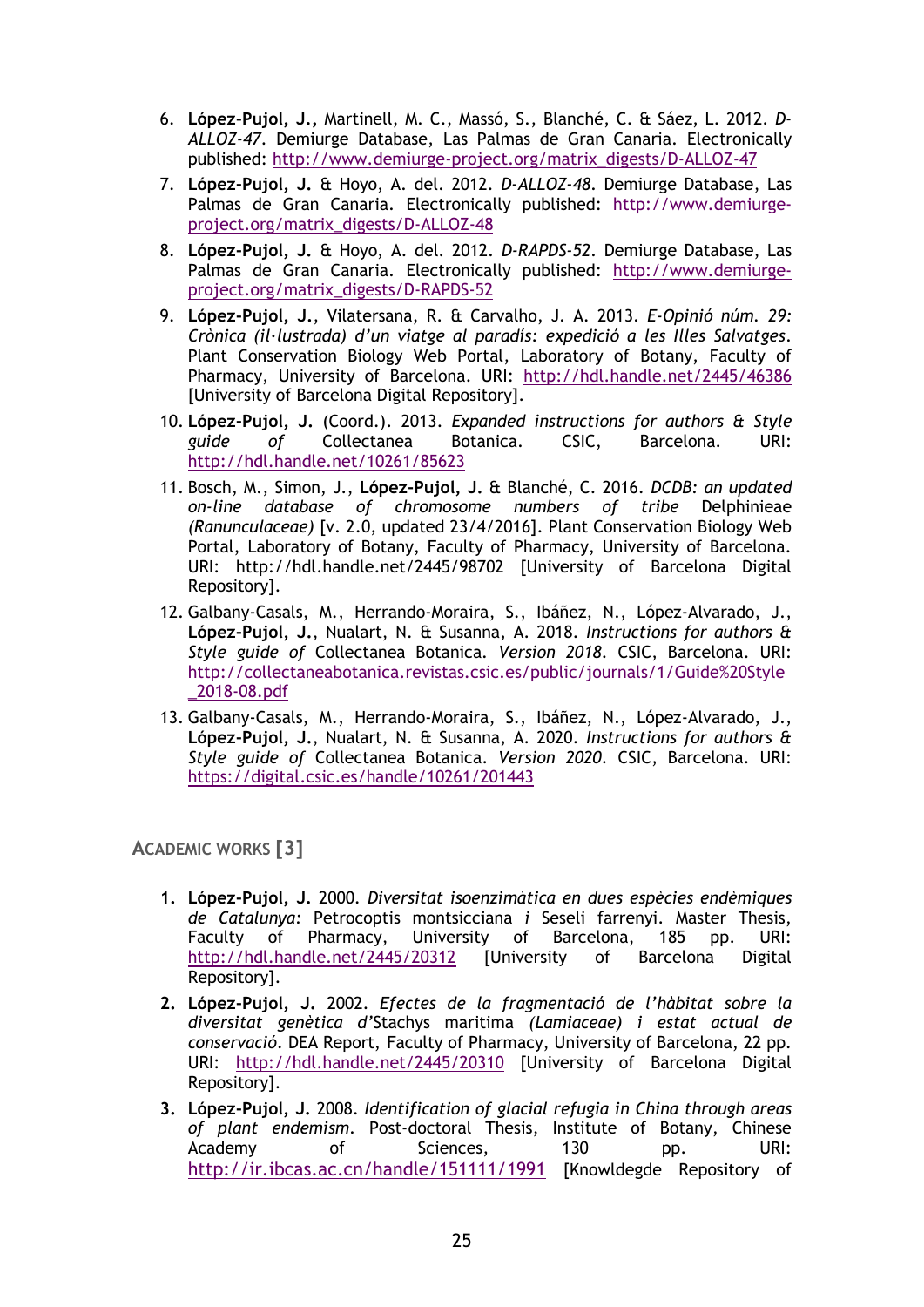6. **López-Pujol, J.,** Martinell, M. C., Massó, S., Blanché, C. & Sáez, L. 2012. *D-ALLOZ-47*. Demiurge Database, Las Palmas de Gran Canaria. Electronically published: http://www.demiurge-project.org/matrix_digests/D-ALLOZ-47
7. **López-Pujol, J.** & Hoyo, A. del. 2012. *D-ALLOZ-48*. Demiurge Database, Las Palmas de Gran Canaria. Electronically published: http://www.demiurge-project.org/matrix_digests/D-ALLOZ-48
8. **López-Pujol, J.** & Hoyo, A. del. 2012. *D-RAPDS-52*. Demiurge Database, Las Palmas de Gran Canaria. Electronically published: http://www.demiurge-project.org/matrix_digests/D-RAPDS-52
9. **López-Pujol, J.**, Vilatersana, R. & Carvalho, J. A. 2013. *E-Opinió núm. 29: Crònica (il·lustrada) d'un viatge al paradís: expedició a les Illes Salvatges*. Plant Conservation Biology Web Portal, Laboratory of Botany, Faculty of Pharmacy, University of Barcelona. URI: http://hdl.handle.net/2445/46386 [University of Barcelona Digital Repository].
10. **López-Pujol, J.** (Coord.). 2013. *Expanded instructions for authors & Style guide of* Collectanea Botanica. CSIC, Barcelona. URI: http://hdl.handle.net/10261/85623
11. Bosch, M., Simon, J., **López-Pujol, J.** & Blanché, C. 2016. *DCDB: an updated on-line database of chromosome numbers of tribe* Delphinieae *(Ranunculaceae)* [v. 2.0, updated 23/4/2016]. Plant Conservation Biology Web Portal, Laboratory of Botany, Faculty of Pharmacy, University of Barcelona. URI: http://hdl.handle.net/2445/98702 [University of Barcelona Digital Repository].
12. Galbany-Casals, M., Herrando-Moraira, S., Ibáñez, N., López-Alvarado, J., **López-Pujol, J.**, Nualart, N. & Susanna, A. 2018. *Instructions for authors & Style guide of* Collectanea Botanica. *Version 2018*. CSIC, Barcelona. URI: http://collectaneabotanica.revistas.csic.es/public/journals/1/Guide%20Style_2018-08.pdf
13. Galbany-Casals, M., Herrando-Moraira, S., Ibáñez, N., López-Alvarado, J., **López-Pujol, J.**, Nualart, N. & Susanna, A. 2020. *Instructions for authors & Style guide of* Collectanea Botanica. *Version 2020*. CSIC, Barcelona. URI: https://digital.csic.es/handle/10261/201443

## ACADEMIC WORKS [3]

1. **López-Pujol, J.** 2000. *Diversitat isoenzimàtica en dues espècies endèmiques de Catalunya:* Petrocoptis montsicciana *i* Seseli farrenyi. Master Thesis, Faculty of Pharmacy, University of Barcelona, 185 pp. URI: http://hdl.handle.net/2445/20312 [University of Barcelona Digital Repository].
2. **López-Pujol, J.** 2002. *Efectes de la fragmentació de l'hàbitat sobre la diversitat genètica d'*Stachys maritima *(Lamiaceae) i estat actual de conservació*. DEA Report, Faculty of Pharmacy, University of Barcelona, 22 pp. URI: http://hdl.handle.net/2445/20310 [University of Barcelona Digital Repository].
3. **López-Pujol, J.** 2008. *Identification of glacial refugia in China through areas of plant endemism*. Post-doctoral Thesis, Institute of Botany, Chinese Academy of Sciences, 130 pp. URI: http://ir.ibcas.ac.cn/handle/151111/1991 [Knowldegde Repository of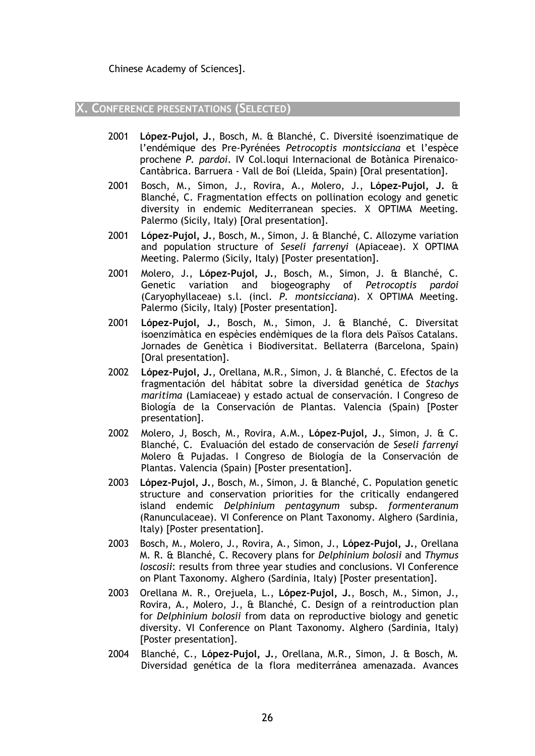Chinese Academy of Sciences].

## X. CONFERENCE PRESENTATIONS (SELECTED)

- 2001 **López-Pujol, J.**, Bosch, M. & Blanché, C. Diversité isoenzimatique de l'endémique des Pre-Pyrénées *Petrocoptis montsicciana* et l'espèce prochene *P. pardoi*. IV Col.loqui Internacional de Botànica Pirenaico-Cantàbrica. Barruera - Vall de Boí (Lleida, Spain) [Oral presentation].
- 2001 Bosch, M., Simon, J., Rovira, A., Molero, J., **López-Pujol, J.** & Blanché, C. Fragmentation effects on pollination ecology and genetic diversity in endemic Mediterranean species. X OPTIMA Meeting. Palermo (Sicily, Italy) [Oral presentation].
- 2001 **López-Pujol, J.**, Bosch, M., Simon, J. & Blanché, C. Allozyme variation and population structure of *Seseli farrenyi* (Apiaceae). X OPTIMA Meeting. Palermo (Sicily, Italy) [Poster presentation].
- 2001 Molero, J., **López-Pujol, J.**, Bosch, M., Simon, J. & Blanché, C. Genetic variation and biogeography of *Petrocoptis pardoi* (Caryophyllaceae) s.l. (incl. *P. montsicciana*). X OPTIMA Meeting. Palermo (Sicily, Italy) [Poster presentation].
- 2001 **López-Pujol, J.**, Bosch, M., Simon, J. & Blanché, C. Diversitat isoenzimàtica en espècies endèmiques de la flora dels Països Catalans. Jornades de Genètica i Biodiversitat. Bellaterra (Barcelona, Spain) [Oral presentation].
- 2002 **López-Pujol, J.**, Orellana, M.R., Simon, J. & Blanché, C. Efectos de la fragmentación del hábitat sobre la diversidad genética de *Stachys maritima* (Lamiaceae) y estado actual de conservación. I Congreso de Biología de la Conservación de Plantas. Valencia (Spain) [Poster presentation].
- 2002 Molero, J, Bosch, M., Rovira, A.M., **López-Pujol, J.**, Simon, J. & C. Blanché, C. Evaluación del estado de conservación de *Seseli farrenyi* Molero & Pujadas. I Congreso de Biología de la Conservación de Plantas. Valencia (Spain) [Poster presentation].
- 2003 **López-Pujol, J.**, Bosch, M., Simon, J. & Blanché, C. Population genetic structure and conservation priorities for the critically endangered island endemic *Delphinium pentagynum* subsp. *formenteranum* (Ranunculaceae). VI Conference on Plant Taxonomy. Alghero (Sardinia, Italy) [Poster presentation].
- 2003 Bosch, M., Molero, J., Rovira, A., Simon, J., **López-Pujol, J.**, Orellana M. R. & Blanché, C. Recovery plans for *Delphinium bolosii* and *Thymus loscosii*: results from three year studies and conclusions. VI Conference on Plant Taxonomy. Alghero (Sardinia, Italy) [Poster presentation].
- 2003 Orellana M. R., Orejuela, L., **López-Pujol, J.**, Bosch, M., Simon, J., Rovira, A., Molero, J., & Blanché, C. Design of a reintroduction plan for *Delphinium bolosii* from data on reproductive biology and genetic diversity. VI Conference on Plant Taxonomy. Alghero (Sardinia, Italy) [Poster presentation].
- 2004 Blanché, C., **López-Pujol, J.**, Orellana, M.R., Simon, J. & Bosch, M. Diversidad genética de la flora mediterránea amenazada. Avances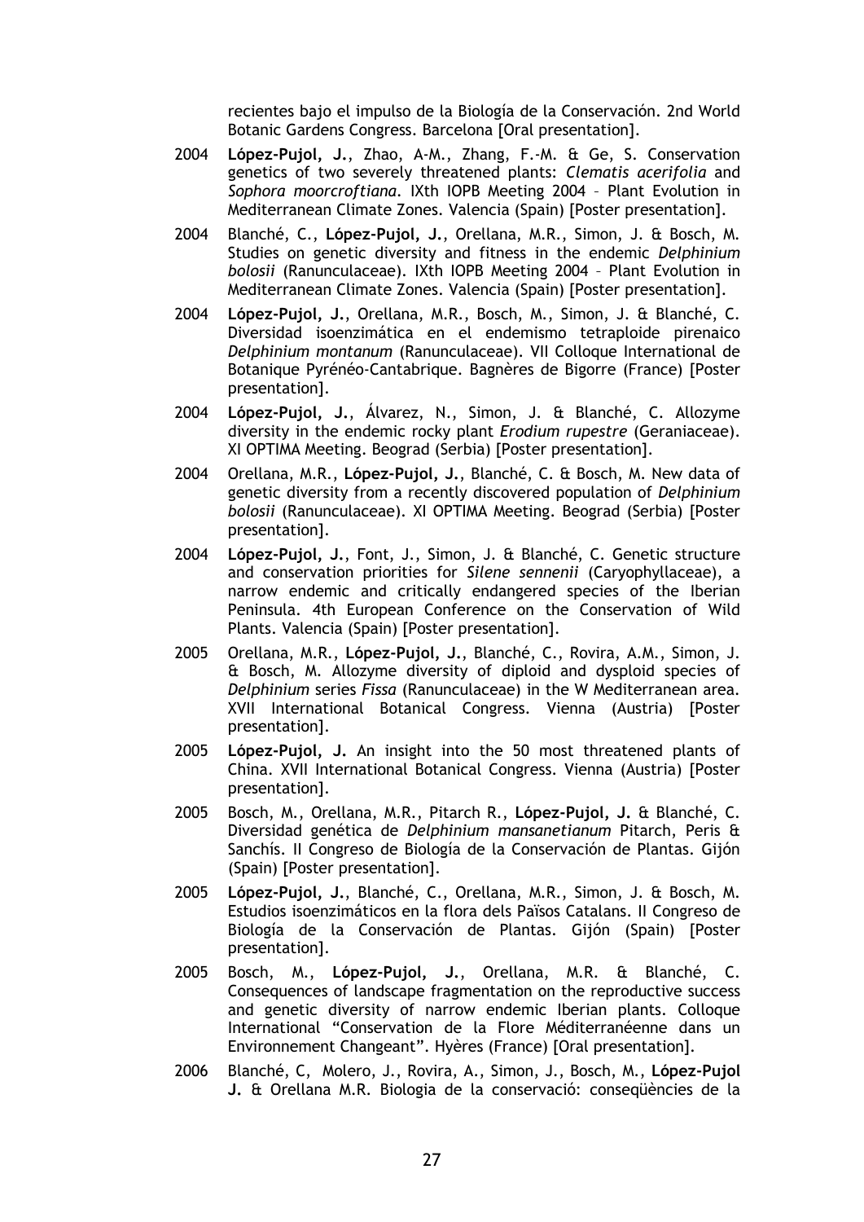recientes bajo el impulso de la Biología de la Conservación. 2nd World Botanic Gardens Congress. Barcelona [Oral presentation].

2004 **López-Pujol, J.**, Zhao, A-M., Zhang, F.-M. & Ge, S. Conservation genetics of two severely threatened plants: *Clematis acerifolia* and *Sophora moorcroftiana*. IXth IOPB Meeting 2004 – Plant Evolution in Mediterranean Climate Zones. Valencia (Spain) [Poster presentation].

2004 Blanché, C., **López-Pujol, J.**, Orellana, M.R., Simon, J. & Bosch, M. Studies on genetic diversity and fitness in the endemic *Delphinium bolosii* (Ranunculaceae). IXth IOPB Meeting 2004 – Plant Evolution in Mediterranean Climate Zones. Valencia (Spain) [Poster presentation].

2004 **López-Pujol, J.**, Orellana, M.R., Bosch, M., Simon, J. & Blanché, C. Diversidad isoenzimática en el endemismo tetraploide pirenaico *Delphinium montanum* (Ranunculaceae). VII Colloque International de Botanique Pyrénéo-Cantabrique. Bagnères de Bigorre (France) [Poster presentation].

2004 **López-Pujol, J.**, Álvarez, N., Simon, J. & Blanché, C. Allozyme diversity in the endemic rocky plant *Erodium rupestre* (Geraniaceae). XI OPTIMA Meeting. Beograd (Serbia) [Poster presentation].

2004 Orellana, M.R., **López-Pujol, J.**, Blanché, C. & Bosch, M. New data of genetic diversity from a recently discovered population of *Delphinium bolosii* (Ranunculaceae). XI OPTIMA Meeting. Beograd (Serbia) [Poster presentation].

2004 **López-Pujol, J.**, Font, J., Simon, J. & Blanché, C. Genetic structure and conservation priorities for *Silene sennenii* (Caryophyllaceae), a narrow endemic and critically endangered species of the Iberian Peninsula. 4th European Conference on the Conservation of Wild Plants. Valencia (Spain) [Poster presentation].

2005 Orellana, M.R., **López-Pujol, J.**, Blanché, C., Rovira, A.M., Simon, J. & Bosch, M. Allozyme diversity of diploid and dysploid species of *Delphinium* series *Fissa* (Ranunculaceae) in the W Mediterranean area. XVII International Botanical Congress. Vienna (Austria) [Poster presentation].

2005 **López-Pujol, J.** An insight into the 50 most threatened plants of China. XVII International Botanical Congress. Vienna (Austria) [Poster presentation].

2005 Bosch, M., Orellana, M.R., Pitarch R., **López-Pujol, J.** & Blanché, C. Diversidad genética de *Delphinium mansanetianum* Pitarch, Peris & Sanchís. II Congreso de Biología de la Conservación de Plantas. Gijón (Spain) [Poster presentation].

2005 **López-Pujol, J.**, Blanché, C., Orellana, M.R., Simon, J. & Bosch, M. Estudios isoenzimáticos en la flora dels Països Catalans. II Congreso de Biología de la Conservación de Plantas. Gijón (Spain) [Poster presentation].

2005 Bosch, M., **López-Pujol, J.**, Orellana, M.R. & Blanché, C. Consequences of landscape fragmentation on the reproductive success and genetic diversity of narrow endemic Iberian plants. Colloque International "Conservation de la Flore Méditerranéenne dans un Environnement Changeant". Hyères (France) [Oral presentation].

2006 Blanché, C, Molero, J., Rovira, A., Simon, J., Bosch, M., **López-Pujol J.** & Orellana M.R. Biologia de la conservació: conseqüències de la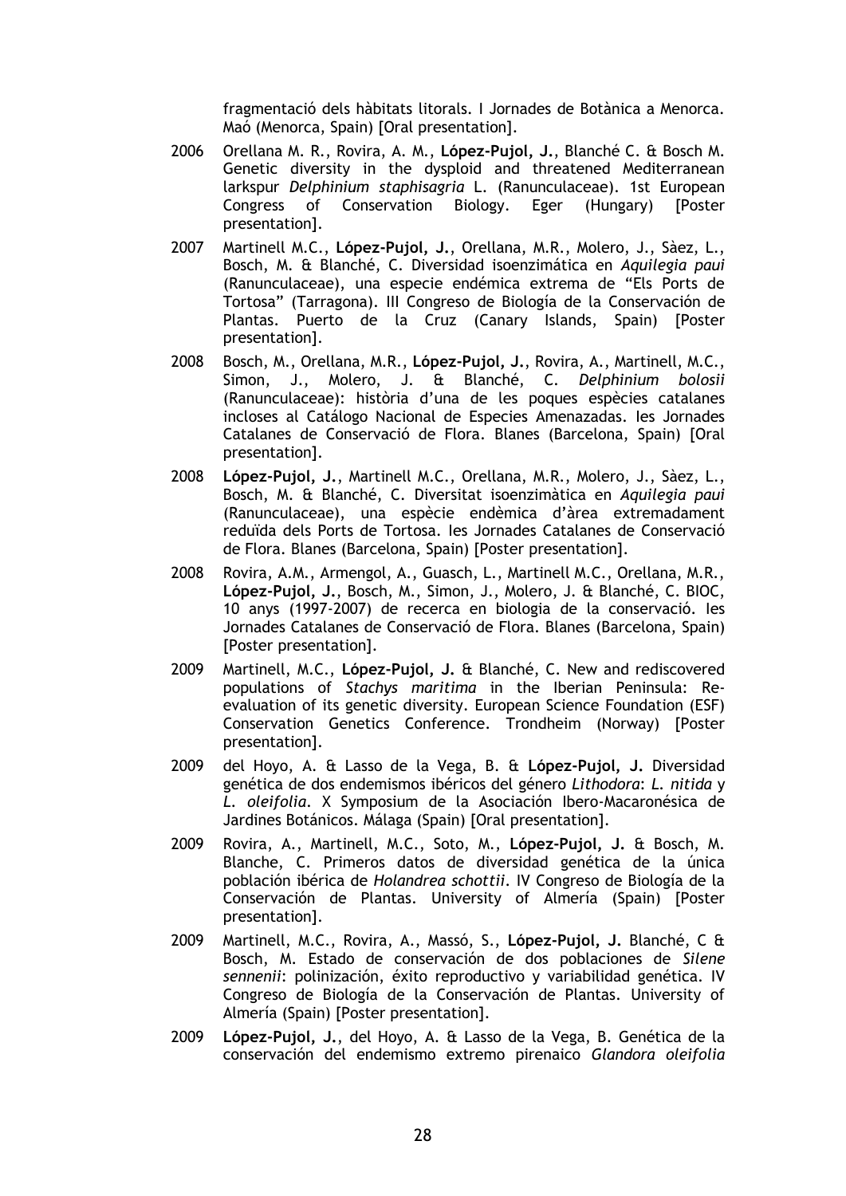fragmentació dels hàbitats litorals. I Jornades de Botànica a Menorca. Maó (Menorca, Spain) [Oral presentation].

2006 Orellana M. R., Rovira, A. M., **López-Pujol, J.**, Blanché C. & Bosch M. Genetic diversity in the dysploid and threatened Mediterranean larkspur *Delphinium staphisagria* L. (Ranunculaceae). 1st European Congress of Conservation Biology. Eger (Hungary) [Poster presentation].

2007 Martinell M.C., **López-Pujol, J.**, Orellana, M.R., Molero, J., Sàez, L., Bosch, M. & Blanché, C. Diversidad isoenzimática en *Aquilegia paui* (Ranunculaceae), una especie endémica extrema de "Els Ports de Tortosa" (Tarragona). III Congreso de Biología de la Conservación de Plantas. Puerto de la Cruz (Canary Islands, Spain) [Poster presentation].

2008 Bosch, M., Orellana, M.R., **López-Pujol, J.**, Rovira, A., Martinell, M.C., Simon, J., Molero, J. & Blanché, C. *Delphinium bolosii* (Ranunculaceae): història d'una de les poques espècies catalanes incloses al Catálogo Nacional de Especies Amenazadas. Ies Jornades Catalanes de Conservació de Flora. Blanes (Barcelona, Spain) [Oral presentation].

2008 **López-Pujol, J.**, Martinell M.C., Orellana, M.R., Molero, J., Sàez, L., Bosch, M. & Blanché, C. Diversitat isoenzimàtica en *Aquilegia paui* (Ranunculaceae), una espècie endèmica d'àrea extremadament reduïda dels Ports de Tortosa. Ies Jornades Catalanes de Conservació de Flora. Blanes (Barcelona, Spain) [Poster presentation].

2008 Rovira, A.M., Armengol, A., Guasch, L., Martinell M.C., Orellana, M.R., **López-Pujol, J.**, Bosch, M., Simon, J., Molero, J. & Blanché, C. BIOC, 10 anys (1997-2007) de recerca en biologia de la conservació. Ies Jornades Catalanes de Conservació de Flora. Blanes (Barcelona, Spain) [Poster presentation].

2009 Martinell, M.C., **López-Pujol, J.** & Blanché, C. New and rediscovered populations of *Stachys maritima* in the Iberian Peninsula: Re-evaluation of its genetic diversity. European Science Foundation (ESF) Conservation Genetics Conference. Trondheim (Norway) [Poster presentation].

2009 del Hoyo, A. & Lasso de la Vega, B. & **López-Pujol, J.** Diversidad genética de dos endemismos ibéricos del género *Lithodora*: *L. nitida* y *L. oleifolia*. X Symposium de la Asociación Ibero-Macaronésica de Jardines Botánicos. Málaga (Spain) [Oral presentation].

2009 Rovira, A., Martinell, M.C., Soto, M., **López-Pujol, J.** & Bosch, M. Blanche, C. Primeros datos de diversidad genética de la única población ibérica de *Holandrea schottii*. IV Congreso de Biología de la Conservación de Plantas. University of Almería (Spain) [Poster presentation].

2009 Martinell, M.C., Rovira, A., Massó, S., **López-Pujol, J.** Blanché, C & Bosch, M. Estado de conservación de dos poblaciones de *Silene sennenii*: polinización, éxito reproductivo y variabilidad genética. IV Congreso de Biología de la Conservación de Plantas. University of Almería (Spain) [Poster presentation].

2009 **López-Pujol, J.**, del Hoyo, A. & Lasso de la Vega, B. Genética de la conservación del endemismo extremo pirenaico *Glandora oleifolia*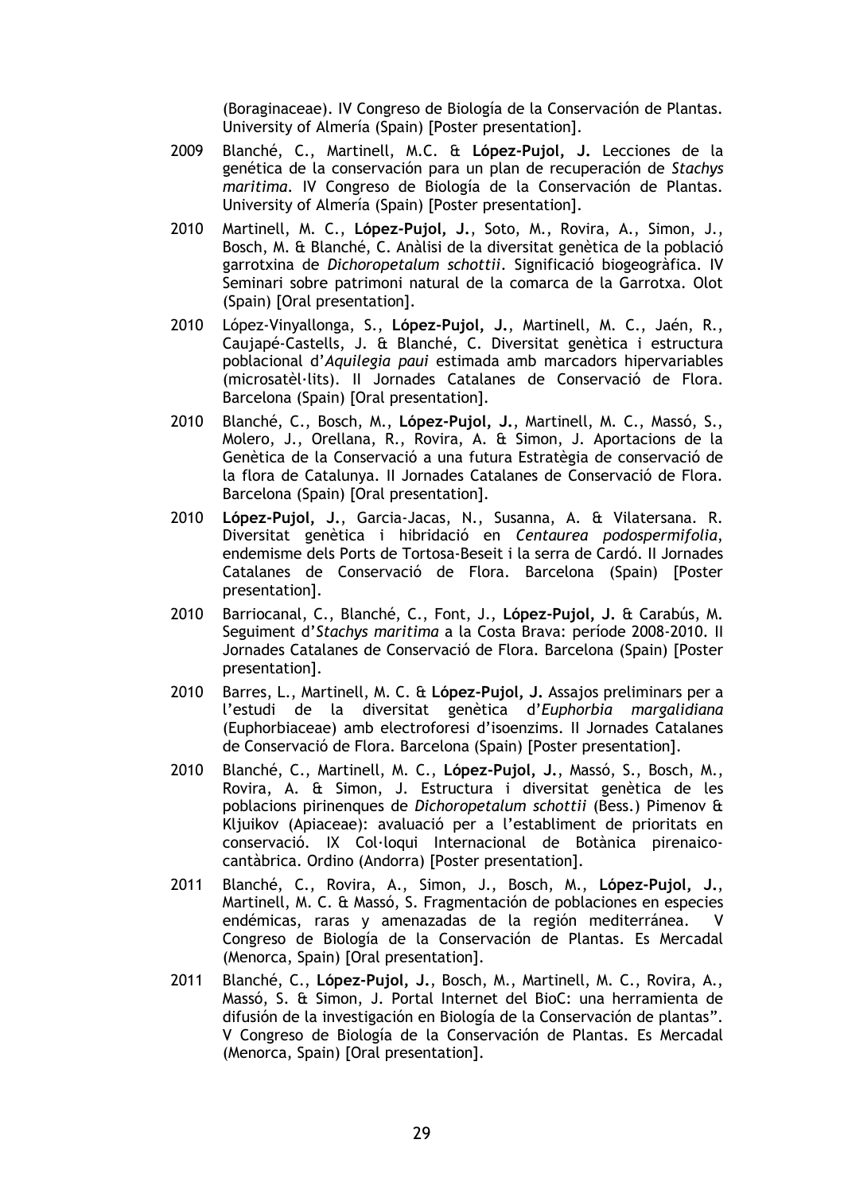(Boraginaceae). IV Congreso de Biología de la Conservación de Plantas. University of Almería (Spain) [Poster presentation].

2009 Blanché, C., Martinell, M.C. & **López-Pujol, J.** Lecciones de la genética de la conservación para un plan de recuperación de *Stachys maritima*. IV Congreso de Biología de la Conservación de Plantas. University of Almería (Spain) [Poster presentation].

2010 Martinell, M. C., **López-Pujol, J.**, Soto, M., Rovira, A., Simon, J., Bosch, M. & Blanché, C. Anàlisi de la diversitat genètica de la població garrotxina de *Dichoropetalum schottii*. Significació biogeogràfica. IV Seminari sobre patrimoni natural de la comarca de la Garrotxa. Olot (Spain) [Oral presentation].

2010 López-Vinyallonga, S., **López-Pujol, J.**, Martinell, M. C., Jaén, R., Caujapé-Castells, J. & Blanché, C. Diversitat genètica i estructura poblacional d'*Aquilegia paui* estimada amb marcadors hipervariables (microsatèl·lits). II Jornades Catalanes de Conservació de Flora. Barcelona (Spain) [Oral presentation].

2010 Blanché, C., Bosch, M., **López-Pujol, J.**, Martinell, M. C., Massó, S., Molero, J., Orellana, R., Rovira, A. & Simon, J. Aportacions de la Genètica de la Conservació a una futura Estratègia de conservació de la flora de Catalunya. II Jornades Catalanes de Conservació de Flora. Barcelona (Spain) [Oral presentation].

2010 **López-Pujol, J.**, Garcia-Jacas, N., Susanna, A. & Vilatersana. R. Diversitat genètica i hibridació en *Centaurea podospermifolia*, endemisme dels Ports de Tortosa-Beseit i la serra de Cardó. II Jornades Catalanes de Conservació de Flora. Barcelona (Spain) [Poster presentation].

2010 Barriocanal, C., Blanché, C., Font, J., **López-Pujol, J.** & Carabús, M. Seguiment d'*Stachys maritima* a la Costa Brava: període 2008-2010. II Jornades Catalanes de Conservació de Flora. Barcelona (Spain) [Poster presentation].

2010 Barres, L., Martinell, M. C. & **López-Pujol, J.** Assajos preliminars per a l'estudi de la diversitat genètica d'*Euphorbia margalidiana* (Euphorbiaceae) amb electroforesi d'isoenzims. II Jornades Catalanes de Conservació de Flora. Barcelona (Spain) [Poster presentation].

2010 Blanché, C., Martinell, M. C., **López-Pujol, J.**, Massó, S., Bosch, M., Rovira, A. & Simon, J. Estructura i diversitat genètica de les poblacions pirinenques de *Dichoropetalum schottii* (Bess.) Pimenov & Kljuikov (Apiaceae): avaluació per a l'establiment de prioritats en conservació. IX Col·loqui Internacional de Botànica pirenaico-cantàbrica. Ordino (Andorra) [Poster presentation].

2011 Blanché, C., Rovira, A., Simon, J., Bosch, M., **López-Pujol, J.**, Martinell, M. C. & Massó, S. Fragmentación de poblaciones en especies endémicas, raras y amenazadas de la región mediterránea. V Congreso de Biología de la Conservación de Plantas. Es Mercadal (Menorca, Spain) [Oral presentation].

2011 Blanché, C., **López-Pujol, J.**, Bosch, M., Martinell, M. C., Rovira, A., Massó, S. & Simon, J. Portal Internet del BioC: una herramienta de difusión de la investigación en Biología de la Conservación de plantas". V Congreso de Biología de la Conservación de Plantas. Es Mercadal (Menorca, Spain) [Oral presentation].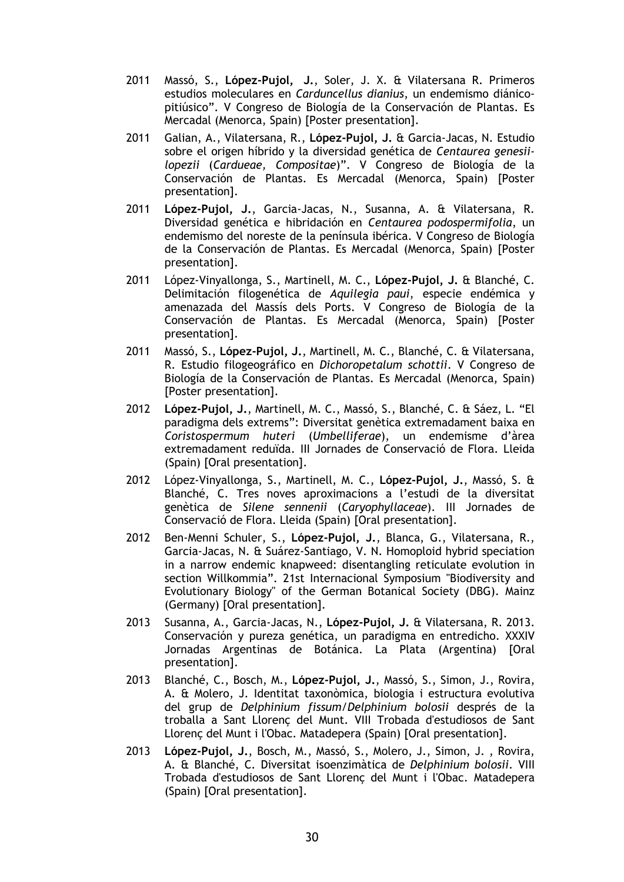2011 Massó, S., **López-Pujol, J.**, Soler, J. X. & Vilatersana R. Primeros estudios moleculares en *Carduncellus dianius*, un endemismo diánico-pitiúsico". V Congreso de Biología de la Conservación de Plantas. Es Mercadal (Menorca, Spain) [Poster presentation].

2011 Galian, A., Vilatersana, R., **López-Pujol, J.** & Garcia-Jacas, N. Estudio sobre el origen híbrido y la diversidad genética de *Centaurea genesii-lopezii* (*Cardueae, Compositae*)". V Congreso de Biología de la Conservación de Plantas. Es Mercadal (Menorca, Spain) [Poster presentation].

2011 **López-Pujol, J.**, Garcia-Jacas, N., Susanna, A. & Vilatersana, R. Diversidad genética e hibridación en *Centaurea podospermifolia*, un endemismo del noreste de la península ibérica. V Congreso de Biología de la Conservación de Plantas. Es Mercadal (Menorca, Spain) [Poster presentation].

2011 López-Vinyallonga, S., Martinell, M. C., **López-Pujol, J.** & Blanché, C. Delimitación filogenética de *Aquilegia paui*, especie endémica y amenazada del Massís dels Ports. V Congreso de Biología de la Conservación de Plantas. Es Mercadal (Menorca, Spain) [Poster presentation].

2011 Massó, S., **López-Pujol, J.**, Martinell, M. C., Blanché, C. & Vilatersana, R. Estudio filogeográfico en *Dichoropetalum schottii*. V Congreso de Biología de la Conservación de Plantas. Es Mercadal (Menorca, Spain) [Poster presentation].

2012 **López-Pujol, J.**, Martinell, M. C., Massó, S., Blanché, C. & Sáez, L. "El paradigma dels extrems": Diversitat genètica extremadament baixa en *Coristospermum huteri* (*Umbelliferae*), un endemisme d'àrea extremadament reduïda. III Jornades de Conservació de Flora. Lleida (Spain) [Oral presentation].

2012 López-Vinyallonga, S., Martinell, M. C., **López-Pujol, J.**, Massó, S. & Blanché, C. Tres noves aproximacions a l'estudi de la diversitat genètica de *Silene sennenii* (*Caryophyllaceae*). III Jornades de Conservació de Flora. Lleida (Spain) [Oral presentation].

2012 Ben-Menni Schuler, S., **López-Pujol, J.**, Blanca, G., Vilatersana, R., Garcia-Jacas, N. & Suárez-Santiago, V. N. Homoploid hybrid speciation in a narrow endemic knapweed: disentangling reticulate evolution in section Willkommia". 21st Internacional Symposium "Biodiversity and Evolutionary Biology" of the German Botanical Society (DBG). Mainz (Germany) [Oral presentation].

2013 Susanna, A., Garcia-Jacas, N., **López-Pujol, J.** & Vilatersana, R. 2013. Conservación y pureza genética, un paradigma en entredicho. XXXIV Jornadas Argentinas de Botánica. La Plata (Argentina) [Oral presentation].

2013 Blanché, C., Bosch, M., **López-Pujol, J.**, Massó, S., Simon, J., Rovira, A. & Molero, J. Identitat taxonòmica, biologia i estructura evolutiva del grup de *Delphinium fissum*/*Delphinium bolosii* després de la troballa a Sant Llorenç del Munt. VIII Trobada d'estudiosos de Sant Llorenç del Munt i l'Obac. Matadepera (Spain) [Oral presentation].

2013 **López-Pujol, J.**, Bosch, M., Massó, S., Molero, J., Simon, J. , Rovira, A. & Blanché, C. Diversitat isoenzimàtica de *Delphinium bolosii*. VIII Trobada d'estudiosos de Sant Llorenç del Munt i l'Obac. Matadepera (Spain) [Oral presentation].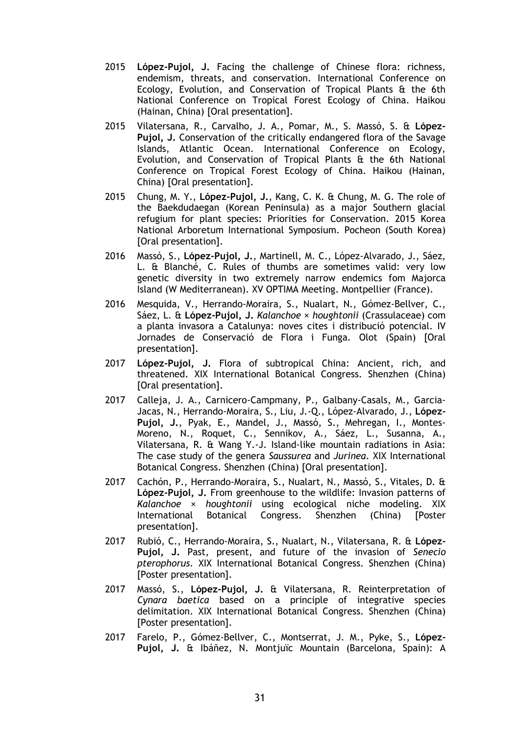2015 **López-Pujol, J.** Facing the challenge of Chinese flora: richness, endemism, threats, and conservation. International Conference on Ecology, Evolution, and Conservation of Tropical Plants & the 6th National Conference on Tropical Forest Ecology of China. Haikou (Hainan, China) [Oral presentation].

2015 Vilatersana, R., Carvalho, J. A., Pomar, M., S. Massó, S. & **López-Pujol, J.** Conservation of the critically endangered flora of the Savage Islands, Atlantic Ocean. International Conference on Ecology, Evolution, and Conservation of Tropical Plants & the 6th National Conference on Tropical Forest Ecology of China. Haikou (Hainan, China) [Oral presentation].

2015 Chung, M. Y., **López-Pujol, J.**, Kang, C. K. & Chung, M. G. The role of the Baekdudaegan (Korean Peninsula) as a major Southern glacial refugium for plant species: Priorities for Conservation. 2015 Korea National Arboretum International Symposium. Pocheon (South Korea) [Oral presentation].

2016 Massó, S., **López-Pujol, J.**, Martinell, M. C., López-Alvarado, J., Sáez, L. & Blanché, C. Rules of thumbs are sometimes valid: very low genetic diversity in two extremely narrow endemics fom Majorca Island (W Mediterranean). XV OPTIMA Meeting. Montpellier (France).

2016 Mesquida, V., Herrando-Moraira, S., Nualart, N., Gómez-Bellver, C., Sáez, L. & **López-Pujol, J.** *Kalanchoe* × *houghtonii* (Crassulaceae) com a planta invasora a Catalunya: noves cites i distribució potencial. IV Jornades de Conservació de Flora i Funga. Olot (Spain) [Oral presentation].

2017 **López-Pujol, J.** Flora of subtropical China: Ancient, rich, and threatened. XIX International Botanical Congress. Shenzhen (China) [Oral presentation].

2017 Calleja, J. A., Carnicero-Campmany, P., Galbany-Casals, M., Garcia-Jacas, N., Herrando-Moraira, S., Liu, J.-Q., López-Alvarado, J., **López-Pujol, J.**, Pyak, E., Mandel, J., Massó, S., Mehregan, I., Montes-Moreno, N., Roquet, C., Sennikov, A., Sáez, L., Susanna, A., Vilatersana, R. & Wang Y.-J. Island-like mountain radiations in Asia: The case study of the genera *Saussurea* and *Jurinea*. XIX International Botanical Congress. Shenzhen (China) [Oral presentation].

2017 Cachón, P., Herrando-Moraira, S., Nualart, N., Massó, S., Vitales, D. & **López-Pujol, J.** From greenhouse to the wildlife: Invasion patterns of *Kalanchoe* × *houghtonii* using ecological niche modeling. XIX International Botanical Congress. Shenzhen (China) [Poster presentation].

2017 Rubió, C., Herrando-Moraira, S., Nualart, N., Vilatersana, R. & **López-Pujol, J.** Past, present, and future of the invasion of *Senecio pterophorus*. XIX International Botanical Congress. Shenzhen (China) [Poster presentation].

2017 Massó, S., **López-Pujol, J.** & Vilatersana, R. Reinterpretation of *Cynara baetica* based on a principle of integrative species delimitation. XIX International Botanical Congress. Shenzhen (China) [Poster presentation].

2017 Farelo, P., Gómez-Bellver, C., Montserrat, J. M., Pyke, S., **López-Pujol, J.** & Ibáñez, N. Montjuïc Mountain (Barcelona, Spain): A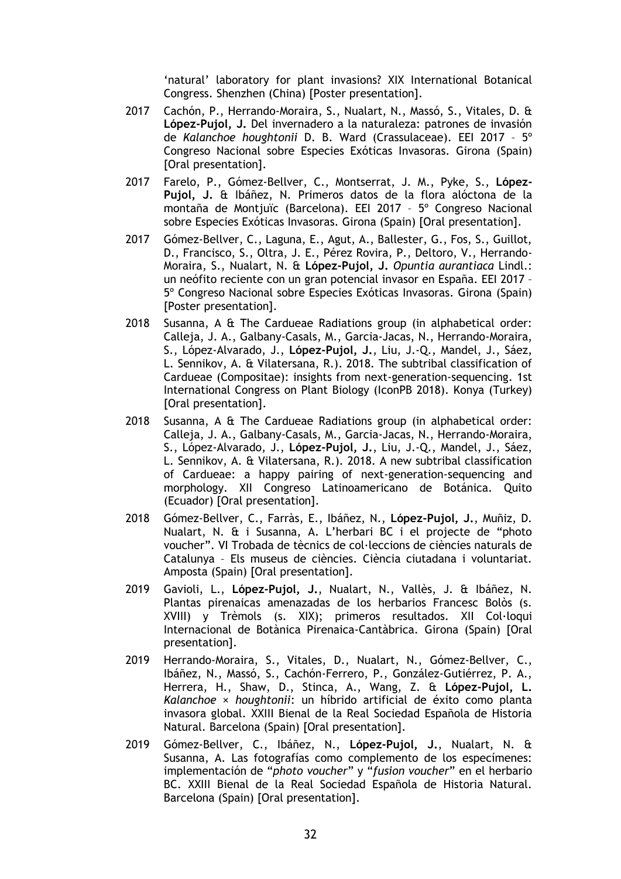'natural' laboratory for plant invasions? XIX International Botanical Congress. Shenzhen (China) [Poster presentation].

2017 Cachón, P., Herrando-Moraira, S., Nualart, N., Massó, S., Vitales, D. & **López-Pujol, J.** Del invernadero a la naturaleza: patrones de invasión de *Kalanchoe houghtonii* D. B. Ward (Crassulaceae). EEI 2017 – 5º Congreso Nacional sobre Especies Exóticas Invasoras. Girona (Spain) [Oral presentation].

2017 Farelo, P., Gómez-Bellver, C., Montserrat, J. M., Pyke, S., **López-Pujol, J.** & Ibáñez, N. Primeros datos de la flora alóctona de la montaña de Montjuïc (Barcelona). EEI 2017 – 5º Congreso Nacional sobre Especies Exóticas Invasoras. Girona (Spain) [Oral presentation].

2017 Gómez-Bellver, C., Laguna, E., Agut, A., Ballester, G., Fos, S., Guillot, D., Francisco, S., Oltra, J. E., Pérez Rovira, P., Deltoro, V., Herrando-Moraira, S., Nualart, N. & **López-Pujol, J.** *Opuntia aurantiaca* Lindl.: un neófito reciente con un gran potencial invasor en España. EEI 2017 – 5º Congreso Nacional sobre Especies Exóticas Invasoras. Girona (Spain) [Poster presentation].

2018 Susanna, A & The Cardueae Radiations group (in alphabetical order: Calleja, J. A., Galbany-Casals, M., Garcia-Jacas, N., Herrando-Moraira, S., López-Alvarado, J., **López-Pujol, J.**, Liu, J.-Q., Mandel, J., Sáez, L. Sennikov, A. & Vilatersana, R.). 2018. The subtribal classification of Cardueae (Compositae): insights from next-generation-sequencing. 1st International Congress on Plant Biology (IconPB 2018). Konya (Turkey) [Oral presentation].

2018 Susanna, A & The Cardueae Radiations group (in alphabetical order: Calleja, J. A., Galbany-Casals, M., Garcia-Jacas, N., Herrando-Moraira, S., López-Alvarado, J., **López-Pujol, J.**, Liu, J.-Q., Mandel, J., Sáez, L. Sennikov, A. & Vilatersana, R.). 2018. A new subtribal classification of Cardueae: a happy pairing of next-generation-sequencing and morphology. XII Congreso Latinoamericano de Botánica. Quito (Ecuador) [Oral presentation].

2018 Gómez-Bellver, C., Farràs, E., Ibáñez, N., **López-Pujol, J.**, Muñiz, D. Nualart, N. & i Susanna, A. L'herbari BC i el projecte de "photo voucher". VI Trobada de tècnics de col·leccions de ciències naturals de Catalunya – Els museus de ciències. Ciència ciutadana i voluntariat. Amposta (Spain) [Oral presentation].

2019 Gavioli, L., **López-Pujol, J.**, Nualart, N., Vallès, J. & Ibáñez, N. Plantas pirenaicas amenazadas de los herbarios Francesc Bolòs (s. XVIII) y Trèmols (s. XIX); primeros resultados. XII Col·loqui Internacional de Botànica Pirenaica-Cantàbrica. Girona (Spain) [Oral presentation].

2019 Herrando-Moraira, S., Vitales, D., Nualart, N., Gómez-Bellver, C., Ibáñez, N., Massó, S., Cachón-Ferrero, P., González-Gutiérrez, P. A., Herrera, H., Shaw, D., Stinca, A., Wang, Z. & **López-Pujol, L.** *Kalanchoe* × *houghtonii*: un híbrido artificial de éxito como planta invasora global. XXIII Bienal de la Real Sociedad Española de Historia Natural. Barcelona (Spain) [Oral presentation].

2019 Gómez-Bellver, C., Ibáñez, N., **López-Pujol, J.**, Nualart, N. & Susanna, A. Las fotografías como complemento de los especímenes: implementación de "*photo voucher*" y "*fusion voucher*" en el herbario BC. XXIII Bienal de la Real Sociedad Española de Historia Natural. Barcelona (Spain) [Oral presentation].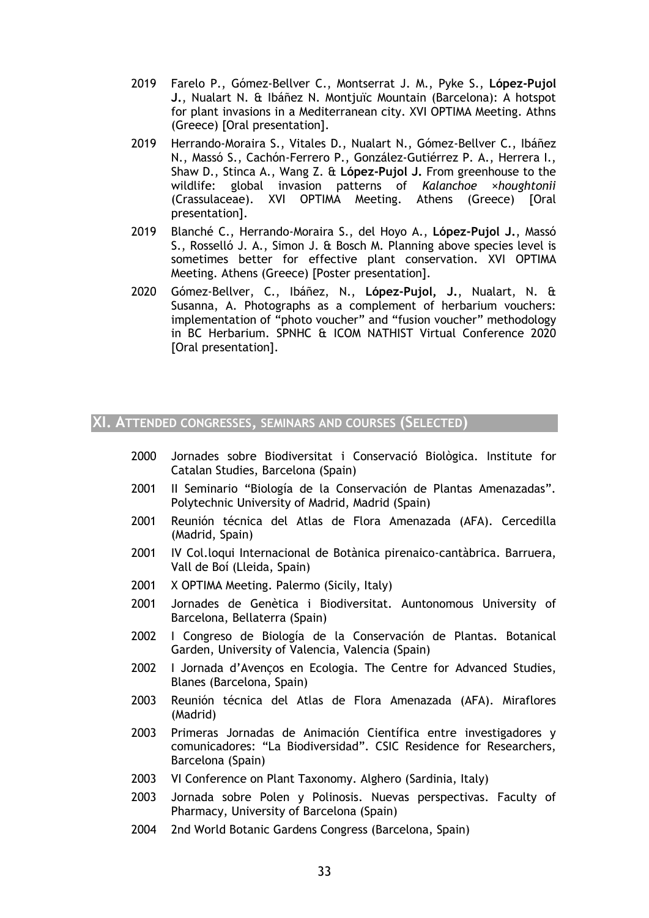2019 Farelo P., Gómez-Bellver C., Montserrat J. M., Pyke S., **López-Pujol J.**, Nualart N. & Ibáñez N. Montjuïc Mountain (Barcelona): A hotspot for plant invasions in a Mediterranean city. XVI OPTIMA Meeting. Athns (Greece) [Oral presentation].

2019 Herrando-Moraira S., Vitales D., Nualart N., Gómez-Bellver C., Ibáñez N., Massó S., Cachón-Ferrero P., González-Gutiérrez P. A., Herrera I., Shaw D., Stinca A., Wang Z. & **López-Pujol J.** From greenhouse to the wildlife: global invasion patterns of *Kalanchoe ×houghtonii* (Crassulaceae). XVI OPTIMA Meeting. Athens (Greece) [Oral presentation].

2019 Blanché C., Herrando-Moraira S., del Hoyo A., **López-Pujol J.**, Massó S., Rosselló J. A., Simon J. & Bosch M. Planning above species level is sometimes better for effective plant conservation. XVI OPTIMA Meeting. Athens (Greece) [Poster presentation].

2020 Gómez-Bellver, C., Ibáñez, N., **López-Pujol, J.**, Nualart, N. & Susanna, A. Photographs as a complement of herbarium vouchers: implementation of "photo voucher" and "fusion voucher" methodology in BC Herbarium. SPNHC & ICOM NATHIST Virtual Conference 2020 [Oral presentation].

## XI. Attended congresses, seminars and courses (Selected)

2000 Jornades sobre Biodiversitat i Conservació Biològica. Institute for Catalan Studies, Barcelona (Spain)

2001 II Seminario "Biología de la Conservación de Plantas Amenazadas". Polytechnic University of Madrid, Madrid (Spain)

2001 Reunión técnica del Atlas de Flora Amenazada (AFA). Cercedilla (Madrid, Spain)

2001 IV Col.loqui Internacional de Botànica pirenaico-cantàbrica. Barruera, Vall de Boí (Lleida, Spain)

2001 X OPTIMA Meeting. Palermo (Sicily, Italy)

2001 Jornades de Genètica i Biodiversitat. Auntonomous University of Barcelona, Bellaterra (Spain)

2002 I Congreso de Biología de la Conservación de Plantas. Botanical Garden, University of Valencia, Valencia (Spain)

2002 I Jornada d'Avenços en Ecologia. The Centre for Advanced Studies, Blanes (Barcelona, Spain)

2003 Reunión técnica del Atlas de Flora Amenazada (AFA). Miraflores (Madrid)

2003 Primeras Jornadas de Animación Científica entre investigadores y comunicadores: "La Biodiversidad". CSIC Residence for Researchers, Barcelona (Spain)

2003 VI Conference on Plant Taxonomy. Alghero (Sardinia, Italy)

2003 Jornada sobre Polen y Polinosis. Nuevas perspectivas. Faculty of Pharmacy, University of Barcelona (Spain)

2004 2nd World Botanic Gardens Congress (Barcelona, Spain)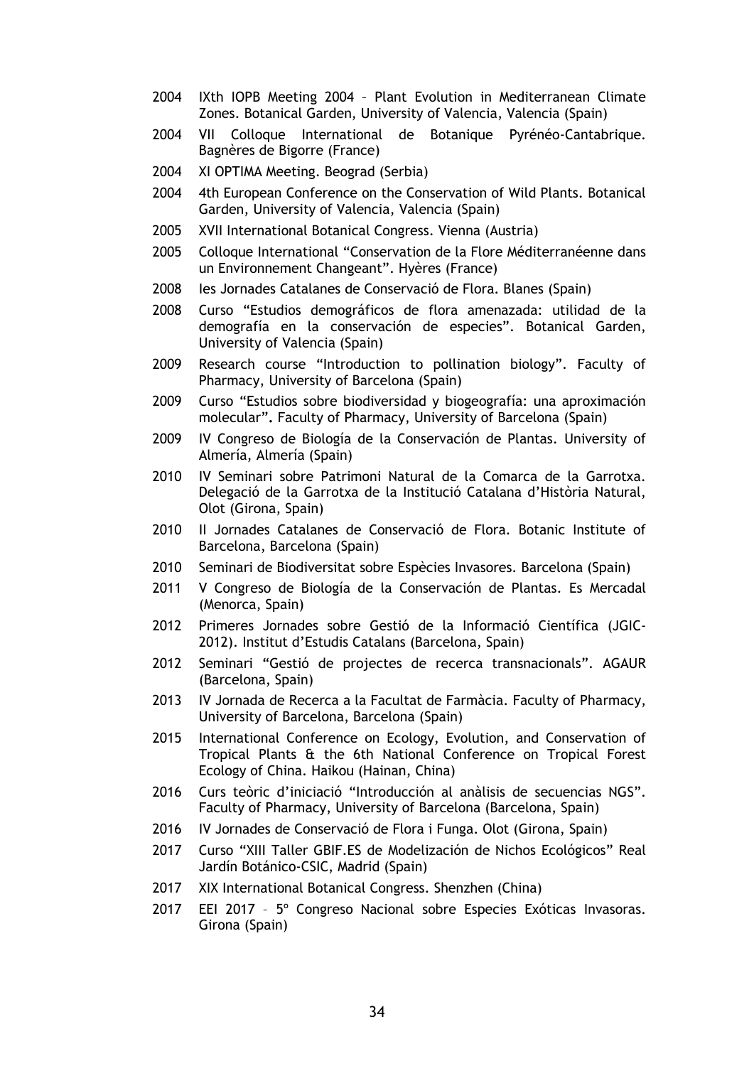2004 IXth IOPB Meeting 2004 – Plant Evolution in Mediterranean Climate Zones. Botanical Garden, University of Valencia, Valencia (Spain)

2004 VII Colloque International de Botanique Pyrénéo-Cantabrique. Bagnères de Bigorre (France)

2004 XI OPTIMA Meeting. Beograd (Serbia)

2004 4th European Conference on the Conservation of Wild Plants. Botanical Garden, University of Valencia, Valencia (Spain)

2005 XVII International Botanical Congress. Vienna (Austria)

2005 Colloque International "Conservation de la Flore Méditerranéenne dans un Environnement Changeant". Hyères (France)

2008 Ies Jornades Catalanes de Conservació de Flora. Blanes (Spain)

2008 Curso "Estudios demográficos de flora amenazada: utilidad de la demografía en la conservación de especies". Botanical Garden, University of Valencia (Spain)

2009 Research course "Introduction to pollination biology". Faculty of Pharmacy, University of Barcelona (Spain)

2009 Curso "Estudios sobre biodiversidad y biogeografía: una aproximación molecular". Faculty of Pharmacy, University of Barcelona (Spain)

2009 IV Congreso de Biología de la Conservación de Plantas. University of Almería, Almería (Spain)

2010 IV Seminari sobre Patrimoni Natural de la Comarca de la Garrotxa. Delegació de la Garrotxa de la Institució Catalana d'Història Natural, Olot (Girona, Spain)

2010 II Jornades Catalanes de Conservació de Flora. Botanic Institute of Barcelona, Barcelona (Spain)

2010 Seminari de Biodiversitat sobre Espècies Invasores. Barcelona (Spain)

2011 V Congreso de Biología de la Conservación de Plantas. Es Mercadal (Menorca, Spain)

2012 Primeres Jornades sobre Gestió de la Informació Científica (JGIC-2012). Institut d'Estudis Catalans (Barcelona, Spain)

2012 Seminari "Gestió de projectes de recerca transnacionals". AGAUR (Barcelona, Spain)

2013 IV Jornada de Recerca a la Facultat de Farmàcia. Faculty of Pharmacy, University of Barcelona, Barcelona (Spain)

2015 International Conference on Ecology, Evolution, and Conservation of Tropical Plants & the 6th National Conference on Tropical Forest Ecology of China. Haikou (Hainan, China)

2016 Curs teòric d'iniciació "Introducción al anàlisis de secuencias NGS". Faculty of Pharmacy, University of Barcelona (Barcelona, Spain)

2016 IV Jornades de Conservació de Flora i Funga. Olot (Girona, Spain)

2017 Curso "XIII Taller GBIF.ES de Modelización de Nichos Ecológicos" Real Jardín Botánico-CSIC, Madrid (Spain)

2017 XIX International Botanical Congress. Shenzhen (China)

2017 EEI 2017 – 5º Congreso Nacional sobre Especies Exóticas Invasoras. Girona (Spain)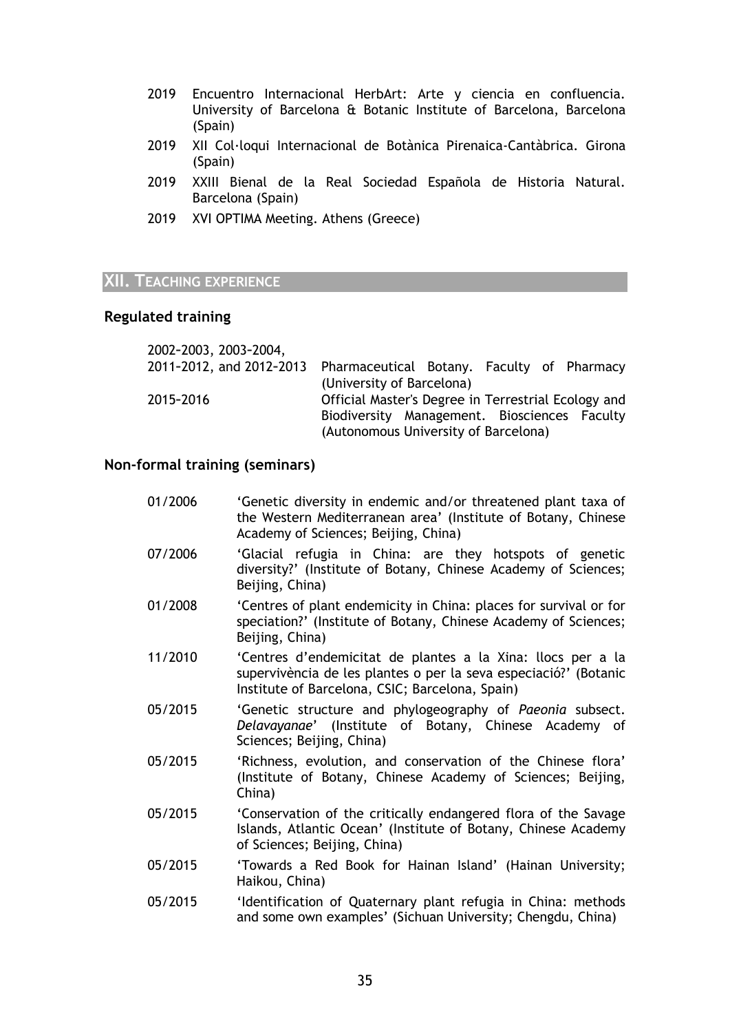- 2019 Encuentro Internacional HerbArt: Arte y ciencia en confluencia. University of Barcelona & Botanic Institute of Barcelona, Barcelona (Spain)
- 2019 XII Col·loqui Internacional de Botànica Pirenaica-Cantàbrica. Girona (Spain)
- 2019 XXIII Bienal de la Real Sociedad Española de Historia Natural. Barcelona (Spain)
- 2019 XVI OPTIMA Meeting. Athens (Greece)

## XII. Teaching experience

### Regulated training

| | |
|---|---|
| 2002–2003, 2003–2004, 2011–2012, and 2012–2013 | Pharmaceutical Botany. Faculty of Pharmacy (University of Barcelona) |
| 2015–2016 | Official Master's Degree in Terrestrial Ecology and Biodiversity Management. Biosciences Faculty (Autonomous University of Barcelona) |

### Non-formal training (seminars)

| | |
|---|---|
| 01/2006 | 'Genetic diversity in endemic and/or threatened plant taxa of the Western Mediterranean area' (Institute of Botany, Chinese Academy of Sciences; Beijing, China) |
| 07/2006 | 'Glacial refugia in China: are they hotspots of genetic diversity?' (Institute of Botany, Chinese Academy of Sciences; Beijing, China) |
| 01/2008 | 'Centres of plant endemicity in China: places for survival or for speciation?' (Institute of Botany, Chinese Academy of Sciences; Beijing, China) |
| 11/2010 | 'Centres d'endemicitat de plantes a la Xina: llocs per a la supervivència de les plantes o per la seva especiació?' (Botanic Institute of Barcelona, CSIC; Barcelona, Spain) |
| 05/2015 | 'Genetic structure and phylogeography of *Paeonia* subsect. *Delavayanae*' (Institute of Botany, Chinese Academy of Sciences; Beijing, China) |
| 05/2015 | 'Richness, evolution, and conservation of the Chinese flora' (Institute of Botany, Chinese Academy of Sciences; Beijing, China) |
| 05/2015 | 'Conservation of the critically endangered flora of the Savage Islands, Atlantic Ocean' (Institute of Botany, Chinese Academy of Sciences; Beijing, China) |
| 05/2015 | 'Towards a Red Book for Hainan Island' (Hainan University; Haikou, China) |
| 05/2015 | 'Identification of Quaternary plant refugia in China: methods and some own examples' (Sichuan University; Chengdu, China) |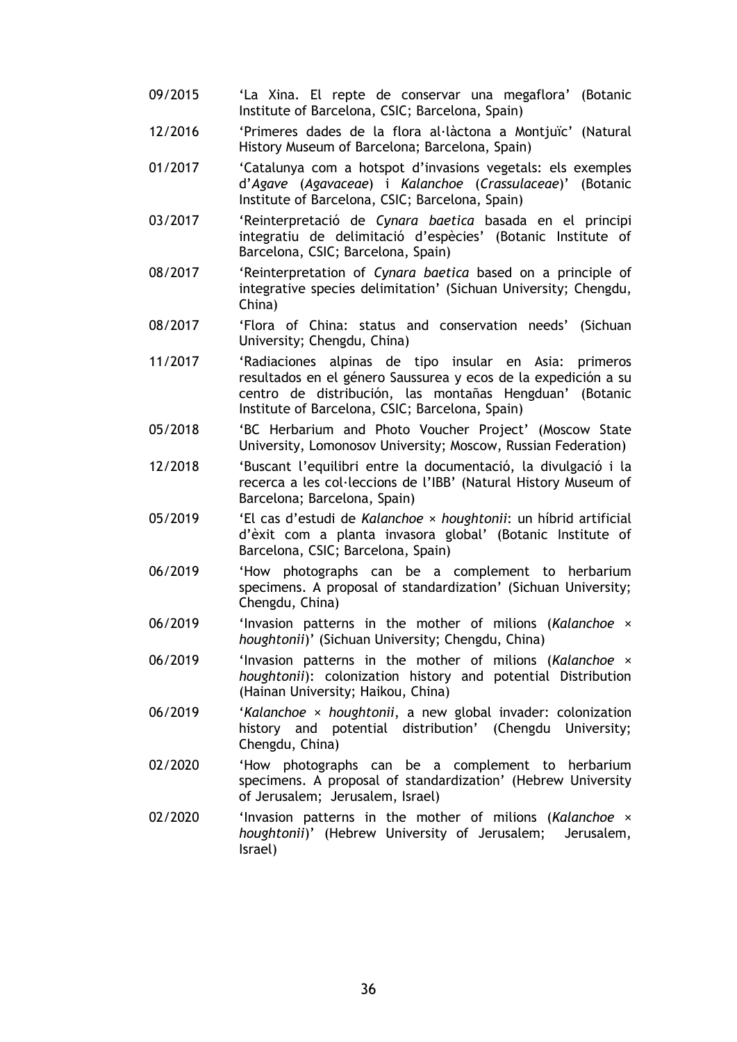09/2015 'La Xina. El repte de conservar una megaflora' (Botanic Institute of Barcelona, CSIC; Barcelona, Spain)

12/2016 'Primeres dades de la flora al·làctona a Montjuïc' (Natural History Museum of Barcelona; Barcelona, Spain)

01/2017 'Catalunya com a hotspot d'invasions vegetals: els exemples d'*Agave* (*Agavaceae*) i *Kalanchoe* (*Crassulaceae*)' (Botanic Institute of Barcelona, CSIC; Barcelona, Spain)

03/2017 'Reinterpretació de *Cynara baetica* basada en el principi integratiu de delimitació d'espècies' (Botanic Institute of Barcelona, CSIC; Barcelona, Spain)

08/2017 'Reinterpretation of *Cynara baetica* based on a principle of integrative species delimitation' (Sichuan University; Chengdu, China)

08/2017 'Flora of China: status and conservation needs' (Sichuan University; Chengdu, China)

11/2017 'Radiaciones alpinas de tipo insular en Asia: primeros resultados en el género Saussurea y ecos de la expedición a su centro de distribución, las montañas Hengduan' (Botanic Institute of Barcelona, CSIC; Barcelona, Spain)

05/2018 'BC Herbarium and Photo Voucher Project' (Moscow State University, Lomonosov University; Moscow, Russian Federation)

12/2018 'Buscant l'equilibri entre la documentació, la divulgació i la recerca a les col·leccions de l'IBB' (Natural History Museum of Barcelona; Barcelona, Spain)

05/2019 'El cas d'estudi de *Kalanchoe × houghtonii*: un híbrid artificial d'èxit com a planta invasora global' (Botanic Institute of Barcelona, CSIC; Barcelona, Spain)

06/2019 'How photographs can be a complement to herbarium specimens. A proposal of standardization' (Sichuan University; Chengdu, China)

06/2019 'Invasion patterns in the mother of milions (*Kalanchoe × houghtonii*)' (Sichuan University; Chengdu, China)

06/2019 'Invasion patterns in the mother of milions (*Kalanchoe × houghtonii*): colonization history and potential Distribution (Hainan University; Haikou, China)

06/2019 '*Kalanchoe × houghtonii*, a new global invader: colonization history and potential distribution' (Chengdu University; Chengdu, China)

02/2020 'How photographs can be a complement to herbarium specimens. A proposal of standardization' (Hebrew University of Jerusalem; Jerusalem, Israel)

02/2020 'Invasion patterns in the mother of milions (*Kalanchoe × houghtonii*)' (Hebrew University of Jerusalem; Jerusalem, Israel)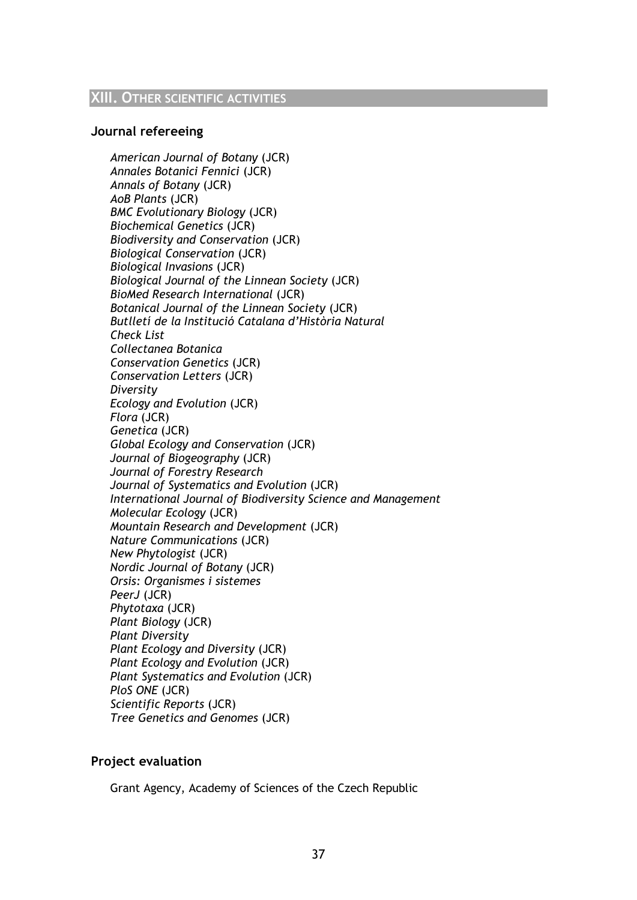## XIII. Other scientific activities

### Journal refereeing

*American Journal of Botany* (JCR)
*Annales Botanici Fennici* (JCR)
*Annals of Botany* (JCR)
*AoB Plants* (JCR)
*BMC Evolutionary Biology* (JCR)
*Biochemical Genetics* (JCR)
*Biodiversity and Conservation* (JCR)
*Biological Conservation* (JCR)
*Biological Invasions* (JCR)
*Biological Journal of the Linnean Society* (JCR)
*BioMed Research International* (JCR)
*Botanical Journal of the Linnean Society* (JCR)
*Butlletí de la Institució Catalana d'Història Natural*
*Check List*
*Collectanea Botanica*
*Conservation Genetics* (JCR)
*Conservation Letters* (JCR)
*Diversity*
*Ecology and Evolution* (JCR)
*Flora* (JCR)
*Genetica* (JCR)
*Global Ecology and Conservation* (JCR)
*Journal of Biogeography* (JCR)
*Journal of Forestry Research*
*Journal of Systematics and Evolution* (JCR)
*International Journal of Biodiversity Science and Management*
*Molecular Ecology* (JCR)
*Mountain Research and Development* (JCR)
*Nature Communications* (JCR)
*New Phytologist* (JCR)
*Nordic Journal of Botany* (JCR)
*Orsis: Organismes i sistemes*
*PeerJ* (JCR)
*Phytotaxa* (JCR)
*Plant Biology* (JCR)
*Plant Diversity*
*Plant Ecology and Diversity* (JCR)
*Plant Ecology and Evolution* (JCR)
*Plant Systematics and Evolution* (JCR)
*PloS ONE* (JCR)
*Scientific Reports* (JCR)
*Tree Genetics and Genomes* (JCR)

### Project evaluation

Grant Agency, Academy of Sciences of the Czech Republic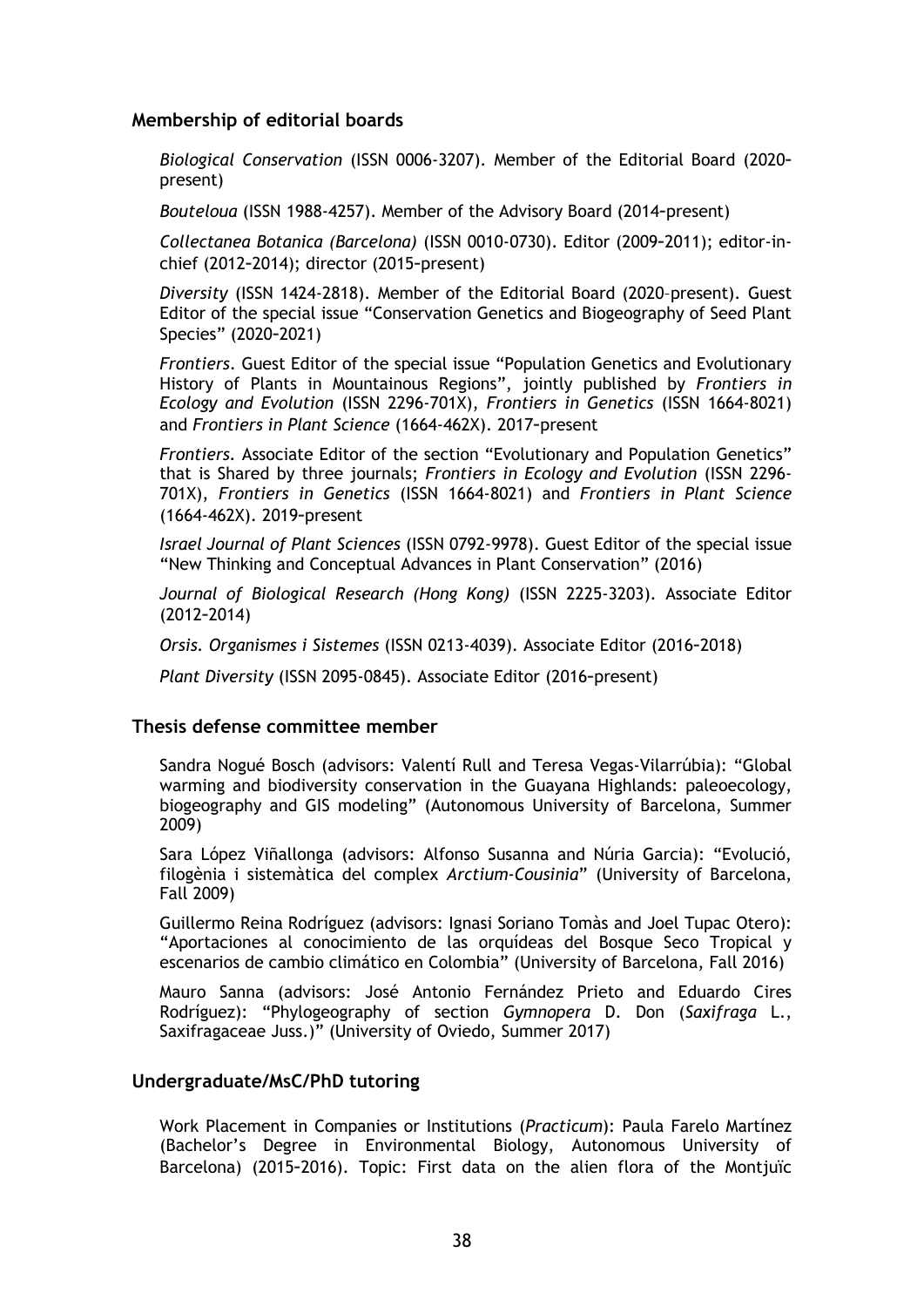### Membership of editorial boards

*Biological Conservation* (ISSN 0006-3207). Member of the Editorial Board (2020–present)

*Bouteloua* (ISSN 1988-4257). Member of the Advisory Board (2014–present)

*Collectanea Botanica (Barcelona)* (ISSN 0010-0730). Editor (2009–2011); editor-in-chief (2012–2014); director (2015–present)

*Diversity* (ISSN 1424-2818). Member of the Editorial Board (2020–present). Guest Editor of the special issue "Conservation Genetics and Biogeography of Seed Plant Species" (2020–2021)

*Frontiers*. Guest Editor of the special issue "Population Genetics and Evolutionary History of Plants in Mountainous Regions", jointly published by *Frontiers in Ecology and Evolution* (ISSN 2296-701X), *Frontiers in Genetics* (ISSN 1664-8021) and *Frontiers in Plant Science* (1664-462X). 2017–present

*Frontiers*. Associate Editor of the section "Evolutionary and Population Genetics" that is Shared by three journals; *Frontiers in Ecology and Evolution* (ISSN 2296-701X), *Frontiers in Genetics* (ISSN 1664-8021) and *Frontiers in Plant Science* (1664-462X). 2019–present

*Israel Journal of Plant Sciences* (ISSN 0792-9978). Guest Editor of the special issue "New Thinking and Conceptual Advances in Plant Conservation" (2016)

*Journal of Biological Research (Hong Kong)* (ISSN 2225-3203). Associate Editor (2012–2014)

*Orsis. Organismes i Sistemes* (ISSN 0213-4039). Associate Editor (2016–2018)

*Plant Diversity* (ISSN 2095-0845). Associate Editor (2016–present)

### Thesis defense committee member

Sandra Nogué Bosch (advisors: Valentí Rull and Teresa Vegas-Vilarrúbia): "Global warming and biodiversity conservation in the Guayana Highlands: paleoecology, biogeography and GIS modeling" (Autonomous University of Barcelona, Summer 2009)

Sara López Viñallonga (advisors: Alfonso Susanna and Núria Garcia): "Evolució, filogènia i sistemàtica del complex *Arctium-Cousinia*" (University of Barcelona, Fall 2009)

Guillermo Reina Rodríguez (advisors: Ignasi Soriano Tomàs and Joel Tupac Otero): "Aportaciones al conocimiento de las orquídeas del Bosque Seco Tropical y escenarios de cambio climático en Colombia" (University of Barcelona, Fall 2016)

Mauro Sanna (advisors: José Antonio Fernández Prieto and Eduardo Cires Rodríguez): "Phylogeography of section *Gymnopera* D. Don (*Saxifraga* L., Saxifragaceae Juss.)" (University of Oviedo, Summer 2017)

### Undergraduate/MsC/PhD tutoring

Work Placement in Companies or Institutions (*Practicum*): Paula Farelo Martínez (Bachelor's Degree in Environmental Biology, Autonomous University of Barcelona) (2015–2016). Topic: First data on the alien flora of the Montjuïc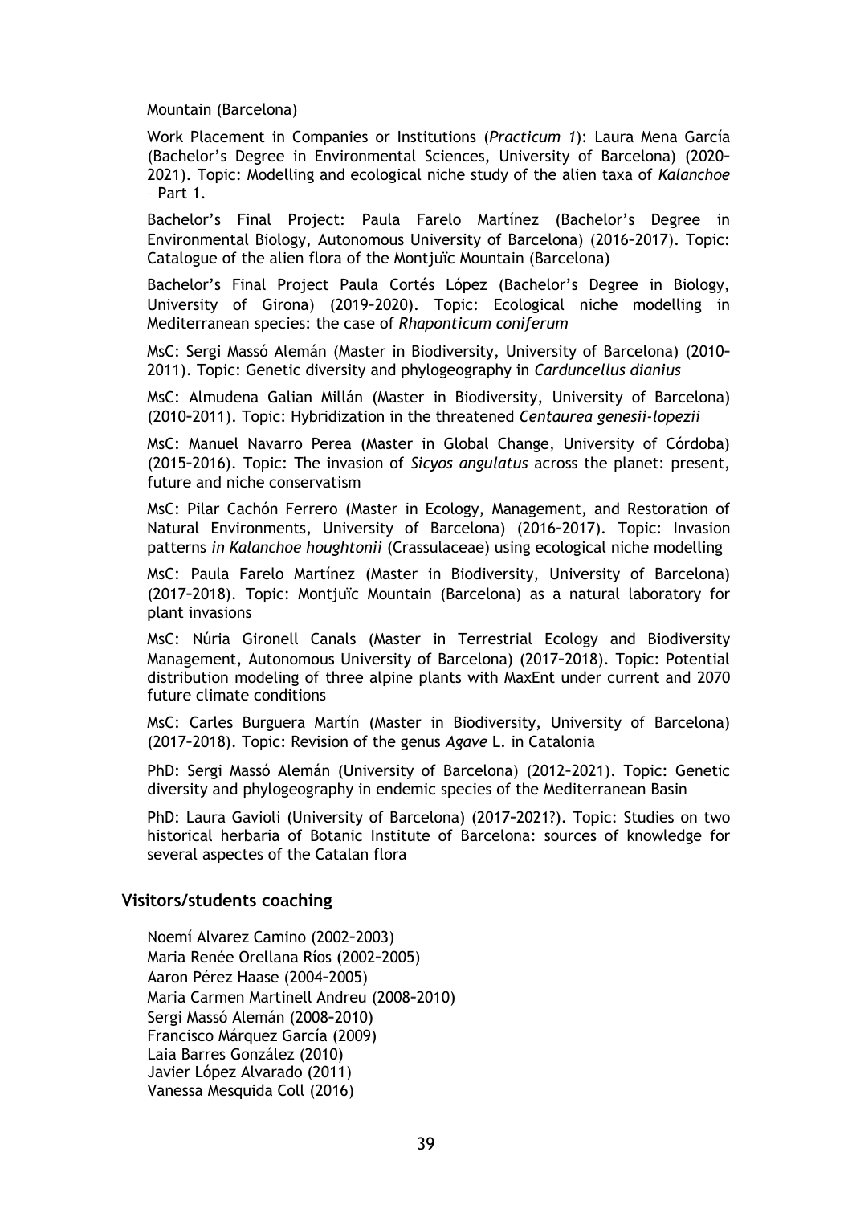Mountain (Barcelona)

Work Placement in Companies or Institutions (*Practicum 1*): Laura Mena García (Bachelor's Degree in Environmental Sciences, University of Barcelona) (2020–2021). Topic: Modelling and ecological niche study of the alien taxa of *Kalanchoe* – Part 1.

Bachelor's Final Project: Paula Farelo Martínez (Bachelor's Degree in Environmental Biology, Autonomous University of Barcelona) (2016–2017). Topic: Catalogue of the alien flora of the Montjuïc Mountain (Barcelona)

Bachelor's Final Project Paula Cortés López (Bachelor's Degree in Biology, University of Girona) (2019–2020). Topic: Ecological niche modelling in Mediterranean species: the case of *Rhaponticum coniferum*

MsC: Sergi Massó Alemán (Master in Biodiversity, University of Barcelona) (2010–2011). Topic: Genetic diversity and phylogeography in *Carduncellus dianius*

MsC: Almudena Galian Millán (Master in Biodiversity, University of Barcelona) (2010–2011). Topic: Hybridization in the threatened *Centaurea genesii-lopezii*

MsC: Manuel Navarro Perea (Master in Global Change, University of Córdoba) (2015–2016). Topic: The invasion of *Sicyos angulatus* across the planet: present, future and niche conservatism

MsC: Pilar Cachón Ferrero (Master in Ecology, Management, and Restoration of Natural Environments, University of Barcelona) (2016–2017). Topic: Invasion patterns *in Kalanchoe houghtonii* (Crassulaceae) using ecological niche modelling

MsC: Paula Farelo Martínez (Master in Biodiversity, University of Barcelona) (2017–2018). Topic: Montjuïc Mountain (Barcelona) as a natural laboratory for plant invasions

MsC: Núria Gironell Canals (Master in Terrestrial Ecology and Biodiversity Management, Autonomous University of Barcelona) (2017–2018). Topic: Potential distribution modeling of three alpine plants with MaxEnt under current and 2070 future climate conditions

MsC: Carles Burguera Martín (Master in Biodiversity, University of Barcelona) (2017–2018). Topic: Revision of the genus *Agave* L. in Catalonia

PhD: Sergi Massó Alemán (University of Barcelona) (2012–2021). Topic: Genetic diversity and phylogeography in endemic species of the Mediterranean Basin

PhD: Laura Gavioli (University of Barcelona) (2017–2021?). Topic: Studies on two historical herbaria of Botanic Institute of Barcelona: sources of knowledge for several aspectes of the Catalan flora

### Visitors/students coaching

Noemí Alvarez Camino (2002–2003)
Maria Renée Orellana Ríos (2002–2005)
Aaron Pérez Haase (2004–2005)
Maria Carmen Martinell Andreu (2008–2010)
Sergi Massó Alemán (2008–2010)
Francisco Márquez García (2009)
Laia Barres González (2010)
Javier López Alvarado (2011)
Vanessa Mesquida Coll (2016)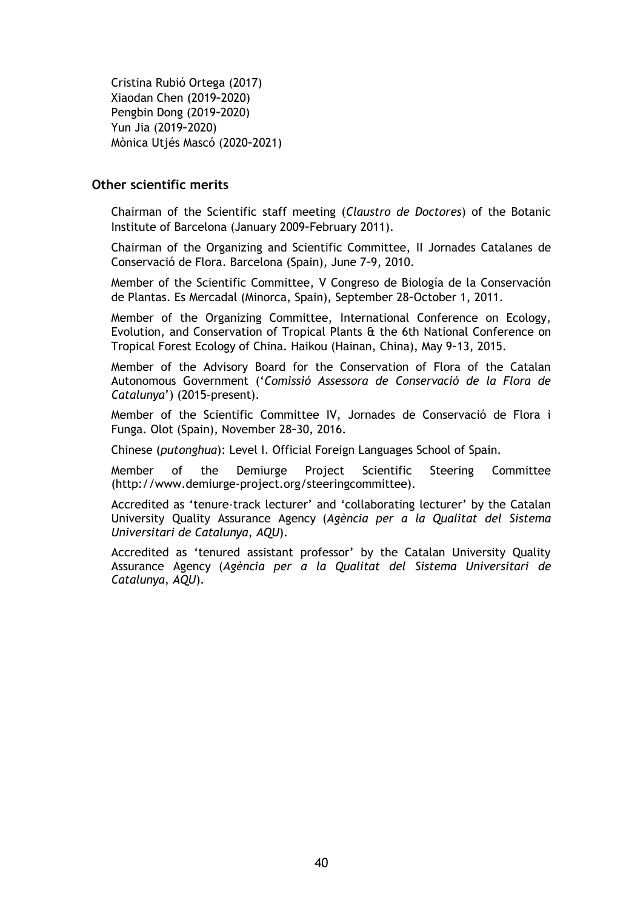Cristina Rubió Ortega (2017)
Xiaodan Chen (2019–2020)
Pengbin Dong (2019–2020)
Yun Jia (2019–2020)
Mònica Utjés Mascó (2020–2021)

## Other scientific merits

Chairman of the Scientific staff meeting (*Claustro de Doctores*) of the Botanic Institute of Barcelona (January 2009–February 2011).

Chairman of the Organizing and Scientific Committee, II Jornades Catalanes de Conservació de Flora. Barcelona (Spain), June 7–9, 2010.

Member of the Scientific Committee, V Congreso de Biología de la Conservación de Plantas. Es Mercadal (Minorca, Spain), September 28–October 1, 2011.

Member of the Organizing Committee, International Conference on Ecology, Evolution, and Conservation of Tropical Plants & the 6th National Conference on Tropical Forest Ecology of China. Haikou (Hainan, China), May 9–13, 2015.

Member of the Advisory Board for the Conservation of Flora of the Catalan Autonomous Government ('*Comissió Assessora de Conservació de la Flora de Catalunya*') (2015–present).

Member of the Scientific Committee IV, Jornades de Conservació de Flora i Funga. Olot (Spain), November 28–30, 2016.

Chinese (*putonghua*): Level I. Official Foreign Languages School of Spain.

Member of the Demiurge Project Scientific Steering Committee (http://www.demiurge-project.org/steeringcommittee).

Accredited as 'tenure-track lecturer' and 'collaborating lecturer' by the Catalan University Quality Assurance Agency (*Agència per a la Qualitat del Sistema Universitari de Catalunya, AQU*).

Accredited as 'tenured assistant professor' by the Catalan University Quality Assurance Agency (*Agència per a la Qualitat del Sistema Universitari de Catalunya, AQU*).